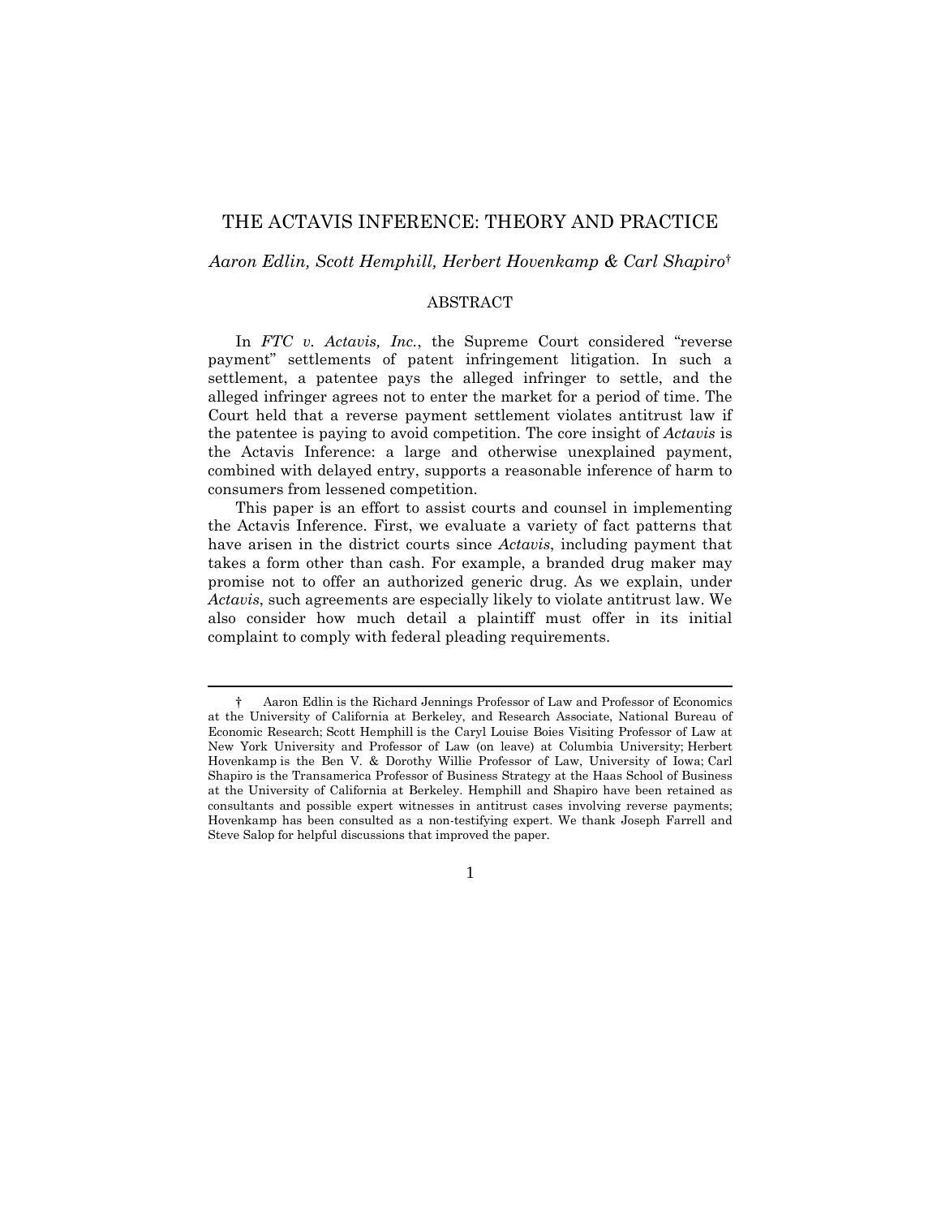# THE ACTAVIS INFERENCE: THEORY AND PRACTICE

*Aaron Edlin, Scott Hemphill, Herbert Hovenkamp & Carl Shapiro*†

## ABSTRACT

In *FTC v. Actavis, Inc.*, the Supreme Court considered "reverse payment" settlements of patent infringement litigation. In such a settlement, a patentee pays the alleged infringer to settle, and the alleged infringer agrees not to enter the market for a period of time. The Court held that a reverse payment settlement violates antitrust law if the patentee is paying to avoid competition. The core insight of *Actavis* is the Actavis Inference: a large and otherwise unexplained payment, combined with delayed entry, supports a reasonable inference of harm to consumers from lessened competition.

This paper is an effort to assist courts and counsel in implementing the Actavis Inference. First, we evaluate a variety of fact patterns that have arisen in the district courts since *Actavis*, including payment that takes a form other than cash. For example, a branded drug maker may promise not to offer an authorized generic drug. As we explain, under *Actavis*, such agreements are especially likely to violate antitrust law. We also consider how much detail a plaintiff must offer in its initial complaint to comply with federal pleading requirements.

---

† Aaron Edlin is the Richard Jennings Professor of Law and Professor of Economics at the University of California at Berkeley, and Research Associate, National Bureau of Economic Research; Scott Hemphill is the Caryl Louise Boies Visiting Professor of Law at New York University and Professor of Law (on leave) at Columbia University; Herbert Hovenkamp is the Ben V. & Dorothy Willie Professor of Law, University of Iowa; Carl Shapiro is the Transamerica Professor of Business Strategy at the Haas School of Business at the University of California at Berkeley. Hemphill and Shapiro have been retained as consultants and possible expert witnesses in antitrust cases involving reverse payments; Hovenkamp has been consulted as a non-testifying expert. We thank Joseph Farrell and Steve Salop for helpful discussions that improved the paper.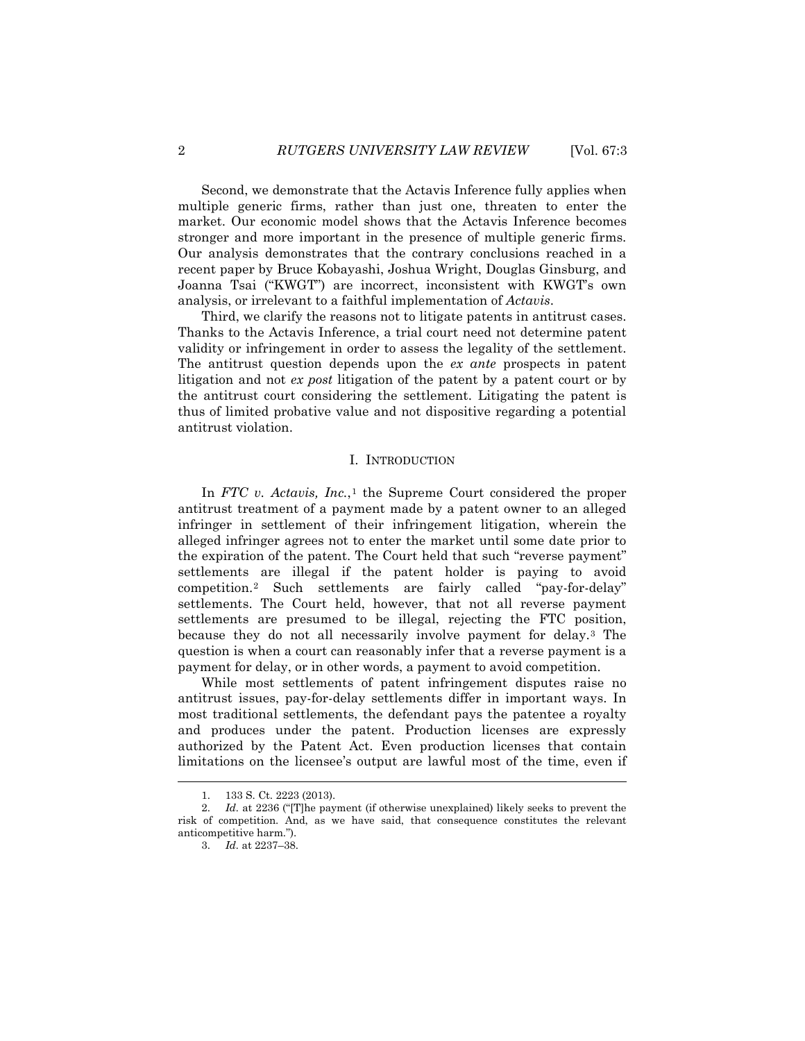Second, we demonstrate that the Actavis Inference fully applies when multiple generic firms, rather than just one, threaten to enter the market. Our economic model shows that the Actavis Inference becomes stronger and more important in the presence of multiple generic firms. Our analysis demonstrates that the contrary conclusions reached in a recent paper by Bruce Kobayashi, Joshua Wright, Douglas Ginsburg, and Joanna Tsai ("KWGT") are incorrect, inconsistent with KWGT's own analysis, or irrelevant to a faithful implementation of *Actavis*.

Third, we clarify the reasons not to litigate patents in antitrust cases. Thanks to the Actavis Inference, a trial court need not determine patent validity or infringement in order to assess the legality of the settlement. The antitrust question depends upon the *ex ante* prospects in patent litigation and not *ex post* litigation of the patent by a patent court or by the antitrust court considering the settlement. Litigating the patent is thus of limited probative value and not dispositive regarding a potential antitrust violation.

## I. INTRODUCTION

In *FTC v. Actavis, Inc.*,[1] the Supreme Court considered the proper antitrust treatment of a payment made by a patent owner to an alleged infringer in settlement of their infringement litigation, wherein the alleged infringer agrees not to enter the market until some date prior to the expiration of the patent. The Court held that such "reverse payment" settlements are illegal if the patent holder is paying to avoid competition.[2] Such settlements are fairly called "pay-for-delay" settlements. The Court held, however, that not all reverse payment settlements are presumed to be illegal, rejecting the FTC position, because they do not all necessarily involve payment for delay.[3] The question is when a court can reasonably infer that a reverse payment is a payment for delay, or in other words, a payment to avoid competition.

While most settlements of patent infringement disputes raise no antitrust issues, pay-for-delay settlements differ in important ways. In most traditional settlements, the defendant pays the patentee a royalty and produces under the patent. Production licenses are expressly authorized by the Patent Act. Even production licenses that contain limitations on the licensee's output are lawful most of the time, even if

---

1. 133 S. Ct. 2223 (2013).

2. *Id.* at 2236 ("[T]he payment (if otherwise unexplained) likely seeks to prevent the risk of competition. And, as we have said, that consequence constitutes the relevant anticompetitive harm.").

3. *Id.* at 2237–38.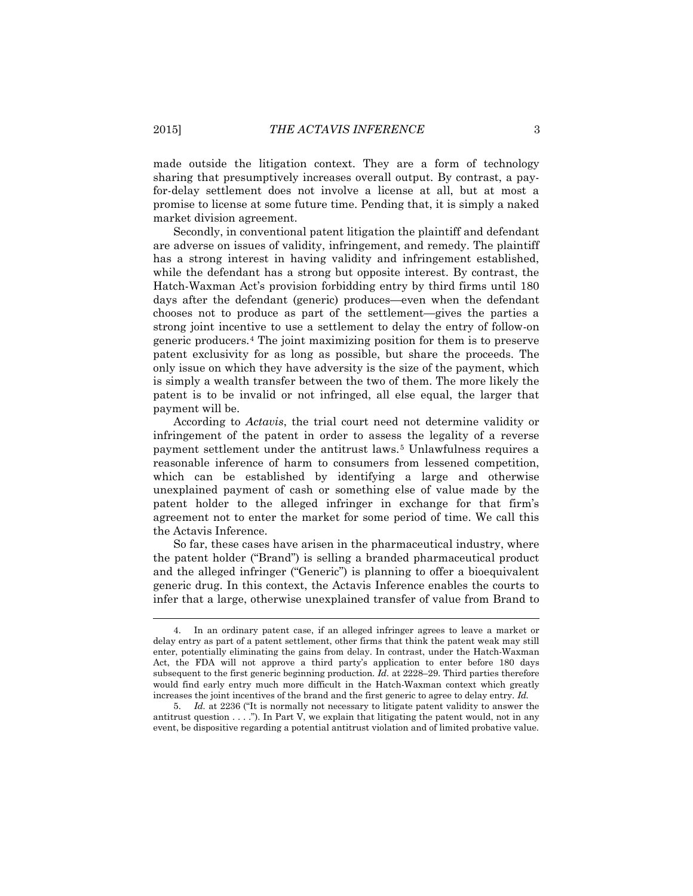made outside the litigation context. They are a form of technology sharing that presumptively increases overall output. By contrast, a pay-for-delay settlement does not involve a license at all, but at most a promise to license at some future time. Pending that, it is simply a naked market division agreement.

Secondly, in conventional patent litigation the plaintiff and defendant are adverse on issues of validity, infringement, and remedy. The plaintiff has a strong interest in having validity and infringement established, while the defendant has a strong but opposite interest. By contrast, the Hatch-Waxman Act's provision forbidding entry by third firms until 180 days after the defendant (generic) produces—even when the defendant chooses not to produce as part of the settlement—gives the parties a strong joint incentive to use a settlement to delay the entry of follow-on generic producers.[4] The joint maximizing position for them is to preserve patent exclusivity for as long as possible, but share the proceeds. The only issue on which they have adversity is the size of the payment, which is simply a wealth transfer between the two of them. The more likely the patent is to be invalid or not infringed, all else equal, the larger that payment will be.

According to *Actavis*, the trial court need not determine validity or infringement of the patent in order to assess the legality of a reverse payment settlement under the antitrust laws.[5] Unlawfulness requires a reasonable inference of harm to consumers from lessened competition, which can be established by identifying a large and otherwise unexplained payment of cash or something else of value made by the patent holder to the alleged infringer in exchange for that firm's agreement not to enter the market for some period of time. We call this the Actavis Inference.

So far, these cases have arisen in the pharmaceutical industry, where the patent holder ("Brand") is selling a branded pharmaceutical product and the alleged infringer ("Generic") is planning to offer a bioequivalent generic drug. In this context, the Actavis Inference enables the courts to infer that a large, otherwise unexplained transfer of value from Brand to

---

4. In an ordinary patent case, if an alleged infringer agrees to leave a market or delay entry as part of a patent settlement, other firms that think the patent weak may still enter, potentially eliminating the gains from delay. In contrast, under the Hatch-Waxman Act, the FDA will not approve a third party's application to enter before 180 days subsequent to the first generic beginning production. *Id.* at 2228–29. Third parties therefore would find early entry much more difficult in the Hatch-Waxman context which greatly increases the joint incentives of the brand and the first generic to agree to delay entry. *Id.*

5. *Id.* at 2236 ("It is normally not necessary to litigate patent validity to answer the antitrust question . . . ."). In Part V, we explain that litigating the patent would, not in any event, be dispositive regarding a potential antitrust violation and of limited probative value.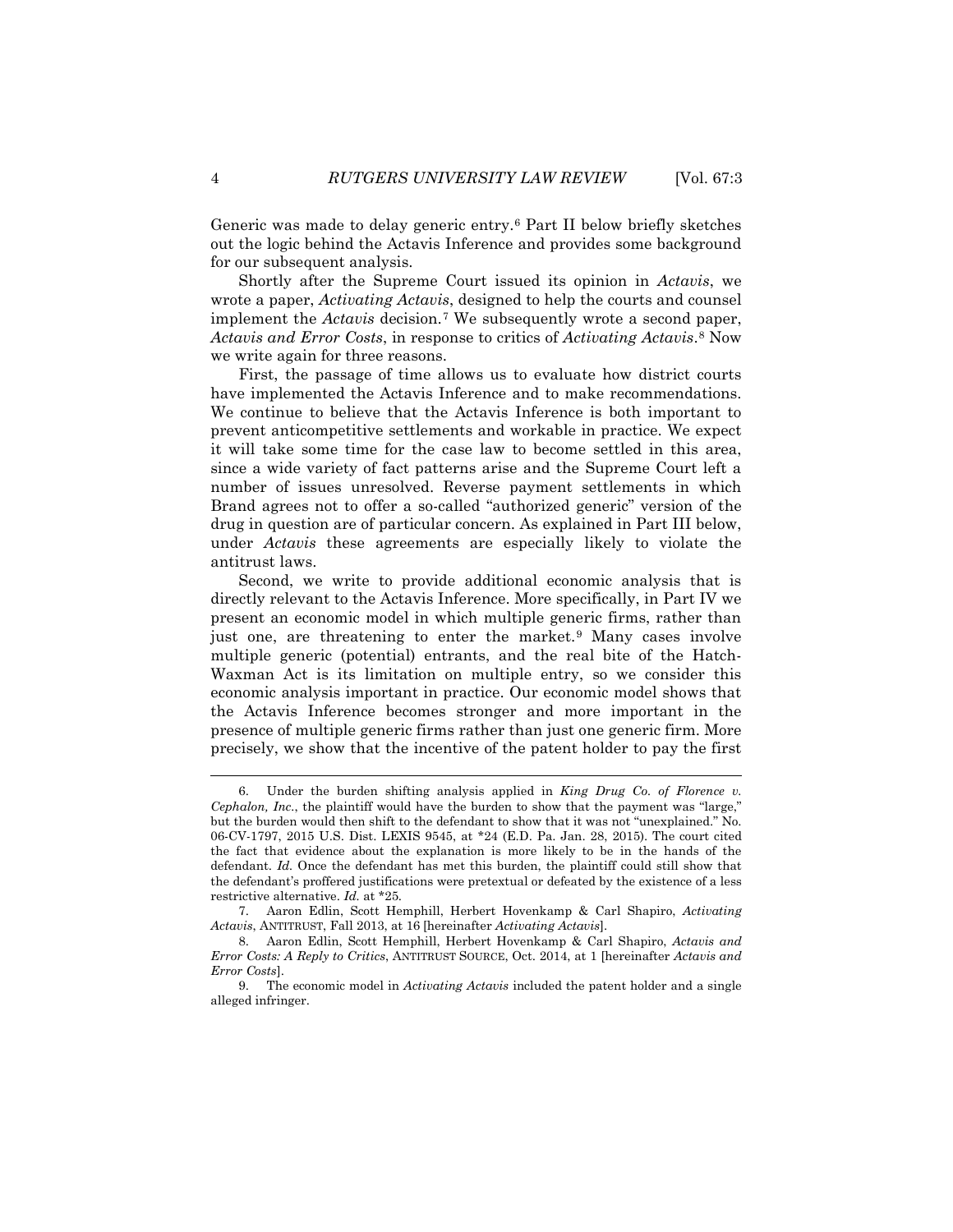Generic was made to delay generic entry.[6] Part II below briefly sketches out the logic behind the Actavis Inference and provides some background for our subsequent analysis.

Shortly after the Supreme Court issued its opinion in *Actavis*, we wrote a paper, *Activating Actavis*, designed to help the courts and counsel implement the *Actavis* decision.[7] We subsequently wrote a second paper, *Actavis and Error Costs*, in response to critics of *Activating Actavis*.[8] Now we write again for three reasons.

First, the passage of time allows us to evaluate how district courts have implemented the Actavis Inference and to make recommendations. We continue to believe that the Actavis Inference is both important to prevent anticompetitive settlements and workable in practice. We expect it will take some time for the case law to become settled in this area, since a wide variety of fact patterns arise and the Supreme Court left a number of issues unresolved. Reverse payment settlements in which Brand agrees not to offer a so-called "authorized generic" version of the drug in question are of particular concern. As explained in Part III below, under *Actavis* these agreements are especially likely to violate the antitrust laws.

Second, we write to provide additional economic analysis that is directly relevant to the Actavis Inference. More specifically, in Part IV we present an economic model in which multiple generic firms, rather than just one, are threatening to enter the market.[9] Many cases involve multiple generic (potential) entrants, and the real bite of the Hatch-Waxman Act is its limitation on multiple entry, so we consider this economic analysis important in practice. Our economic model shows that the Actavis Inference becomes stronger and more important in the presence of multiple generic firms rather than just one generic firm. More precisely, we show that the incentive of the patent holder to pay the first

---

6. Under the burden shifting analysis applied in *King Drug Co. of Florence v. Cephalon, Inc.*, the plaintiff would have the burden to show that the payment was "large," but the burden would then shift to the defendant to show that it was not "unexplained." No. 06-CV-1797, 2015 U.S. Dist. LEXIS 9545, at *24 (E.D. Pa. Jan. 28, 2015). The court cited the fact that evidence about the explanation is more likely to be in the hands of the defendant. *Id.* Once the defendant has met this burden, the plaintiff could still show that the defendant's proffered justifications were pretextual or defeated by the existence of a less restrictive alternative. *Id.* at *25.

7. Aaron Edlin, Scott Hemphill, Herbert Hovenkamp & Carl Shapiro, *Activating Actavis*, ANTITRUST, Fall 2013, at 16 [hereinafter *Activating Actavis*].

8. Aaron Edlin, Scott Hemphill, Herbert Hovenkamp & Carl Shapiro, *Actavis and Error Costs: A Reply to Critics*, ANTITRUST SOURCE, Oct. 2014, at 1 [hereinafter *Actavis and Error Costs*].

9. The economic model in *Activating Actavis* included the patent holder and a single alleged infringer.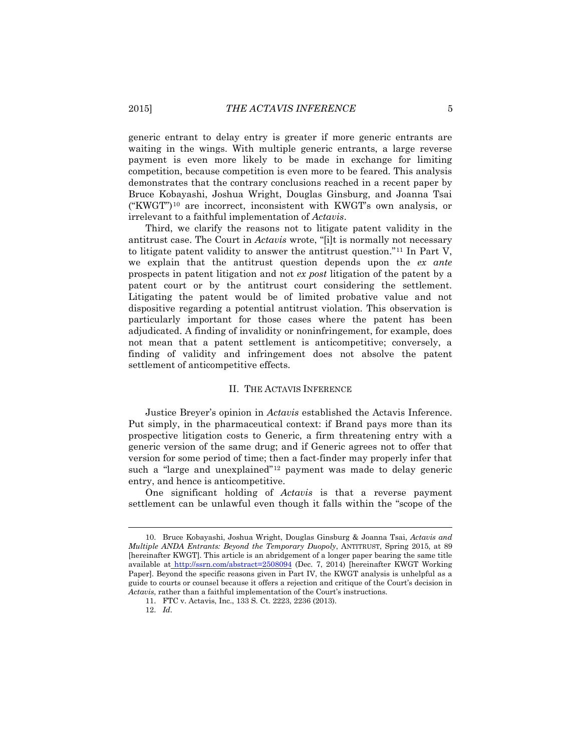generic entrant to delay entry is greater if more generic entrants are waiting in the wings. With multiple generic entrants, a large reverse payment is even more likely to be made in exchange for limiting competition, because competition is even more to be feared. This analysis demonstrates that the contrary conclusions reached in a recent paper by Bruce Kobayashi, Joshua Wright, Douglas Ginsburg, and Joanna Tsai ("KWGT")[10] are incorrect, inconsistent with KWGT's own analysis, or irrelevant to a faithful implementation of *Actavis*.

Third, we clarify the reasons not to litigate patent validity in the antitrust case. The Court in *Actavis* wrote, "[i]t is normally not necessary to litigate patent validity to answer the antitrust question."[11] In Part V, we explain that the antitrust question depends upon the *ex ante* prospects in patent litigation and not *ex post* litigation of the patent by a patent court or by the antitrust court considering the settlement. Litigating the patent would be of limited probative value and not dispositive regarding a potential antitrust violation. This observation is particularly important for those cases where the patent has been adjudicated. A finding of invalidity or noninfringement, for example, does not mean that a patent settlement is anticompetitive; conversely, a finding of validity and infringement does not absolve the patent settlement of anticompetitive effects.

## II. THE ACTAVIS INFERENCE

Justice Breyer's opinion in *Actavis* established the Actavis Inference. Put simply, in the pharmaceutical context: if Brand pays more than its prospective litigation costs to Generic, a firm threatening entry with a generic version of the same drug; and if Generic agrees not to offer that version for some period of time; then a fact-finder may properly infer that such a "large and unexplained"[12] payment was made to delay generic entry, and hence is anticompetitive.

One significant holding of *Actavis* is that a reverse payment settlement can be unlawful even though it falls within the "scope of the

---

10. Bruce Kobayashi, Joshua Wright, Douglas Ginsburg & Joanna Tsai, *Actavis and Multiple ANDA Entrants: Beyond the Temporary Duopoly*, ANTITRUST, Spring 2015, at 89 [hereinafter KWGT]. This article is an abridgement of a longer paper bearing the same title available at http://ssrn.com/abstract=2508094 (Dec. 7, 2014) [hereinafter KWGT Working Paper]. Beyond the specific reasons given in Part IV, the KWGT analysis is unhelpful as a guide to courts or counsel because it offers a rejection and critique of the Court's decision in *Actavis*, rather than a faithful implementation of the Court's instructions.

11. FTC v. Actavis, Inc., 133 S. Ct. 2223, 2236 (2013).

12. *Id.*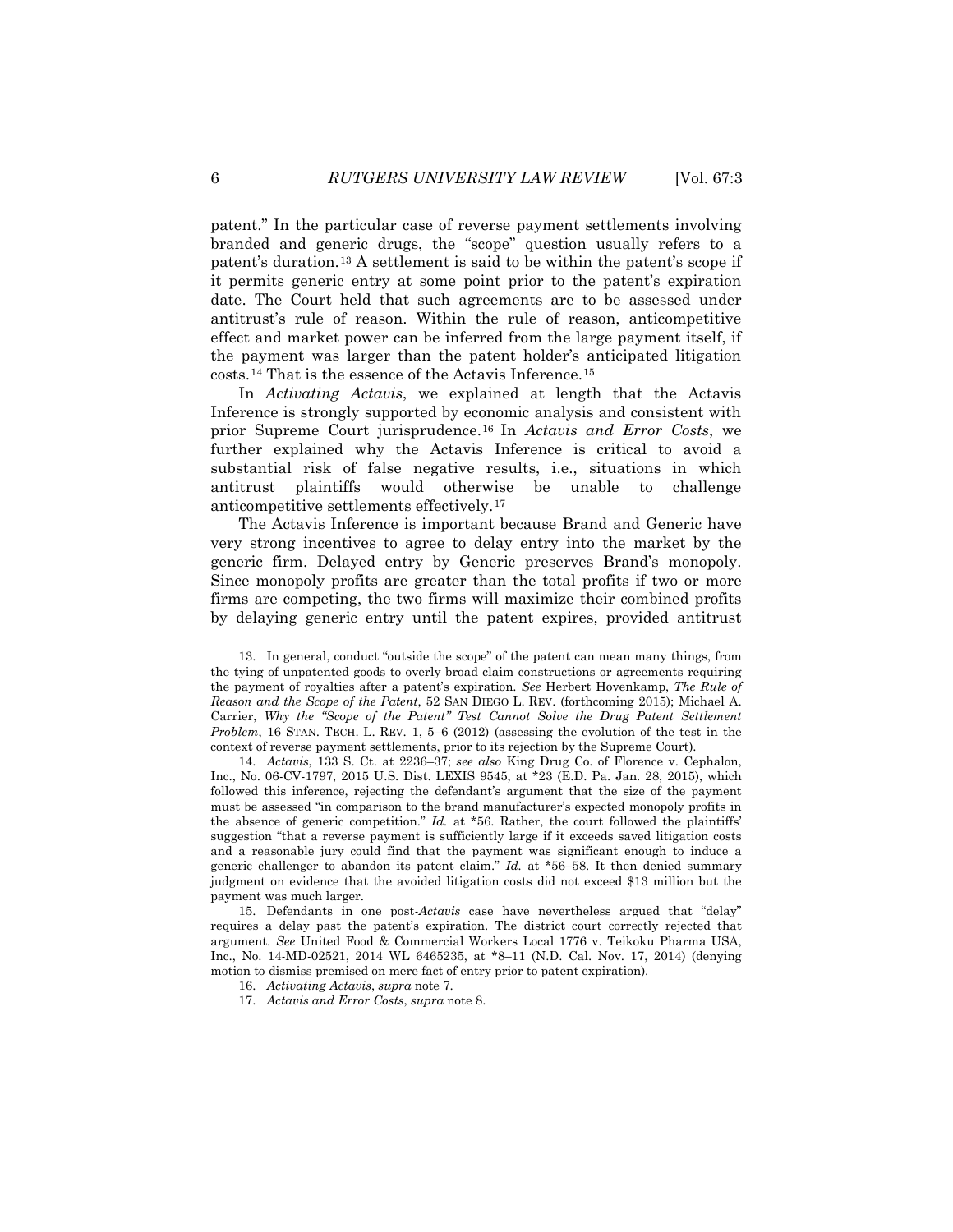patent." In the particular case of reverse payment settlements involving branded and generic drugs, the "scope" question usually refers to a patent's duration.[13] A settlement is said to be within the patent's scope if it permits generic entry at some point prior to the patent's expiration date. The Court held that such agreements are to be assessed under antitrust's rule of reason. Within the rule of reason, anticompetitive effect and market power can be inferred from the large payment itself, if the payment was larger than the patent holder's anticipated litigation costs.[14] That is the essence of the Actavis Inference.[15]

In *Activating Actavis*, we explained at length that the Actavis Inference is strongly supported by economic analysis and consistent with prior Supreme Court jurisprudence.[16] In *Actavis and Error Costs*, we further explained why the Actavis Inference is critical to avoid a substantial risk of false negative results, i.e., situations in which antitrust plaintiffs would otherwise be unable to challenge anticompetitive settlements effectively.[17]

The Actavis Inference is important because Brand and Generic have very strong incentives to agree to delay entry into the market by the generic firm. Delayed entry by Generic preserves Brand's monopoly. Since monopoly profits are greater than the total profits if two or more firms are competing, the two firms will maximize their combined profits by delaying generic entry until the patent expires, provided antitrust

---

13. In general, conduct "outside the scope" of the patent can mean many things, from the tying of unpatented goods to overly broad claim constructions or agreements requiring the payment of royalties after a patent's expiration. *See* Herbert Hovenkamp, *The Rule of Reason and the Scope of the Patent*, 52 SAN DIEGO L. REV. (forthcoming 2015); Michael A. Carrier, *Why the "Scope of the Patent" Test Cannot Solve the Drug Patent Settlement Problem*, 16 STAN. TECH. L. REV. 1, 5–6 (2012) (assessing the evolution of the test in the context of reverse payment settlements, prior to its rejection by the Supreme Court).

14. *Actavis*, 133 S. Ct. at 2236–37; *see also* King Drug Co. of Florence v. Cephalon, Inc., No. 06-CV-1797, 2015 U.S. Dist. LEXIS 9545, at *23 (E.D. Pa. Jan. 28, 2015), which followed this inference, rejecting the defendant's argument that the size of the payment must be assessed "in comparison to the brand manufacturer's expected monopoly profits in the absence of generic competition." *Id.* at *56. Rather, the court followed the plaintiffs' suggestion "that a reverse payment is sufficiently large if it exceeds saved litigation costs and a reasonable jury could find that the payment was significant enough to induce a generic challenger to abandon its patent claim." *Id.* at *56–58. It then denied summary judgment on evidence that the avoided litigation costs did not exceed $13 million but the payment was much larger.

15. Defendants in one post-*Actavis* case have nevertheless argued that "delay" requires a delay past the patent's expiration. The district court correctly rejected that argument. *See* United Food & Commercial Workers Local 1776 v. Teikoku Pharma USA, Inc., No. 14-MD-02521, 2014 WL 6465235, at *8–11 (N.D. Cal. Nov. 17, 2014) (denying motion to dismiss premised on mere fact of entry prior to patent expiration).

16. *Activating Actavis*, *supra* note 7.

17. *Actavis and Error Costs*, *supra* note 8.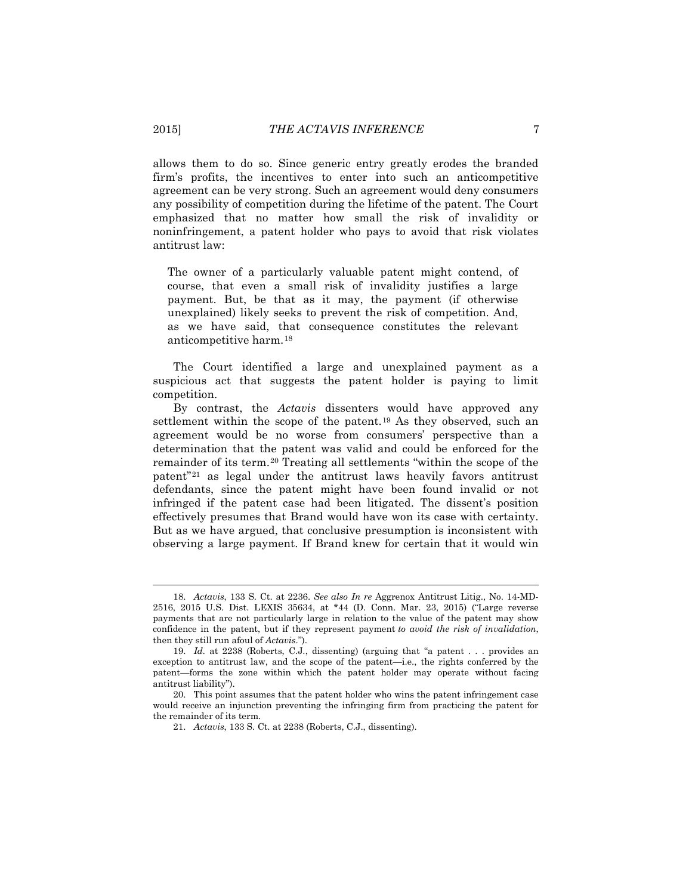allows them to do so. Since generic entry greatly erodes the branded firm's profits, the incentives to enter into such an anticompetitive agreement can be very strong. Such an agreement would deny consumers any possibility of competition during the lifetime of the patent. The Court emphasized that no matter how small the risk of invalidity or noninfringement, a patent holder who pays to avoid that risk violates antitrust law:

> The owner of a particularly valuable patent might contend, of course, that even a small risk of invalidity justifies a large payment. But, be that as it may, the payment (if otherwise unexplained) likely seeks to prevent the risk of competition. And, as we have said, that consequence constitutes the relevant anticompetitive harm.[18]

The Court identified a large and unexplained payment as a suspicious act that suggests the patent holder is paying to limit competition.

By contrast, the *Actavis* dissenters would have approved any settlement within the scope of the patent.[19] As they observed, such an agreement would be no worse from consumers' perspective than a determination that the patent was valid and could be enforced for the remainder of its term.[20] Treating all settlements "within the scope of the patent"[21] as legal under the antitrust laws heavily favors antitrust defendants, since the patent might have been found invalid or not infringed if the patent case had been litigated. The dissent's position effectively presumes that Brand would have won its case with certainty. But as we have argued, that conclusive presumption is inconsistent with observing a large payment. If Brand knew for certain that it would win

---

18. *Actavis*, 133 S. Ct. at 2236. *See also In re* Aggrenox Antitrust Litig., No. 14-MD-2516, 2015 U.S. Dist. LEXIS 35634, at \*44 (D. Conn. Mar. 23, 2015) ("Large reverse payments that are not particularly large in relation to the value of the patent may show confidence in the patent, but if they represent payment *to avoid the risk of invalidation*, then they still run afoul of *Actavis*.").

19. *Id.* at 2238 (Roberts, C.J., dissenting) (arguing that "a patent . . . provides an exception to antitrust law, and the scope of the patent—i.e., the rights conferred by the patent—forms the zone within which the patent holder may operate without facing antitrust liability").

20. This point assumes that the patent holder who wins the patent infringement case would receive an injunction preventing the infringing firm from practicing the patent for the remainder of its term.

21. *Actavis*, 133 S. Ct. at 2238 (Roberts, C.J., dissenting).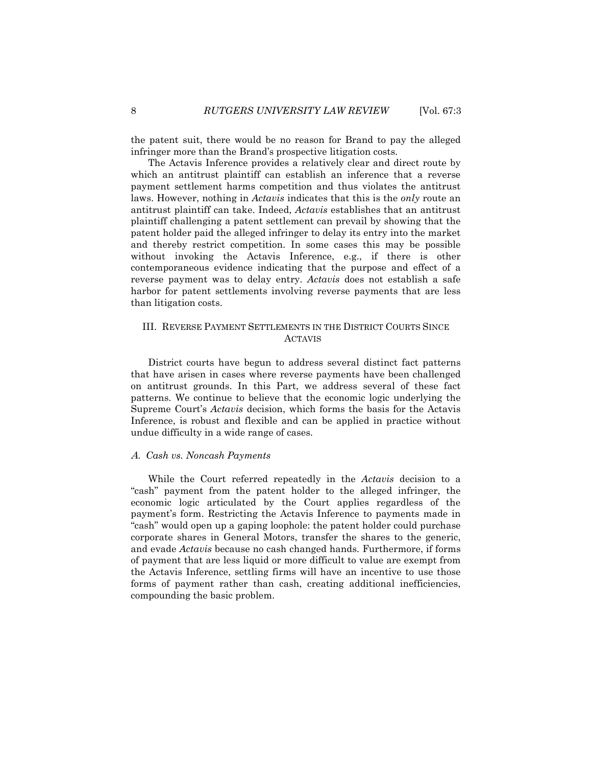the patent suit, there would be no reason for Brand to pay the alleged infringer more than the Brand's prospective litigation costs.

The Actavis Inference provides a relatively clear and direct route by which an antitrust plaintiff can establish an inference that a reverse payment settlement harms competition and thus violates the antitrust laws. However, nothing in *Actavis* indicates that this is the *only* route an antitrust plaintiff can take. Indeed, *Actavis* establishes that an antitrust plaintiff challenging a patent settlement can prevail by showing that the patent holder paid the alleged infringer to delay its entry into the market and thereby restrict competition. In some cases this may be possible without invoking the Actavis Inference, e.g., if there is other contemporaneous evidence indicating that the purpose and effect of a reverse payment was to delay entry. *Actavis* does not establish a safe harbor for patent settlements involving reverse payments that are less than litigation costs.

## III. REVERSE PAYMENT SETTLEMENTS IN THE DISTRICT COURTS SINCE ACTAVIS

District courts have begun to address several distinct fact patterns that have arisen in cases where reverse payments have been challenged on antitrust grounds. In this Part, we address several of these fact patterns. We continue to believe that the economic logic underlying the Supreme Court's *Actavis* decision, which forms the basis for the Actavis Inference, is robust and flexible and can be applied in practice without undue difficulty in a wide range of cases.

### *A. Cash vs. Noncash Payments*

While the Court referred repeatedly in the *Actavis* decision to a "cash" payment from the patent holder to the alleged infringer, the economic logic articulated by the Court applies regardless of the payment's form. Restricting the Actavis Inference to payments made in "cash" would open up a gaping loophole: the patent holder could purchase corporate shares in General Motors, transfer the shares to the generic, and evade *Actavis* because no cash changed hands. Furthermore, if forms of payment that are less liquid or more difficult to value are exempt from the Actavis Inference, settling firms will have an incentive to use those forms of payment rather than cash, creating additional inefficiencies, compounding the basic problem.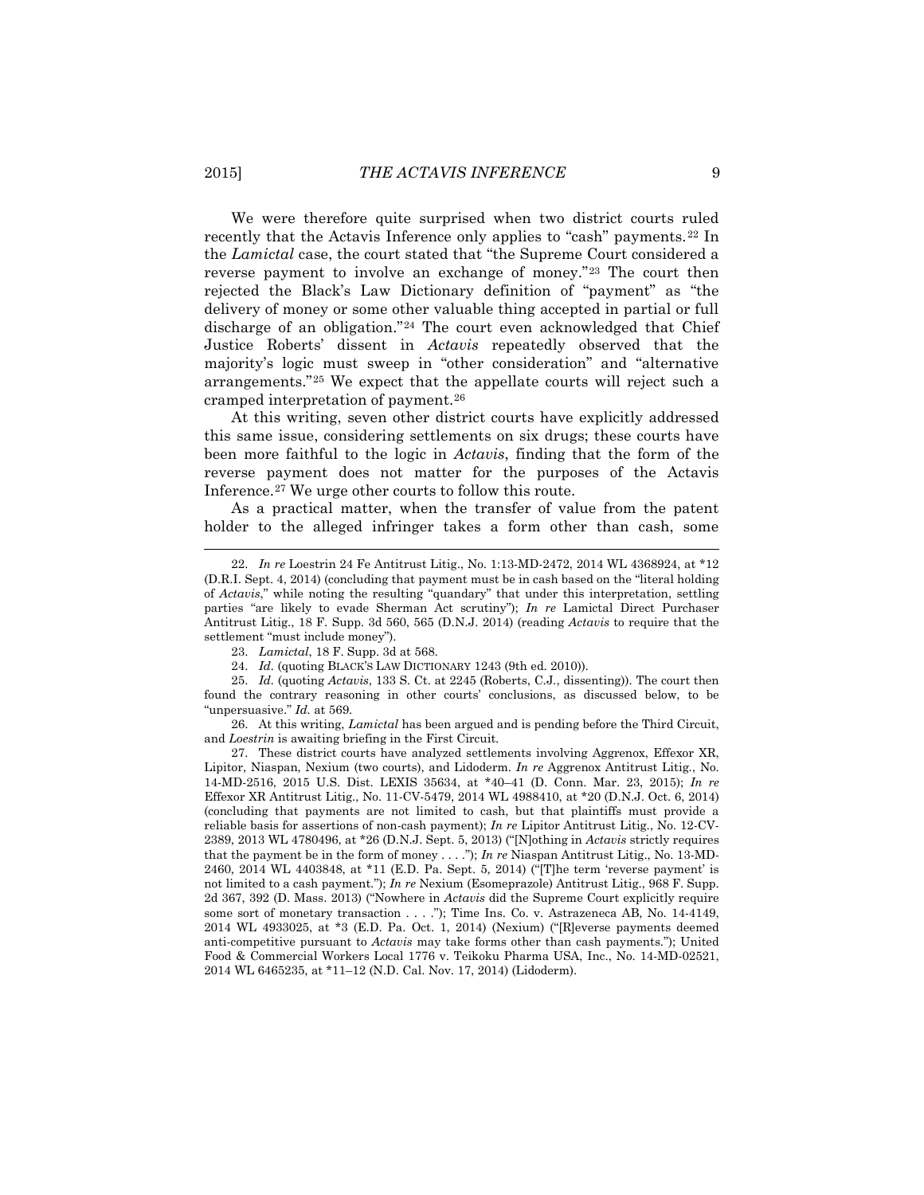We were therefore quite surprised when two district courts ruled recently that the Actavis Inference only applies to "cash" payments.[22] In the *Lamictal* case, the court stated that "the Supreme Court considered a reverse payment to involve an exchange of money."[23] The court then rejected the Black's Law Dictionary definition of "payment" as "the delivery of money or some other valuable thing accepted in partial or full discharge of an obligation."[24] The court even acknowledged that Chief Justice Roberts' dissent in *Actavis* repeatedly observed that the majority's logic must sweep in "other consideration" and "alternative arrangements."[25] We expect that the appellate courts will reject such a cramped interpretation of payment.[26]

At this writing, seven other district courts have explicitly addressed this same issue, considering settlements on six drugs; these courts have been more faithful to the logic in *Actavis*, finding that the form of the reverse payment does not matter for the purposes of the Actavis Inference.[27] We urge other courts to follow this route.

As a practical matter, when the transfer of value from the patent holder to the alleged infringer takes a form other than cash, some

---

22. *In re* Loestrin 24 Fe Antitrust Litig., No. 1:13-MD-2472, 2014 WL 4368924, at *12 (D.R.I. Sept. 4, 2014) (concluding that payment must be in cash based on the "literal holding of *Actavis*," while noting the resulting "quandary" that under this interpretation, settling parties "are likely to evade Sherman Act scrutiny"); *In re* Lamictal Direct Purchaser Antitrust Litig., 18 F. Supp. 3d 560, 565 (D.N.J. 2014) (reading *Actavis* to require that the settlement "must include money").

23. *Lamictal*, 18 F. Supp. 3d at 568.

24. *Id.* (quoting BLACK'S LAW DICTIONARY 1243 (9th ed. 2010)).

25. *Id.* (quoting *Actavis*, 133 S. Ct. at 2245 (Roberts, C.J., dissenting)). The court then found the contrary reasoning in other courts' conclusions, as discussed below, to be "unpersuasive." *Id.* at 569.

26. At this writing, *Lamictal* has been argued and is pending before the Third Circuit, and *Loestrin* is awaiting briefing in the First Circuit.

27. These district courts have analyzed settlements involving Aggrenox, Effexor XR, Lipitor, Niaspan, Nexium (two courts), and Lidoderm. *In re* Aggrenox Antitrust Litig., No. 14-MD-2516, 2015 U.S. Dist. LEXIS 35634, at *40–41 (D. Conn. Mar. 23, 2015); *In re* Effexor XR Antitrust Litig., No. 11-CV-5479, 2014 WL 4988410, at *20 (D.N.J. Oct. 6, 2014) (concluding that payments are not limited to cash, but that plaintiffs must provide a reliable basis for assertions of non-cash payment); *In re* Lipitor Antitrust Litig., No. 12-CV-2389, 2013 WL 4780496, at *26 (D.N.J. Sept. 5, 2013) ("[N]othing in *Actavis* strictly requires that the payment be in the form of money . . . ."); *In re* Niaspan Antitrust Litig., No. 13-MD-2460, 2014 WL 4403848, at *11 (E.D. Pa. Sept. 5, 2014) ("[T]he term 'reverse payment' is not limited to a cash payment."); *In re* Nexium (Esomeprazole) Antitrust Litig., 968 F. Supp. 2d 367, 392 (D. Mass. 2013) ("Nowhere in *Actavis* did the Supreme Court explicitly require some sort of monetary transaction . . . ."); Time Ins. Co. v. Astrazeneca AB, No. 14-4149, 2014 WL 4933025, at *3 (E.D. Pa. Oct. 1, 2014) (Nexium) ("[R]everse payments deemed anti-competitive pursuant to *Actavis* may take forms other than cash payments."); United Food & Commercial Workers Local 1776 v. Teikoku Pharma USA, Inc., No. 14-MD-02521, 2014 WL 6465235, at *11–12 (N.D. Cal. Nov. 17, 2014) (Lidoderm).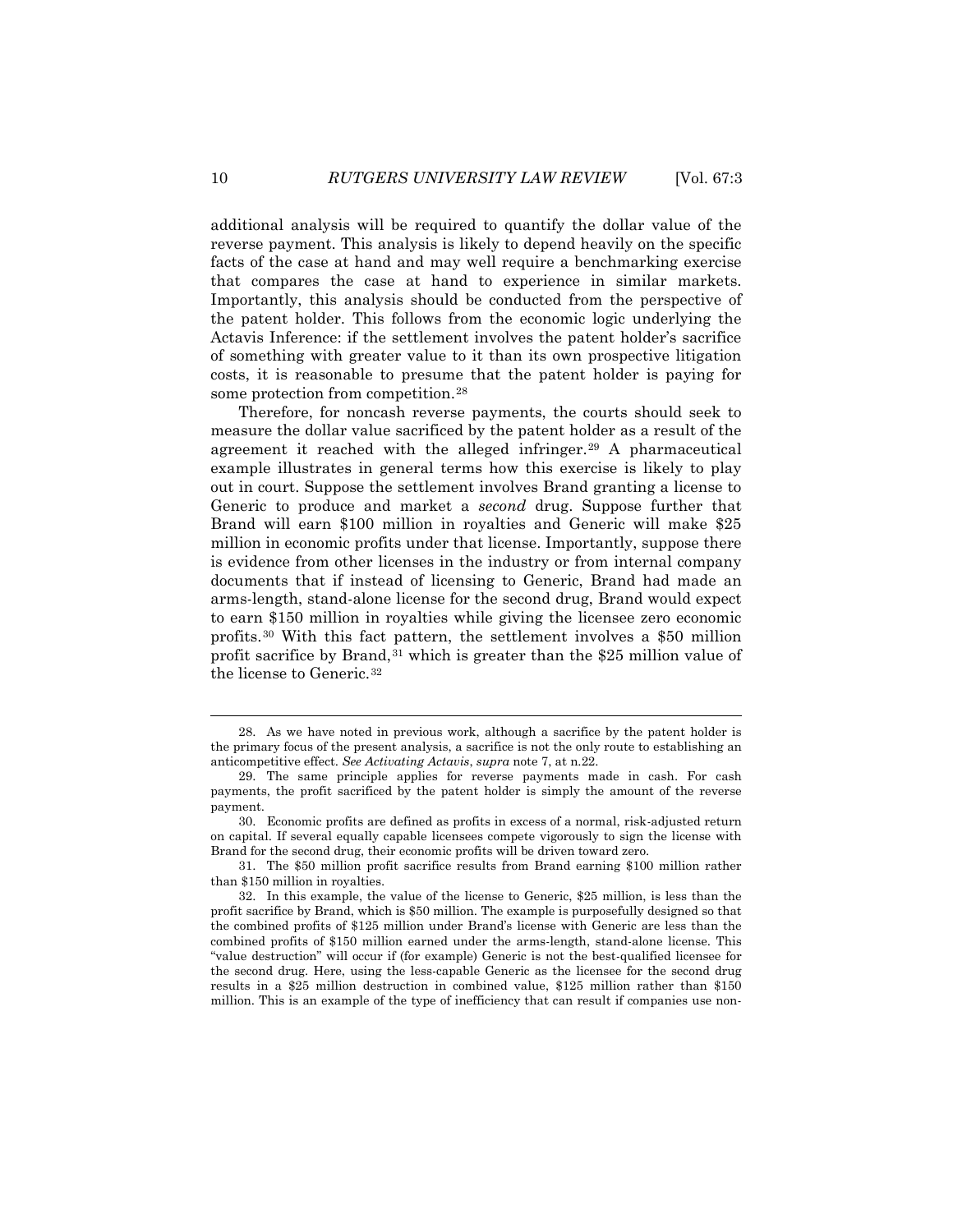additional analysis will be required to quantify the dollar value of the reverse payment. This analysis is likely to depend heavily on the specific facts of the case at hand and may well require a benchmarking exercise that compares the case at hand to experience in similar markets. Importantly, this analysis should be conducted from the perspective of the patent holder. This follows from the economic logic underlying the Actavis Inference: if the settlement involves the patent holder's sacrifice of something with greater value to it than its own prospective litigation costs, it is reasonable to presume that the patent holder is paying for some protection from competition.[28]

Therefore, for noncash reverse payments, the courts should seek to measure the dollar value sacrificed by the patent holder as a result of the agreement it reached with the alleged infringer.[29] A pharmaceutical example illustrates in general terms how this exercise is likely to play out in court. Suppose the settlement involves Brand granting a license to Generic to produce and market a *second* drug. Suppose further that Brand will earn $100 million in royalties and Generic will make $25 million in economic profits under that license. Importantly, suppose there is evidence from other licenses in the industry or from internal company documents that if instead of licensing to Generic, Brand had made an arms-length, stand-alone license for the second drug, Brand would expect to earn $150 million in royalties while giving the licensee zero economic profits.[30] With this fact pattern, the settlement involves a $50 million profit sacrifice by Brand,[31] which is greater than the $25 million value of the license to Generic.[32]

---

28. As we have noted in previous work, although a sacrifice by the patent holder is the primary focus of the present analysis, a sacrifice is not the only route to establishing an anticompetitive effect. *See Activating Actavis*, *supra* note 7, at n.22.

29. The same principle applies for reverse payments made in cash. For cash payments, the profit sacrificed by the patent holder is simply the amount of the reverse payment.

30. Economic profits are defined as profits in excess of a normal, risk-adjusted return on capital. If several equally capable licensees compete vigorously to sign the license with Brand for the second drug, their economic profits will be driven toward zero.

31. The $50 million profit sacrifice results from Brand earning $100 million rather than $150 million in royalties.

32. In this example, the value of the license to Generic, $25 million, is less than the profit sacrifice by Brand, which is $50 million. The example is purposefully designed so that the combined profits of $125 million under Brand's license with Generic are less than the combined profits of $150 million earned under the arms-length, stand-alone license. This "value destruction" will occur if (for example) Generic is not the best-qualified licensee for the second drug. Here, using the less-capable Generic as the licensee for the second drug results in a $25 million destruction in combined value, $125 million rather than $150 million. This is an example of the type of inefficiency that can result if companies use non-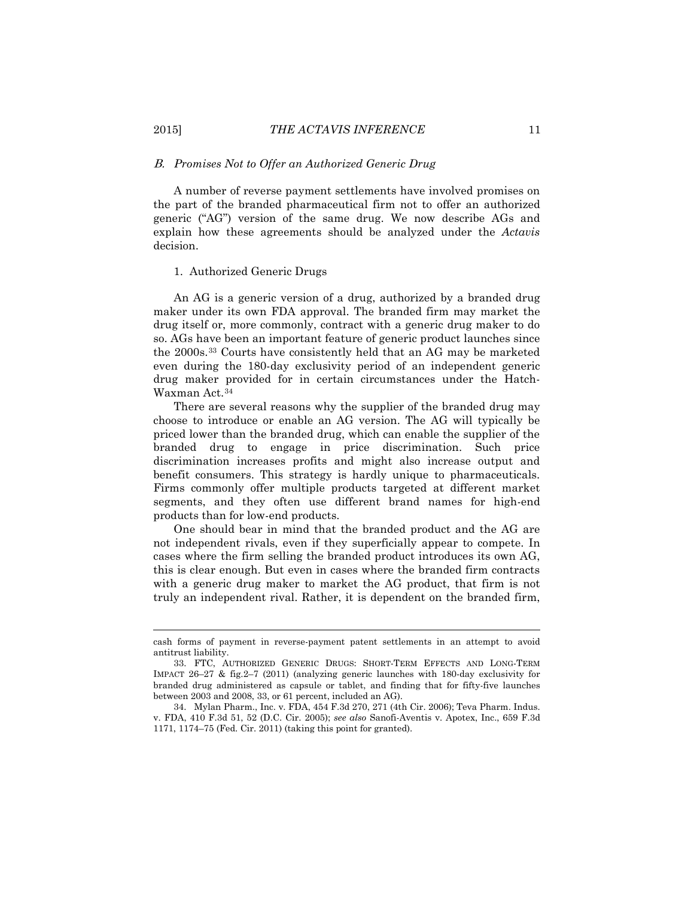### *B. Promises Not to Offer an Authorized Generic Drug*

A number of reverse payment settlements have involved promises on the part of the branded pharmaceutical firm not to offer an authorized generic ("AG") version of the same drug. We now describe AGs and explain how these agreements should be analyzed under the *Actavis* decision.

#### 1. Authorized Generic Drugs

An AG is a generic version of a drug, authorized by a branded drug maker under its own FDA approval. The branded firm may market the drug itself or, more commonly, contract with a generic drug maker to do so. AGs have been an important feature of generic product launches since the 2000s.[33] Courts have consistently held that an AG may be marketed even during the 180-day exclusivity period of an independent generic drug maker provided for in certain circumstances under the Hatch-Waxman Act.[34]

There are several reasons why the supplier of the branded drug may choose to introduce or enable an AG version. The AG will typically be priced lower than the branded drug, which can enable the supplier of the branded drug to engage in price discrimination. Such price discrimination increases profits and might also increase output and benefit consumers. This strategy is hardly unique to pharmaceuticals. Firms commonly offer multiple products targeted at different market segments, and they often use different brand names for high-end products than for low-end products.

One should bear in mind that the branded product and the AG are not independent rivals, even if they superficially appear to compete. In cases where the firm selling the branded product introduces its own AG, this is clear enough. But even in cases where the branded firm contracts with a generic drug maker to market the AG product, that firm is not truly an independent rival. Rather, it is dependent on the branded firm,

---

cash forms of payment in reverse-payment patent settlements in an attempt to avoid antitrust liability.

33. FTC, AUTHORIZED GENERIC DRUGS: SHORT-TERM EFFECTS AND LONG-TERM IMPACT 26–27 & fig.2–7 (2011) (analyzing generic launches with 180-day exclusivity for branded drug administered as capsule or tablet, and finding that for fifty-five launches between 2003 and 2008, 33, or 61 percent, included an AG).

34. Mylan Pharm., Inc. v. FDA, 454 F.3d 270, 271 (4th Cir. 2006); Teva Pharm. Indus. v. FDA, 410 F.3d 51, 52 (D.C. Cir. 2005); *see also* Sanofi-Aventis v. Apotex, Inc., 659 F.3d 1171, 1174–75 (Fed. Cir. 2011) (taking this point for granted).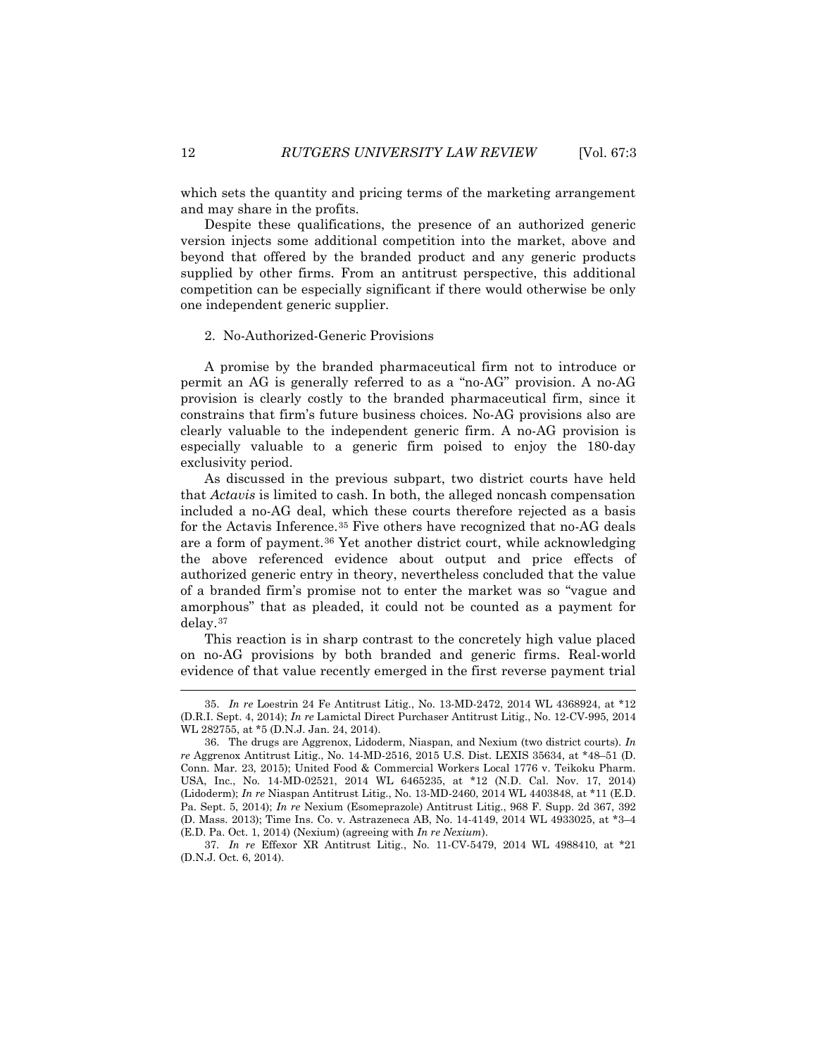which sets the quantity and pricing terms of the marketing arrangement and may share in the profits.

Despite these qualifications, the presence of an authorized generic version injects some additional competition into the market, above and beyond that offered by the branded product and any generic products supplied by other firms. From an antitrust perspective, this additional competition can be especially significant if there would otherwise be only one independent generic supplier.

### 2. No-Authorized-Generic Provisions

A promise by the branded pharmaceutical firm not to introduce or permit an AG is generally referred to as a "no-AG" provision. A no-AG provision is clearly costly to the branded pharmaceutical firm, since it constrains that firm's future business choices. No-AG provisions also are clearly valuable to the independent generic firm. A no-AG provision is especially valuable to a generic firm poised to enjoy the 180-day exclusivity period.

As discussed in the previous subpart, two district courts have held that *Actavis* is limited to cash. In both, the alleged noncash compensation included a no-AG deal, which these courts therefore rejected as a basis for the Actavis Inference.[35] Five others have recognized that no-AG deals are a form of payment.[36] Yet another district court, while acknowledging the above referenced evidence about output and price effects of authorized generic entry in theory, nevertheless concluded that the value of a branded firm's promise not to enter the market was so "vague and amorphous" that as pleaded, it could not be counted as a payment for delay.[37]

This reaction is in sharp contrast to the concretely high value placed on no-AG provisions by both branded and generic firms. Real-world evidence of that value recently emerged in the first reverse payment trial

---

35. *In re* Loestrin 24 Fe Antitrust Litig., No. 13-MD-2472, 2014 WL 4368924, at *12 (D.R.I. Sept. 4, 2014); *In re* Lamictal Direct Purchaser Antitrust Litig., No. 12-CV-995, 2014 WL 282755, at *5 (D.N.J. Jan. 24, 2014).

36. The drugs are Aggrenox, Lidoderm, Niaspan, and Nexium (two district courts). *In re* Aggrenox Antitrust Litig., No. 14-MD-2516, 2015 U.S. Dist. LEXIS 35634, at *48–51 (D. Conn. Mar. 23, 2015); United Food & Commercial Workers Local 1776 v. Teikoku Pharm. USA, Inc., No. 14-MD-02521, 2014 WL 6465235, at *12 (N.D. Cal. Nov. 17, 2014) (Lidoderm); *In re* Niaspan Antitrust Litig., No. 13-MD-2460, 2014 WL 4403848, at *11 (E.D. Pa. Sept. 5, 2014); *In re* Nexium (Esomeprazole) Antitrust Litig., 968 F. Supp. 2d 367, 392 (D. Mass. 2013); Time Ins. Co. v. Astrazeneca AB, No. 14-4149, 2014 WL 4933025, at *3–4 (E.D. Pa. Oct. 1, 2014) (Nexium) (agreeing with *In re Nexium*).

37. *In re* Effexor XR Antitrust Litig., No. 11-CV-5479, 2014 WL 4988410, at *21 (D.N.J. Oct. 6, 2014).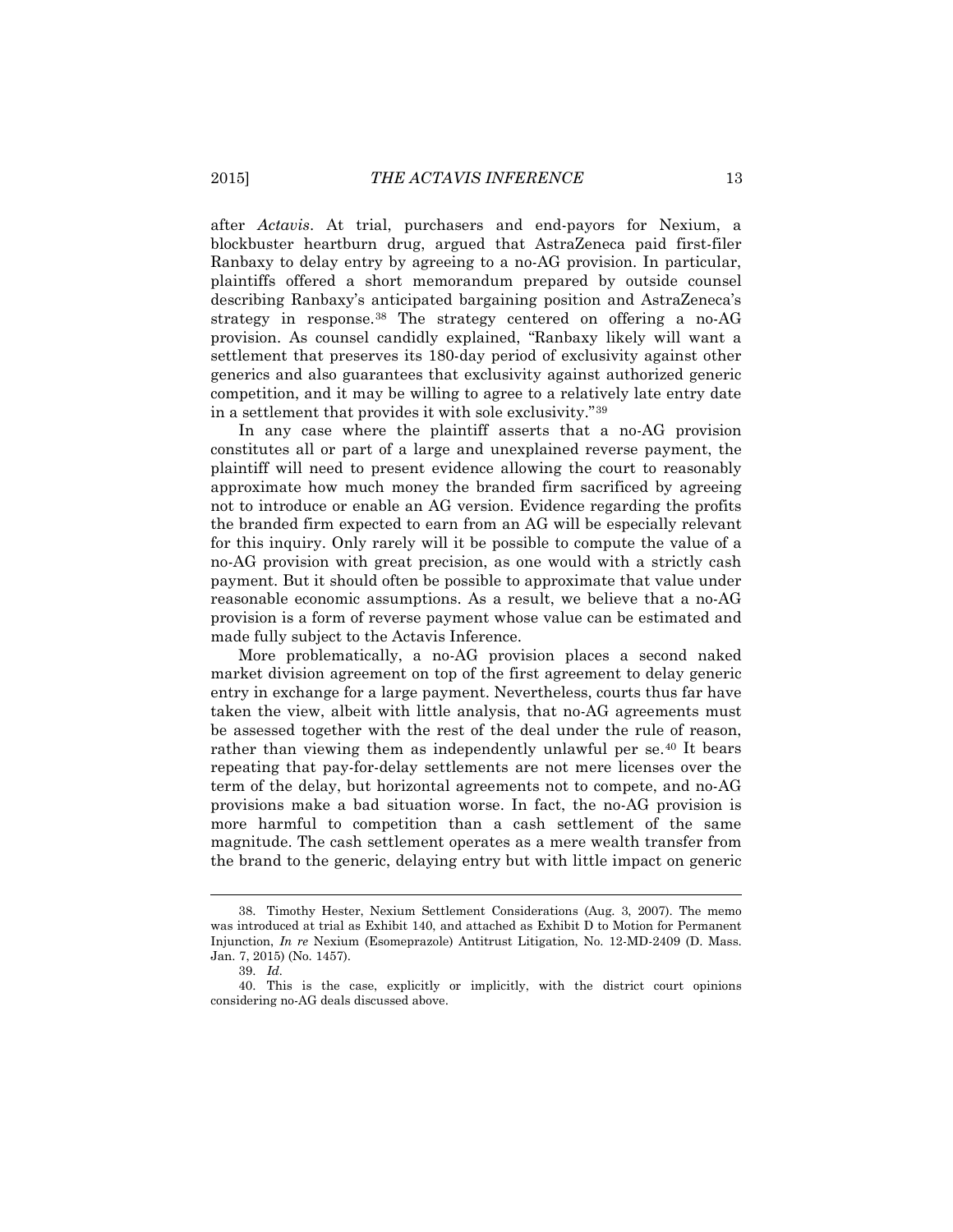after *Actavis*. At trial, purchasers and end-payors for Nexium, a blockbuster heartburn drug, argued that AstraZeneca paid first-filer Ranbaxy to delay entry by agreeing to a no-AG provision. In particular, plaintiffs offered a short memorandum prepared by outside counsel describing Ranbaxy's anticipated bargaining position and AstraZeneca's strategy in response.[38] The strategy centered on offering a no-AG provision. As counsel candidly explained, "Ranbaxy likely will want a settlement that preserves its 180-day period of exclusivity against other generics and also guarantees that exclusivity against authorized generic competition, and it may be willing to agree to a relatively late entry date in a settlement that provides it with sole exclusivity."[39]

In any case where the plaintiff asserts that a no-AG provision constitutes all or part of a large and unexplained reverse payment, the plaintiff will need to present evidence allowing the court to reasonably approximate how much money the branded firm sacrificed by agreeing not to introduce or enable an AG version. Evidence regarding the profits the branded firm expected to earn from an AG will be especially relevant for this inquiry. Only rarely will it be possible to compute the value of a no-AG provision with great precision, as one would with a strictly cash payment. But it should often be possible to approximate that value under reasonable economic assumptions. As a result, we believe that a no-AG provision is a form of reverse payment whose value can be estimated and made fully subject to the Actavis Inference.

More problematically, a no-AG provision places a second naked market division agreement on top of the first agreement to delay generic entry in exchange for a large payment. Nevertheless, courts thus far have taken the view, albeit with little analysis, that no-AG agreements must be assessed together with the rest of the deal under the rule of reason, rather than viewing them as independently unlawful per se.[40] It bears repeating that pay-for-delay settlements are not mere licenses over the term of the delay, but horizontal agreements not to compete, and no-AG provisions make a bad situation worse. In fact, the no-AG provision is more harmful to competition than a cash settlement of the same magnitude. The cash settlement operates as a mere wealth transfer from the brand to the generic, delaying entry but with little impact on generic

---

38. Timothy Hester, Nexium Settlement Considerations (Aug. 3, 2007). The memo was introduced at trial as Exhibit 140, and attached as Exhibit D to Motion for Permanent Injunction, *In re* Nexium (Esomeprazole) Antitrust Litigation, No. 12-MD-2409 (D. Mass. Jan. 7, 2015) (No. 1457).

39. *Id.*

40. This is the case, explicitly or implicitly, with the district court opinions considering no-AG deals discussed above.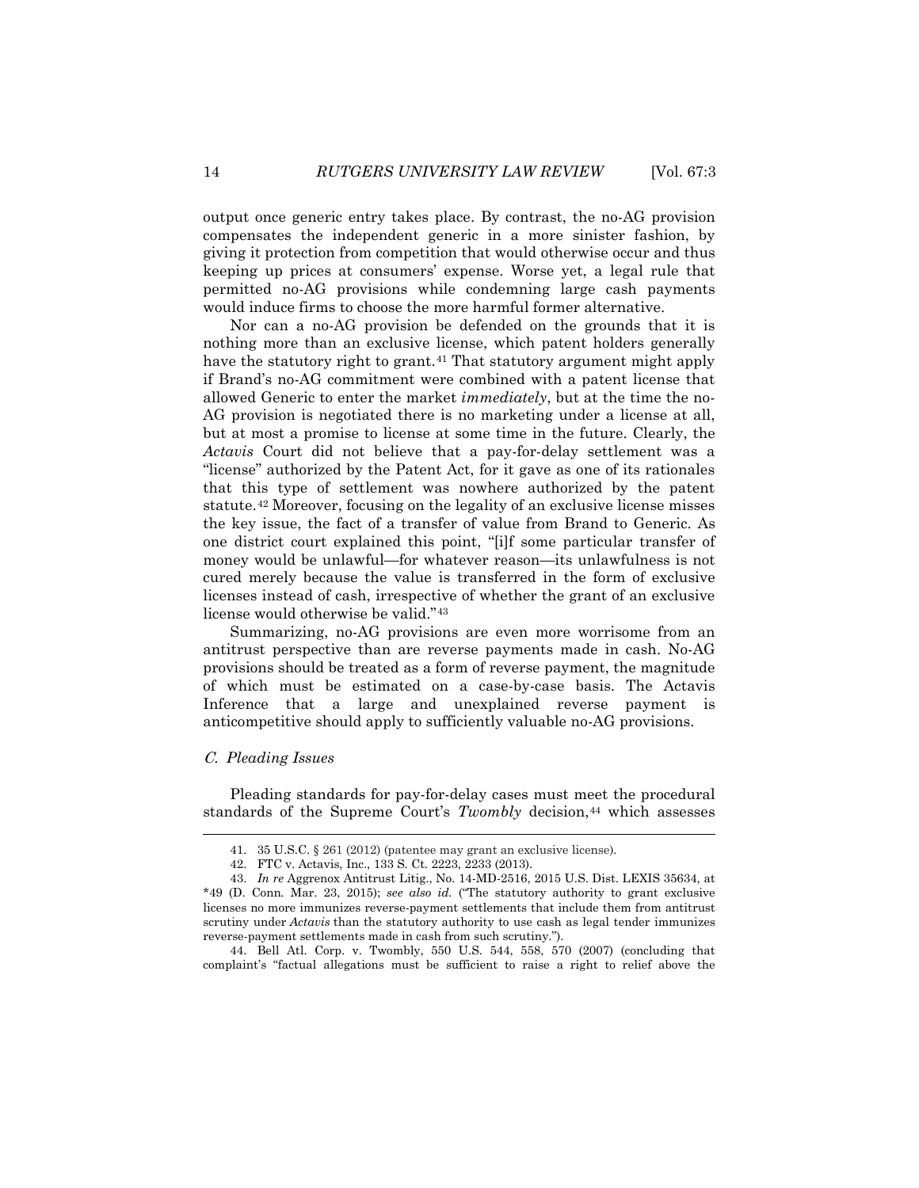output once generic entry takes place. By contrast, the no-AG provision compensates the independent generic in a more sinister fashion, by giving it protection from competition that would otherwise occur and thus keeping up prices at consumers' expense. Worse yet, a legal rule that permitted no-AG provisions while condemning large cash payments would induce firms to choose the more harmful former alternative.

Nor can a no-AG provision be defended on the grounds that it is nothing more than an exclusive license, which patent holders generally have the statutory right to grant.[41] That statutory argument might apply if Brand's no-AG commitment were combined with a patent license that allowed Generic to enter the market *immediately*, but at the time the no-AG provision is negotiated there is no marketing under a license at all, but at most a promise to license at some time in the future. Clearly, the *Actavis* Court did not believe that a pay-for-delay settlement was a "license" authorized by the Patent Act, for it gave as one of its rationales that this type of settlement was nowhere authorized by the patent statute.[42] Moreover, focusing on the legality of an exclusive license misses the key issue, the fact of a transfer of value from Brand to Generic. As one district court explained this point, "[i]f some particular transfer of money would be unlawful—for whatever reason—its unlawfulness is not cured merely because the value is transferred in the form of exclusive licenses instead of cash, irrespective of whether the grant of an exclusive license would otherwise be valid."[43]

Summarizing, no-AG provisions are even more worrisome from an antitrust perspective than are reverse payments made in cash. No-AG provisions should be treated as a form of reverse payment, the magnitude of which must be estimated on a case-by-case basis. The Actavis Inference that a large and unexplained reverse payment is anticompetitive should apply to sufficiently valuable no-AG provisions.

### *C. Pleading Issues*

Pleading standards for pay-for-delay cases must meet the procedural standards of the Supreme Court's *Twombly* decision,[44] which assesses

---

41. 35 U.S.C. § 261 (2012) (patentee may grant an exclusive license).

42. FTC v. Actavis, Inc., 133 S. Ct. 2223, 2233 (2013).

43. *In re* Aggrenox Antitrust Litig., No. 14-MD-2516, 2015 U.S. Dist. LEXIS 35634, at *49 (D. Conn. Mar. 23, 2015); *see also id.* ("The statutory authority to grant exclusive licenses no more immunizes reverse-payment settlements that include them from antitrust scrutiny under *Actavis* than the statutory authority to use cash as legal tender immunizes reverse-payment settlements made in cash from such scrutiny.").

44. Bell Atl. Corp. v. Twombly, 550 U.S. 544, 558, 570 (2007) (concluding that complaint's "factual allegations must be sufficient to raise a right to relief above the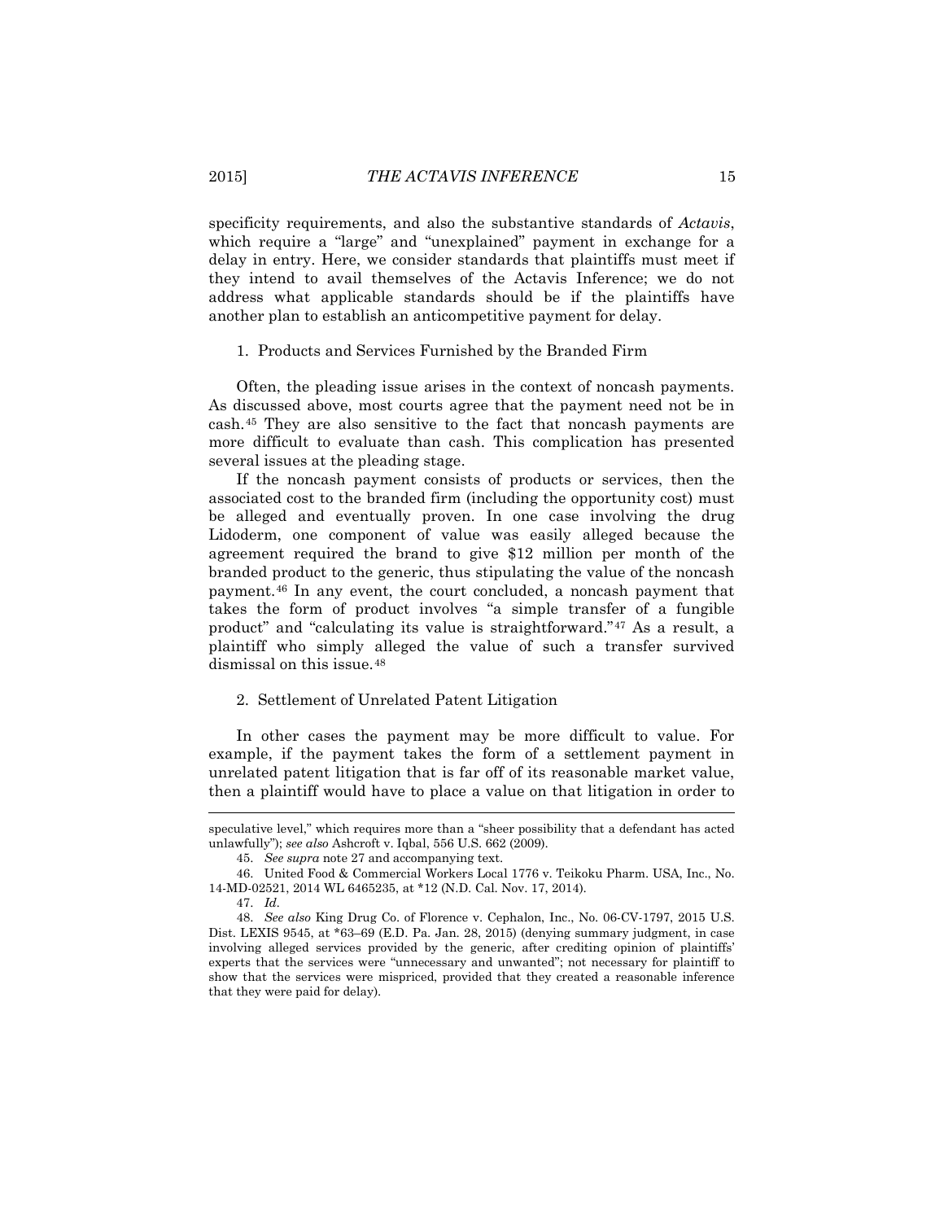specificity requirements, and also the substantive standards of *Actavis*, which require a "large" and "unexplained" payment in exchange for a delay in entry. Here, we consider standards that plaintiffs must meet if they intend to avail themselves of the Actavis Inference; we do not address what applicable standards should be if the plaintiffs have another plan to establish an anticompetitive payment for delay.

### 1. Products and Services Furnished by the Branded Firm

Often, the pleading issue arises in the context of noncash payments. As discussed above, most courts agree that the payment need not be in cash.[45] They are also sensitive to the fact that noncash payments are more difficult to evaluate than cash. This complication has presented several issues at the pleading stage.

If the noncash payment consists of products or services, then the associated cost to the branded firm (including the opportunity cost) must be alleged and eventually proven. In one case involving the drug Lidoderm, one component of value was easily alleged because the agreement required the brand to give $12 million per month of the branded product to the generic, thus stipulating the value of the noncash payment.[46] In any event, the court concluded, a noncash payment that takes the form of product involves "a simple transfer of a fungible product" and "calculating its value is straightforward."[47] As a result, a plaintiff who simply alleged the value of such a transfer survived dismissal on this issue.[48]

### 2. Settlement of Unrelated Patent Litigation

In other cases the payment may be more difficult to value. For example, if the payment takes the form of a settlement payment in unrelated patent litigation that is far off of its reasonable market value, then a plaintiff would have to place a value on that litigation in order to

---

speculative level," which requires more than a "sheer possibility that a defendant has acted unlawfully"); *see also* Ashcroft v. Iqbal, 556 U.S. 662 (2009).

45. *See supra* note 27 and accompanying text.

46. United Food & Commercial Workers Local 1776 v. Teikoku Pharm. USA, Inc., No. 14-MD-02521, 2014 WL 6465235, at *12 (N.D. Cal. Nov. 17, 2014).

47. *Id.*

48. *See also* King Drug Co. of Florence v. Cephalon, Inc., No. 06-CV-1797, 2015 U.S. Dist. LEXIS 9545, at *63–69 (E.D. Pa. Jan. 28, 2015) (denying summary judgment, in case involving alleged services provided by the generic, after crediting opinion of plaintiffs' experts that the services were "unnecessary and unwanted"; not necessary for plaintiff to show that the services were mispriced, provided that they created a reasonable inference that they were paid for delay).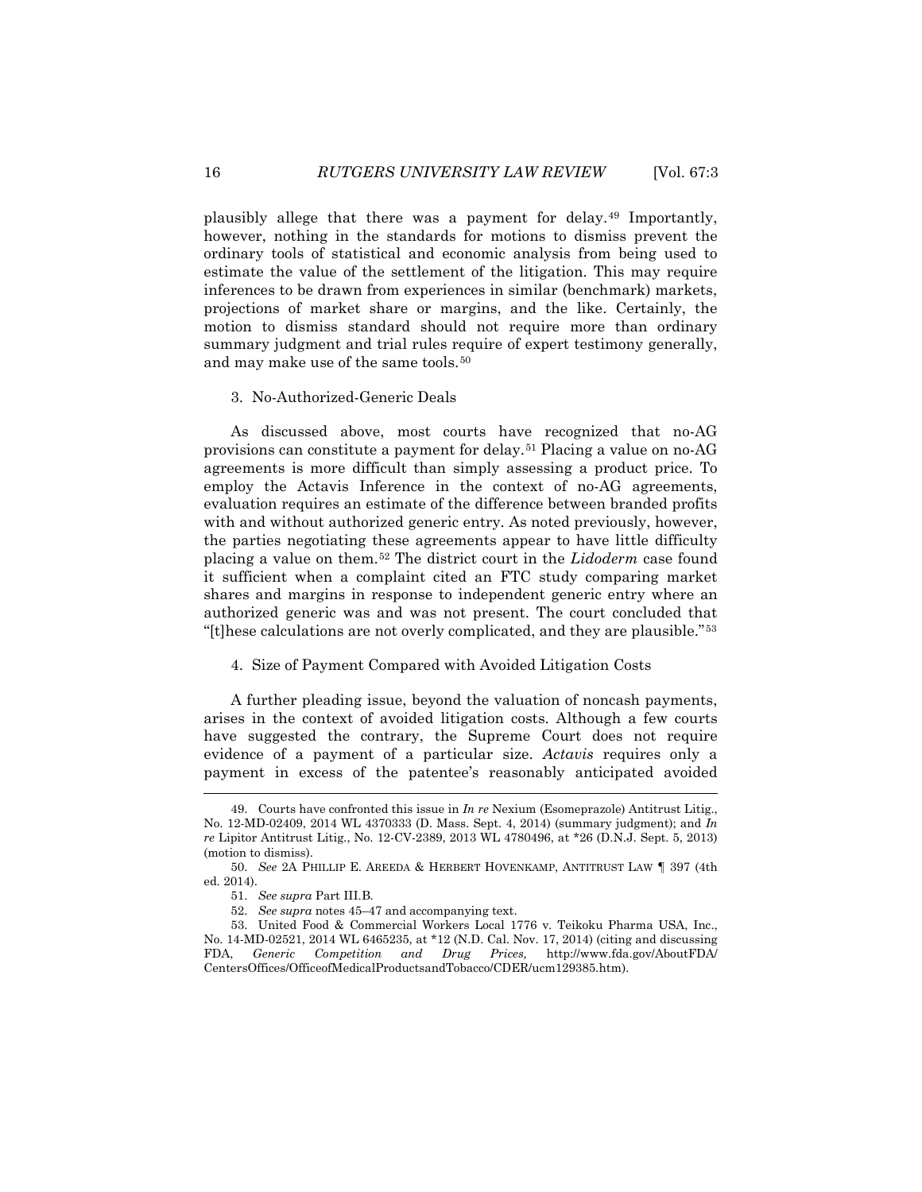plausibly allege that there was a payment for delay.[49] Importantly, however, nothing in the standards for motions to dismiss prevent the ordinary tools of statistical and economic analysis from being used to estimate the value of the settlement of the litigation. This may require inferences to be drawn from experiences in similar (benchmark) markets, projections of market share or margins, and the like. Certainly, the motion to dismiss standard should not require more than ordinary summary judgment and trial rules require of expert testimony generally, and may make use of the same tools.[50]

### 3. No-Authorized-Generic Deals

As discussed above, most courts have recognized that no-AG provisions can constitute a payment for delay.[51] Placing a value on no-AG agreements is more difficult than simply assessing a product price. To employ the Actavis Inference in the context of no-AG agreements, evaluation requires an estimate of the difference between branded profits with and without authorized generic entry. As noted previously, however, the parties negotiating these agreements appear to have little difficulty placing a value on them.[52] The district court in the *Lidoderm* case found it sufficient when a complaint cited an FTC study comparing market shares and margins in response to independent generic entry where an authorized generic was and was not present. The court concluded that "[t]hese calculations are not overly complicated, and they are plausible."[53]

### 4. Size of Payment Compared with Avoided Litigation Costs

A further pleading issue, beyond the valuation of noncash payments, arises in the context of avoided litigation costs. Although a few courts have suggested the contrary, the Supreme Court does not require evidence of a payment of a particular size. *Actavis* requires only a payment in excess of the patentee's reasonably anticipated avoided

---

49. Courts have confronted this issue in *In re* Nexium (Esomeprazole) Antitrust Litig., No. 12-MD-02409, 2014 WL 4370333 (D. Mass. Sept. 4, 2014) (summary judgment); and *In re* Lipitor Antitrust Litig., No. 12-CV-2389, 2013 WL 4780496, at *26 (D.N.J. Sept. 5, 2013) (motion to dismiss).

50. *See* 2A PHILLIP E. AREEDA & HERBERT HOVENKAMP, ANTITRUST LAW ¶ 397 (4th ed. 2014).

51. *See supra* Part III.B.

52. *See supra* notes 45–47 and accompanying text.

53. United Food & Commercial Workers Local 1776 v. Teikoku Pharma USA, Inc., No. 14-MD-02521, 2014 WL 6465235, at *12 (N.D. Cal. Nov. 17, 2014) (citing and discussing FDA, *Generic Competition and Drug Prices,* http://www.fda.gov/AboutFDA/CentersOffices/OfficeofMedicalProductsandTobacco/CDER/ucm129385.htm).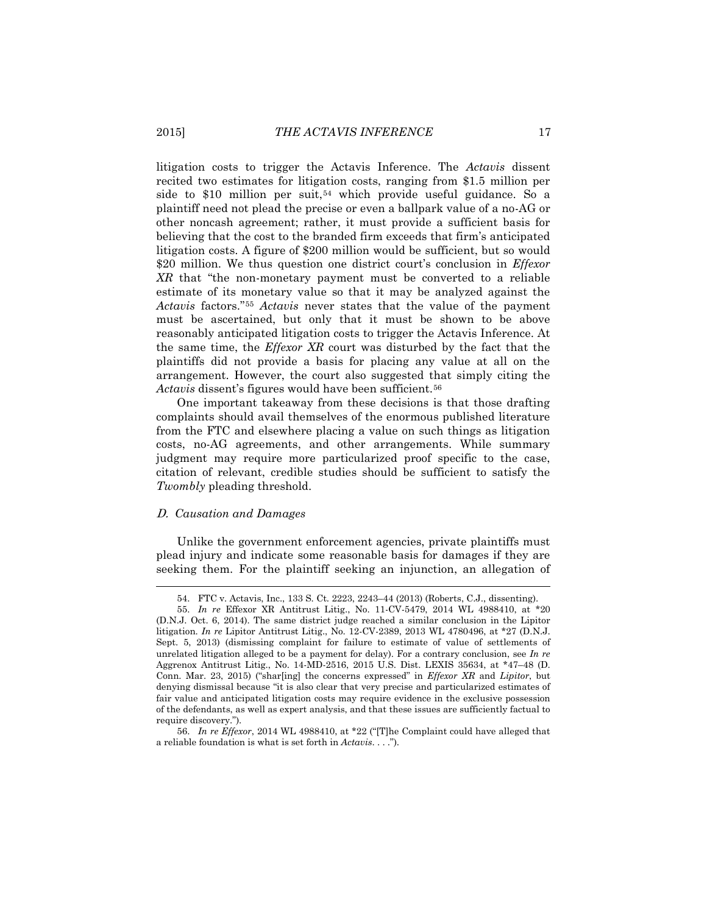litigation costs to trigger the Actavis Inference. The *Actavis* dissent recited two estimates for litigation costs, ranging from $1.5 million per side to $10 million per suit,[54] which provide useful guidance. So a plaintiff need not plead the precise or even a ballpark value of a no-AG or other noncash agreement; rather, it must provide a sufficient basis for believing that the cost to the branded firm exceeds that firm's anticipated litigation costs. A figure of $200 million would be sufficient, but so would $20 million. We thus question one district court's conclusion in *Effexor XR* that "the non-monetary payment must be converted to a reliable estimate of its monetary value so that it may be analyzed against the *Actavis* factors."[55] *Actavis* never states that the value of the payment must be ascertained, but only that it must be shown to be above reasonably anticipated litigation costs to trigger the Actavis Inference. At the same time, the *Effexor XR* court was disturbed by the fact that the plaintiffs did not provide a basis for placing any value at all on the arrangement. However, the court also suggested that simply citing the *Actavis* dissent's figures would have been sufficient.[56]

One important takeaway from these decisions is that those drafting complaints should avail themselves of the enormous published literature from the FTC and elsewhere placing a value on such things as litigation costs, no-AG agreements, and other arrangements. While summary judgment may require more particularized proof specific to the case, citation of relevant, credible studies should be sufficient to satisfy the *Twombly* pleading threshold.

### *D. Causation and Damages*

Unlike the government enforcement agencies, private plaintiffs must plead injury and indicate some reasonable basis for damages if they are seeking them. For the plaintiff seeking an injunction, an allegation of

---

54. FTC v. Actavis, Inc., 133 S. Ct. 2223, 2243–44 (2013) (Roberts, C.J., dissenting).

55. *In re* Effexor XR Antitrust Litig., No. 11-CV-5479, 2014 WL 4988410, at *20 (D.N.J. Oct. 6, 2014). The same district judge reached a similar conclusion in the Lipitor litigation. *In re* Lipitor Antitrust Litig., No. 12-CV-2389, 2013 WL 4780496, at *27 (D.N.J. Sept. 5, 2013) (dismissing complaint for failure to estimate of value of settlements of unrelated litigation alleged to be a payment for delay). For a contrary conclusion, see *In re* Aggrenox Antitrust Litig., No. 14-MD-2516, 2015 U.S. Dist. LEXIS 35634, at *47–48 (D. Conn. Mar. 23, 2015) ("shar[ing] the concerns expressed" in *Effexor XR* and *Lipitor*, but denying dismissal because "it is also clear that very precise and particularized estimates of fair value and anticipated litigation costs may require evidence in the exclusive possession of the defendants, as well as expert analysis, and that these issues are sufficiently factual to require discovery.").

56. *In re Effexor*, 2014 WL 4988410, at *22 ("[T]he Complaint could have alleged that a reliable foundation is what is set forth in *Actavis*. . . .").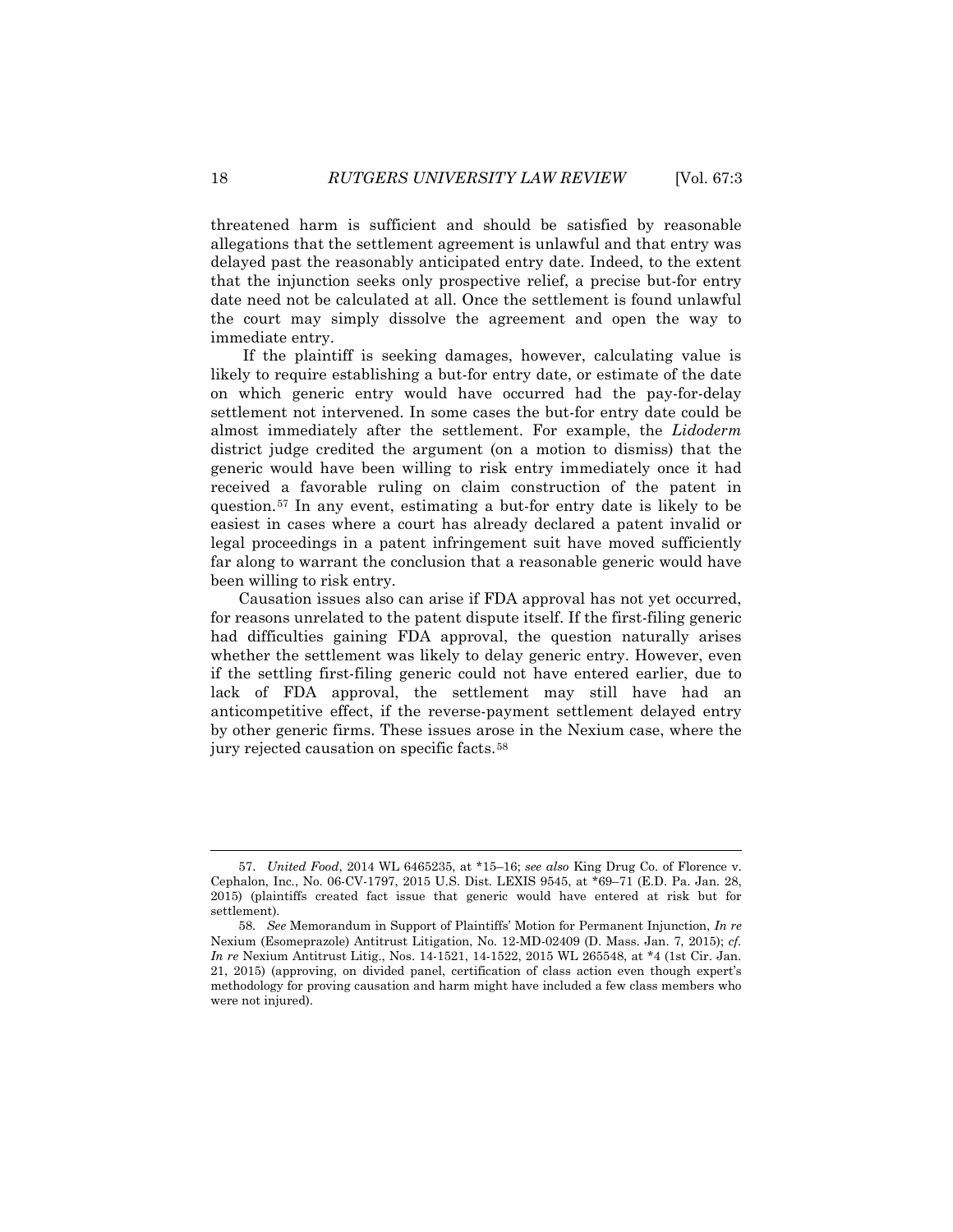threatened harm is sufficient and should be satisfied by reasonable allegations that the settlement agreement is unlawful and that entry was delayed past the reasonably anticipated entry date. Indeed, to the extent that the injunction seeks only prospective relief, a precise but-for entry date need not be calculated at all. Once the settlement is found unlawful the court may simply dissolve the agreement and open the way to immediate entry.

If the plaintiff is seeking damages, however, calculating value is likely to require establishing a but-for entry date, or estimate of the date on which generic entry would have occurred had the pay-for-delay settlement not intervened. In some cases the but-for entry date could be almost immediately after the settlement. For example, the *Lidoderm* district judge credited the argument (on a motion to dismiss) that the generic would have been willing to risk entry immediately once it had received a favorable ruling on claim construction of the patent in question.[57] In any event, estimating a but-for entry date is likely to be easiest in cases where a court has already declared a patent invalid or legal proceedings in a patent infringement suit have moved sufficiently far along to warrant the conclusion that a reasonable generic would have been willing to risk entry.

Causation issues also can arise if FDA approval has not yet occurred, for reasons unrelated to the patent dispute itself. If the first-filing generic had difficulties gaining FDA approval, the question naturally arises whether the settlement was likely to delay generic entry. However, even if the settling first-filing generic could not have entered earlier, due to lack of FDA approval, the settlement may still have had an anticompetitive effect, if the reverse-payment settlement delayed entry by other generic firms. These issues arose in the Nexium case, where the jury rejected causation on specific facts.[58]

---

57. *United Food*, 2014 WL 6465235, at *15–16; *see also* King Drug Co. of Florence v. Cephalon, Inc., No. 06-CV-1797, 2015 U.S. Dist. LEXIS 9545, at *69–71 (E.D. Pa. Jan. 28, 2015) (plaintiffs created fact issue that generic would have entered at risk but for settlement).

58. *See* Memorandum in Support of Plaintiffs' Motion for Permanent Injunction, *In re* Nexium (Esomeprazole) Antitrust Litigation, No. 12-MD-02409 (D. Mass. Jan. 7, 2015); *cf. In re* Nexium Antitrust Litig., Nos. 14-1521, 14-1522, 2015 WL 265548, at *4 (1st Cir. Jan. 21, 2015) (approving, on divided panel, certification of class action even though expert's methodology for proving causation and harm might have included a few class members who were not injured).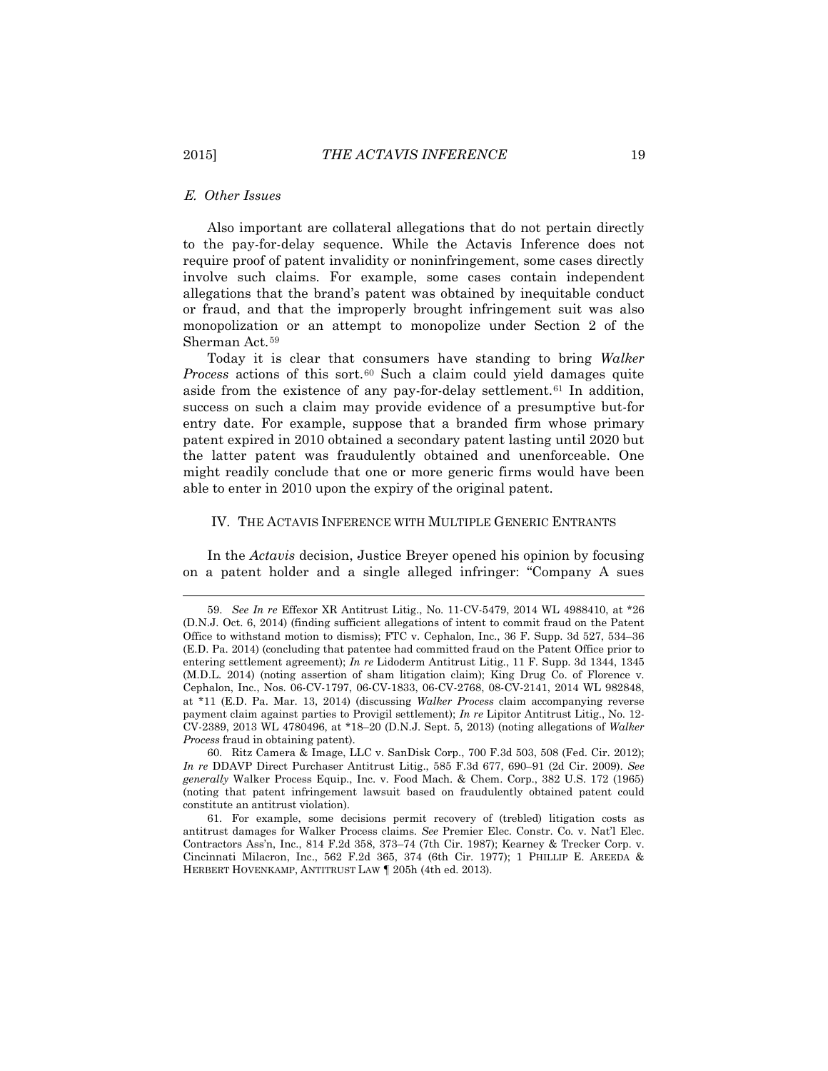### *E. Other Issues*

Also important are collateral allegations that do not pertain directly to the pay-for-delay sequence. While the Actavis Inference does not require proof of patent invalidity or noninfringement, some cases directly involve such claims. For example, some cases contain independent allegations that the brand's patent was obtained by inequitable conduct or fraud, and that the improperly brought infringement suit was also monopolization or an attempt to monopolize under Section 2 of the Sherman Act.[59]

Today it is clear that consumers have standing to bring *Walker Process* actions of this sort.[60] Such a claim could yield damages quite aside from the existence of any pay-for-delay settlement.[61] In addition, success on such a claim may provide evidence of a presumptive but-for entry date. For example, suppose that a branded firm whose primary patent expired in 2010 obtained a secondary patent lasting until 2020 but the latter patent was fraudulently obtained and unenforceable. One might readily conclude that one or more generic firms would have been able to enter in 2010 upon the expiry of the original patent.

## IV. THE ACTAVIS INFERENCE WITH MULTIPLE GENERIC ENTRANTS

In the *Actavis* decision, Justice Breyer opened his opinion by focusing on a patent holder and a single alleged infringer: "Company A sues

---

59. *See In re* Effexor XR Antitrust Litig., No. 11-CV-5479, 2014 WL 4988410, at *26 (D.N.J. Oct. 6, 2014) (finding sufficient allegations of intent to commit fraud on the Patent Office to withstand motion to dismiss); FTC v. Cephalon, Inc., 36 F. Supp. 3d 527, 534–36 (E.D. Pa. 2014) (concluding that patentee had committed fraud on the Patent Office prior to entering settlement agreement); *In re* Lidoderm Antitrust Litig., 11 F. Supp. 3d 1344, 1345 (M.D.L. 2014) (noting assertion of sham litigation claim); King Drug Co. of Florence v. Cephalon, Inc., Nos. 06-CV-1797, 06-CV-1833, 06-CV-2768, 08-CV-2141, 2014 WL 982848, at *11 (E.D. Pa. Mar. 13, 2014) (discussing *Walker Process* claim accompanying reverse payment claim against parties to Provigil settlement); *In re* Lipitor Antitrust Litig., No. 12-CV-2389, 2013 WL 4780496, at *18–20 (D.N.J. Sept. 5, 2013) (noting allegations of *Walker Process* fraud in obtaining patent).

60. Ritz Camera & Image, LLC v. SanDisk Corp., 700 F.3d 503, 508 (Fed. Cir. 2012); *In re* DDAVP Direct Purchaser Antitrust Litig., 585 F.3d 677, 690–91 (2d Cir. 2009). *See generally* Walker Process Equip., Inc. v. Food Mach. & Chem. Corp., 382 U.S. 172 (1965) (noting that patent infringement lawsuit based on fraudulently obtained patent could constitute an antitrust violation).

61. For example, some decisions permit recovery of (trebled) litigation costs as antitrust damages for Walker Process claims. *See* Premier Elec. Constr. Co. v. Nat'l Elec. Contractors Ass'n, Inc., 814 F.2d 358, 373–74 (7th Cir. 1987); Kearney & Trecker Corp. v. Cincinnati Milacron, Inc., 562 F.2d 365, 374 (6th Cir. 1977); 1 PHILLIP E. AREEDA & HERBERT HOVENKAMP, ANTITRUST LAW ¶ 205h (4th ed. 2013).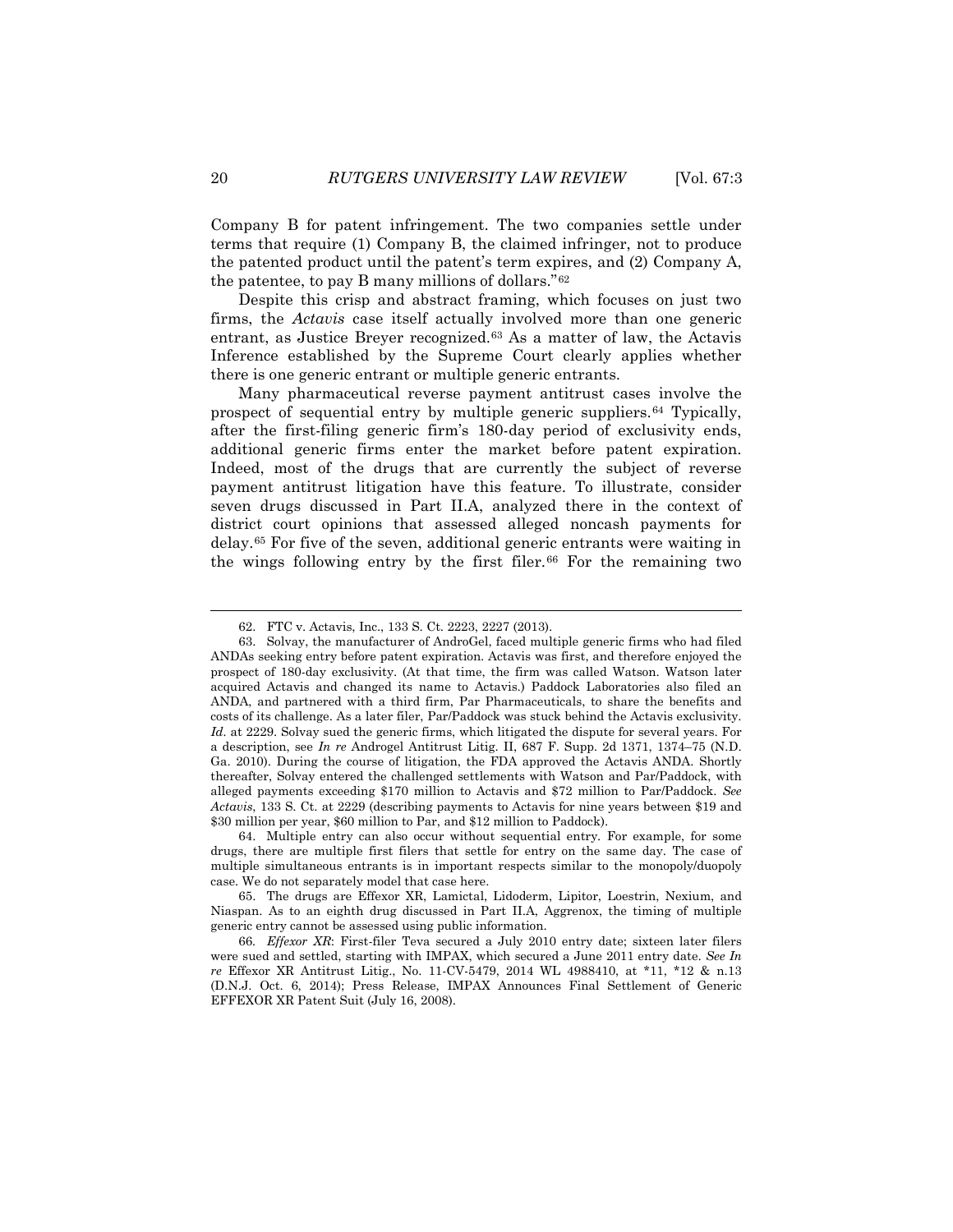Company B for patent infringement. The two companies settle under terms that require (1) Company B, the claimed infringer, not to produce the patented product until the patent's term expires, and (2) Company A, the patentee, to pay B many millions of dollars."[62]

Despite this crisp and abstract framing, which focuses on just two firms, the *Actavis* case itself actually involved more than one generic entrant, as Justice Breyer recognized.[63] As a matter of law, the Actavis Inference established by the Supreme Court clearly applies whether there is one generic entrant or multiple generic entrants.

Many pharmaceutical reverse payment antitrust cases involve the prospect of sequential entry by multiple generic suppliers.[64] Typically, after the first-filing generic firm's 180-day period of exclusivity ends, additional generic firms enter the market before patent expiration. Indeed, most of the drugs that are currently the subject of reverse payment antitrust litigation have this feature. To illustrate, consider seven drugs discussed in Part II.A, analyzed there in the context of district court opinions that assessed alleged noncash payments for delay.[65] For five of the seven, additional generic entrants were waiting in the wings following entry by the first filer.[66] For the remaining two

---

62. FTC v. Actavis, Inc., 133 S. Ct. 2223, 2227 (2013).

63. Solvay, the manufacturer of AndroGel, faced multiple generic firms who had filed ANDAs seeking entry before patent expiration. Actavis was first, and therefore enjoyed the prospect of 180-day exclusivity. (At that time, the firm was called Watson. Watson later acquired Actavis and changed its name to Actavis.) Paddock Laboratories also filed an ANDA, and partnered with a third firm, Par Pharmaceuticals, to share the benefits and costs of its challenge. As a later filer, Par/Paddock was stuck behind the Actavis exclusivity. *Id.* at 2229. Solvay sued the generic firms, which litigated the dispute for several years. For a description, see *In re* Androgel Antitrust Litig. II, 687 F. Supp. 2d 1371, 1374–75 (N.D. Ga. 2010). During the course of litigation, the FDA approved the Actavis ANDA. Shortly thereafter, Solvay entered the challenged settlements with Watson and Par/Paddock, with alleged payments exceeding $170 million to Actavis and $72 million to Par/Paddock. *See Actavis*, 133 S. Ct. at 2229 (describing payments to Actavis for nine years between $19 and $30 million per year, $60 million to Par, and $12 million to Paddock).

64. Multiple entry can also occur without sequential entry. For example, for some drugs, there are multiple first filers that settle for entry on the same day. The case of multiple simultaneous entrants is in important respects similar to the monopoly/duopoly case. We do not separately model that case here.

65. The drugs are Effexor XR, Lamictal, Lidoderm, Lipitor, Loestrin, Nexium, and Niaspan. As to an eighth drug discussed in Part II.A, Aggrenox, the timing of multiple generic entry cannot be assessed using public information.

66. *Effexor XR*: First-filer Teva secured a July 2010 entry date; sixteen later filers were sued and settled, starting with IMPAX, which secured a June 2011 entry date. *See In re* Effexor XR Antitrust Litig., No. 11-CV-5479, 2014 WL 4988410, at *11, *12 & n.13 (D.N.J. Oct. 6, 2014); Press Release, IMPAX Announces Final Settlement of Generic EFFEXOR XR Patent Suit (July 16, 2008).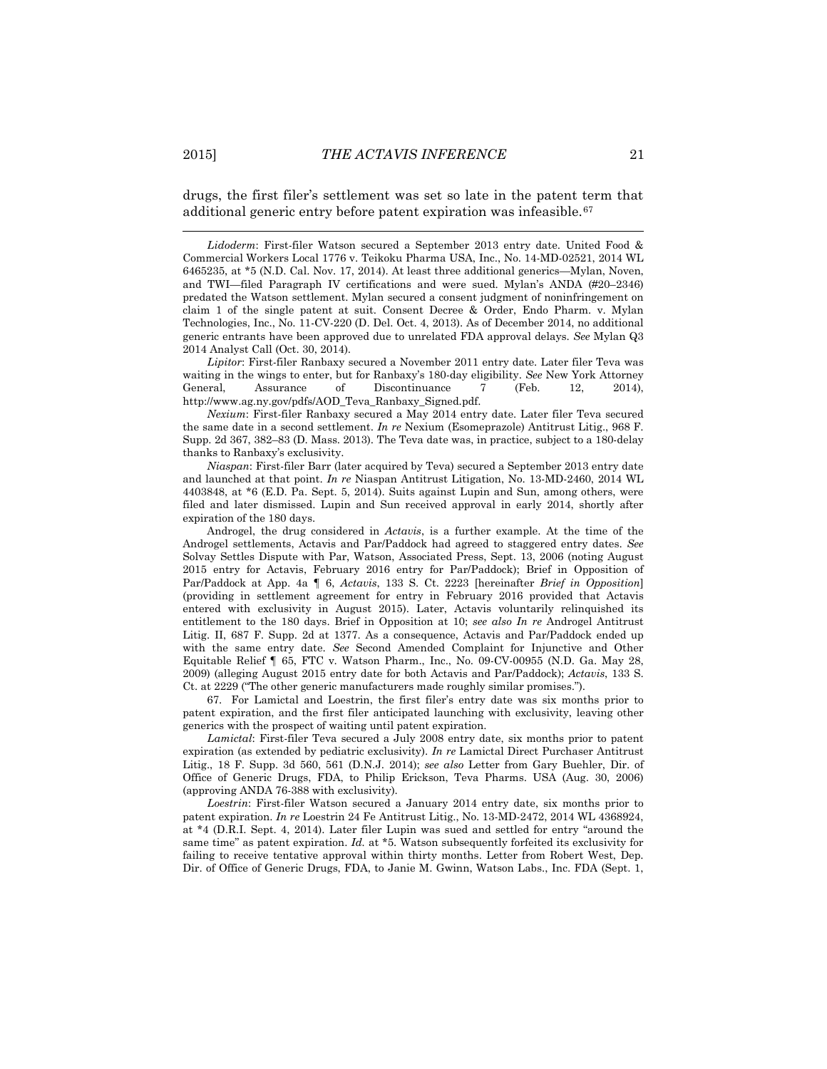drugs, the first filer's settlement was set so late in the patent term that additional generic entry before patent expiration was infeasible.[67]

---

*Lidoderm*: First-filer Watson secured a September 2013 entry date. United Food & Commercial Workers Local 1776 v. Teikoku Pharma USA, Inc., No. 14-MD-02521, 2014 WL 6465235, at *5 (N.D. Cal. Nov. 17, 2014). At least three additional generics—Mylan, Noven, and TWI—filed Paragraph IV certifications and were sued. Mylan's ANDA (#20–2346) predated the Watson settlement. Mylan secured a consent judgment of noninfringement on claim 1 of the single patent at suit. Consent Decree & Order, Endo Pharm. v. Mylan Technologies, Inc., No. 11-CV-220 (D. Del. Oct. 4, 2013). As of December 2014, no additional generic entrants have been approved due to unrelated FDA approval delays. *See* Mylan Q3 2014 Analyst Call (Oct. 30, 2014).

*Lipitor*: First-filer Ranbaxy secured a November 2011 entry date. Later filer Teva was waiting in the wings to enter, but for Ranbaxy's 180-day eligibility. *See* New York Attorney General, Assurance of Discontinuance 7 (Feb. 12, 2014), http://www.ag.ny.gov/pdfs/AOD_Teva_Ranbaxy_Signed.pdf.

*Nexium*: First-filer Ranbaxy secured a May 2014 entry date. Later filer Teva secured the same date in a second settlement. *In re* Nexium (Esomeprazole) Antitrust Litig., 968 F. Supp. 2d 367, 382–83 (D. Mass. 2013). The Teva date was, in practice, subject to a 180-delay thanks to Ranbaxy's exclusivity.

*Niaspan*: First-filer Barr (later acquired by Teva) secured a September 2013 entry date and launched at that point. *In re* Niaspan Antitrust Litigation, No. 13-MD-2460, 2014 WL 4403848, at *6 (E.D. Pa. Sept. 5, 2014). Suits against Lupin and Sun, among others, were filed and later dismissed. Lupin and Sun received approval in early 2014, shortly after expiration of the 180 days.

Androgel, the drug considered in *Actavis*, is a further example. At the time of the Androgel settlements, Actavis and Par/Paddock had agreed to staggered entry dates. *See* Solvay Settles Dispute with Par, Watson, Associated Press, Sept. 13, 2006 (noting August 2015 entry for Actavis, February 2016 entry for Par/Paddock); Brief in Opposition of Par/Paddock at App. 4a ¶ 6, *Actavis*, 133 S. Ct. 2223 [hereinafter *Brief in Opposition*] (providing in settlement agreement for entry in February 2016 provided that Actavis entered with exclusivity in August 2015). Later, Actavis voluntarily relinquished its entitlement to the 180 days. Brief in Opposition at 10; *see also In re* Androgel Antitrust Litig. II, 687 F. Supp. 2d at 1377. As a consequence, Actavis and Par/Paddock ended up with the same entry date. *See* Second Amended Complaint for Injunctive and Other Equitable Relief ¶ 65, FTC v. Watson Pharm., Inc., No. 09-CV-00955 (N.D. Ga. May 28, 2009) (alleging August 2015 entry date for both Actavis and Par/Paddock); *Actavis*, 133 S. Ct. at 2229 ("The other generic manufacturers made roughly similar promises.").

67. For Lamictal and Loestrin, the first filer's entry date was six months prior to patent expiration, and the first filer anticipated launching with exclusivity, leaving other generics with the prospect of waiting until patent expiration.

*Lamictal*: First-filer Teva secured a July 2008 entry date, six months prior to patent expiration (as extended by pediatric exclusivity). *In re* Lamictal Direct Purchaser Antitrust Litig., 18 F. Supp. 3d 560, 561 (D.N.J. 2014); *see also* Letter from Gary Buehler, Dir. of Office of Generic Drugs, FDA, to Philip Erickson, Teva Pharms. USA (Aug. 30, 2006) (approving ANDA 76-388 with exclusivity).

*Loestrin*: First-filer Watson secured a January 2014 entry date, six months prior to patent expiration. *In re* Loestrin 24 Fe Antitrust Litig., No. 13-MD-2472, 2014 WL 4368924, at *4 (D.R.I. Sept. 4, 2014). Later filer Lupin was sued and settled for entry "around the same time" as patent expiration. *Id.* at *5. Watson subsequently forfeited its exclusivity for failing to receive tentative approval within thirty months. Letter from Robert West, Dep. Dir. of Office of Generic Drugs, FDA, to Janie M. Gwinn, Watson Labs., Inc. FDA (Sept. 1,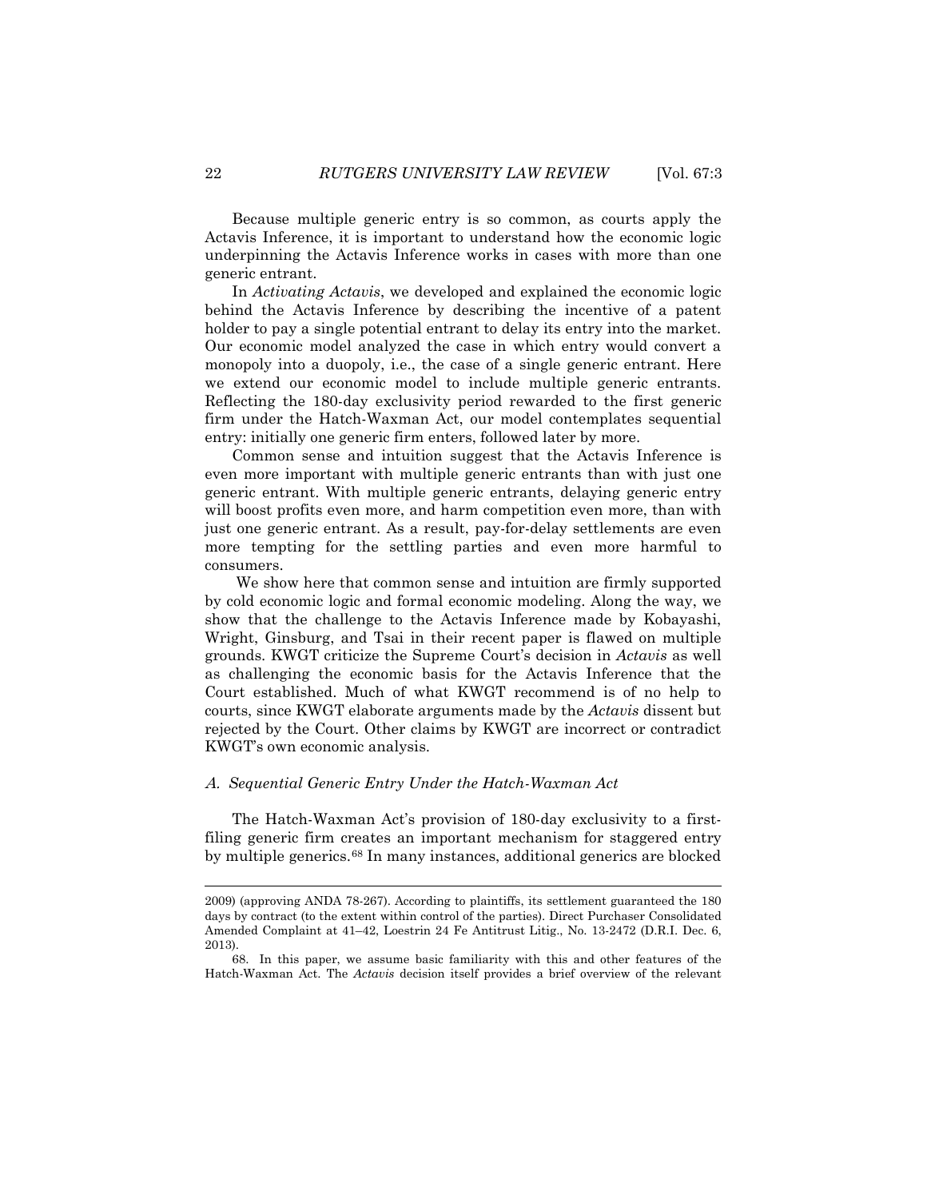Because multiple generic entry is so common, as courts apply the Actavis Inference, it is important to understand how the economic logic underpinning the Actavis Inference works in cases with more than one generic entrant.

In *Activating Actavis*, we developed and explained the economic logic behind the Actavis Inference by describing the incentive of a patent holder to pay a single potential entrant to delay its entry into the market. Our economic model analyzed the case in which entry would convert a monopoly into a duopoly, i.e., the case of a single generic entrant. Here we extend our economic model to include multiple generic entrants. Reflecting the 180-day exclusivity period rewarded to the first generic firm under the Hatch-Waxman Act, our model contemplates sequential entry: initially one generic firm enters, followed later by more.

Common sense and intuition suggest that the Actavis Inference is even more important with multiple generic entrants than with just one generic entrant. With multiple generic entrants, delaying generic entry will boost profits even more, and harm competition even more, than with just one generic entrant. As a result, pay-for-delay settlements are even more tempting for the settling parties and even more harmful to consumers.

We show here that common sense and intuition are firmly supported by cold economic logic and formal economic modeling. Along the way, we show that the challenge to the Actavis Inference made by Kobayashi, Wright, Ginsburg, and Tsai in their recent paper is flawed on multiple grounds. KWGT criticize the Supreme Court's decision in *Actavis* as well as challenging the economic basis for the Actavis Inference that the Court established. Much of what KWGT recommend is of no help to courts, since KWGT elaborate arguments made by the *Actavis* dissent but rejected by the Court. Other claims by KWGT are incorrect or contradict KWGT's own economic analysis.

### *A. Sequential Generic Entry Under the Hatch-Waxman Act*

The Hatch-Waxman Act's provision of 180-day exclusivity to a first-filing generic firm creates an important mechanism for staggered entry by multiple generics.[68] In many instances, additional generics are blocked

---

2009) (approving ANDA 78-267). According to plaintiffs, its settlement guaranteed the 180 days by contract (to the extent within control of the parties). Direct Purchaser Consolidated Amended Complaint at 41–42, Loestrin 24 Fe Antitrust Litig., No. 13-2472 (D.R.I. Dec. 6, 2013).

68. In this paper, we assume basic familiarity with this and other features of the Hatch-Waxman Act. The *Actavis* decision itself provides a brief overview of the relevant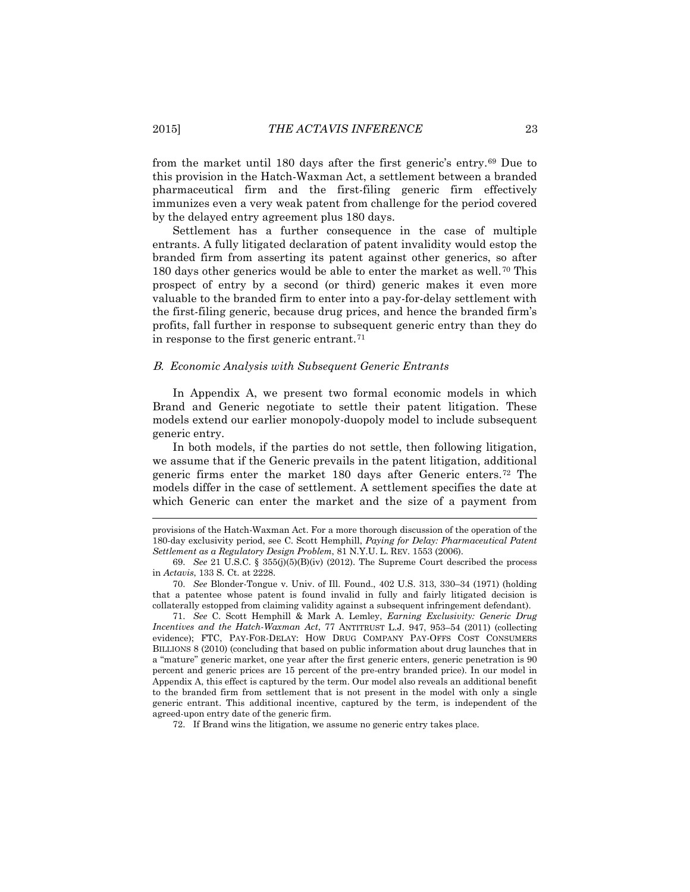from the market until 180 days after the first generic's entry.[69] Due to this provision in the Hatch-Waxman Act, a settlement between a branded pharmaceutical firm and the first-filing generic firm effectively immunizes even a very weak patent from challenge for the period covered by the delayed entry agreement plus 180 days.

Settlement has a further consequence in the case of multiple entrants. A fully litigated declaration of patent invalidity would estop the branded firm from asserting its patent against other generics, so after 180 days other generics would be able to enter the market as well.[70] This prospect of entry by a second (or third) generic makes it even more valuable to the branded firm to enter into a pay-for-delay settlement with the first-filing generic, because drug prices, and hence the branded firm's profits, fall further in response to subsequent generic entry than they do in response to the first generic entrant.[71]

### *B. Economic Analysis with Subsequent Generic Entrants*

In Appendix A, we present two formal economic models in which Brand and Generic negotiate to settle their patent litigation. These models extend our earlier monopoly-duopoly model to include subsequent generic entry.

In both models, if the parties do not settle, then following litigation, we assume that if the Generic prevails in the patent litigation, additional generic firms enter the market 180 days after Generic enters.[72] The models differ in the case of settlement. A settlement specifies the date at which Generic can enter the market and the size of a payment from

---

provisions of the Hatch-Waxman Act. For a more thorough discussion of the operation of the 180-day exclusivity period, see C. Scott Hemphill, *Paying for Delay: Pharmaceutical Patent Settlement as a Regulatory Design Problem*, 81 N.Y.U. L. REV. 1553 (2006).

69. *See* 21 U.S.C. § 355(j)(5)(B)(iv) (2012). The Supreme Court described the process in *Actavis*, 133 S. Ct. at 2228.

70. *See* Blonder-Tongue v. Univ. of Ill. Found., 402 U.S. 313, 330–34 (1971) (holding that a patentee whose patent is found invalid in fully and fairly litigated decision is collaterally estopped from claiming validity against a subsequent infringement defendant).

71. *See* C. Scott Hemphill & Mark A. Lemley, *Earning Exclusivity: Generic Drug Incentives and the Hatch-Waxman Act*, 77 ANTITRUST L.J. 947, 953–54 (2011) (collecting evidence); FTC, PAY-FOR-DELAY: HOW DRUG COMPANY PAY-OFFS COST CONSUMERS BILLIONS 8 (2010) (concluding that based on public information about drug launches that in a "mature" generic market, one year after the first generic enters, generic penetration is 90 percent and generic prices are 15 percent of the pre-entry branded price). In our model in Appendix A, this effect is captured by the term. Our model also reveals an additional benefit to the branded firm from settlement that is not present in the model with only a single generic entrant. This additional incentive, captured by the term, is independent of the agreed-upon entry date of the generic firm.

72. If Brand wins the litigation, we assume no generic entry takes place.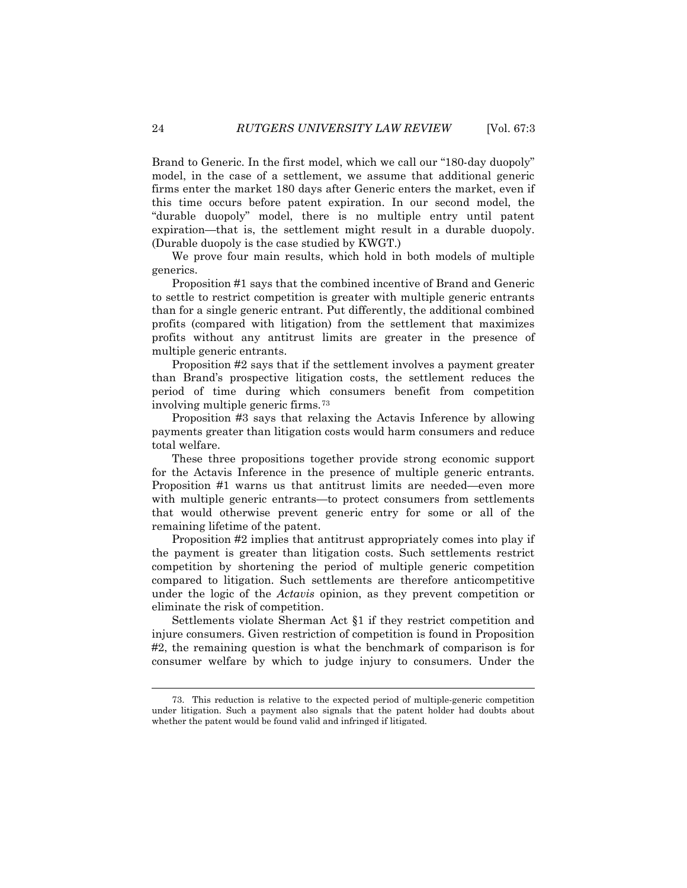Brand to Generic. In the first model, which we call our "180-day duopoly" model, in the case of a settlement, we assume that additional generic firms enter the market 180 days after Generic enters the market, even if this time occurs before patent expiration. In our second model, the "durable duopoly" model, there is no multiple entry until patent expiration—that is, the settlement might result in a durable duopoly. (Durable duopoly is the case studied by KWGT.)

We prove four main results, which hold in both models of multiple generics.

Proposition #1 says that the combined incentive of Brand and Generic to settle to restrict competition is greater with multiple generic entrants than for a single generic entrant. Put differently, the additional combined profits (compared with litigation) from the settlement that maximizes profits without any antitrust limits are greater in the presence of multiple generic entrants.

Proposition #2 says that if the settlement involves a payment greater than Brand's prospective litigation costs, the settlement reduces the period of time during which consumers benefit from competition involving multiple generic firms.[73]

Proposition #3 says that relaxing the Actavis Inference by allowing payments greater than litigation costs would harm consumers and reduce total welfare.

These three propositions together provide strong economic support for the Actavis Inference in the presence of multiple generic entrants. Proposition #1 warns us that antitrust limits are needed—even more with multiple generic entrants—to protect consumers from settlements that would otherwise prevent generic entry for some or all of the remaining lifetime of the patent.

Proposition #2 implies that antitrust appropriately comes into play if the payment is greater than litigation costs. Such settlements restrict competition by shortening the period of multiple generic competition compared to litigation. Such settlements are therefore anticompetitive under the logic of the *Actavis* opinion, as they prevent competition or eliminate the risk of competition.

Settlements violate Sherman Act §1 if they restrict competition and injure consumers. Given restriction of competition is found in Proposition #2, the remaining question is what the benchmark of comparison is for consumer welfare by which to judge injury to consumers. Under the

---

73. This reduction is relative to the expected period of multiple-generic competition under litigation. Such a payment also signals that the patent holder had doubts about whether the patent would be found valid and infringed if litigated.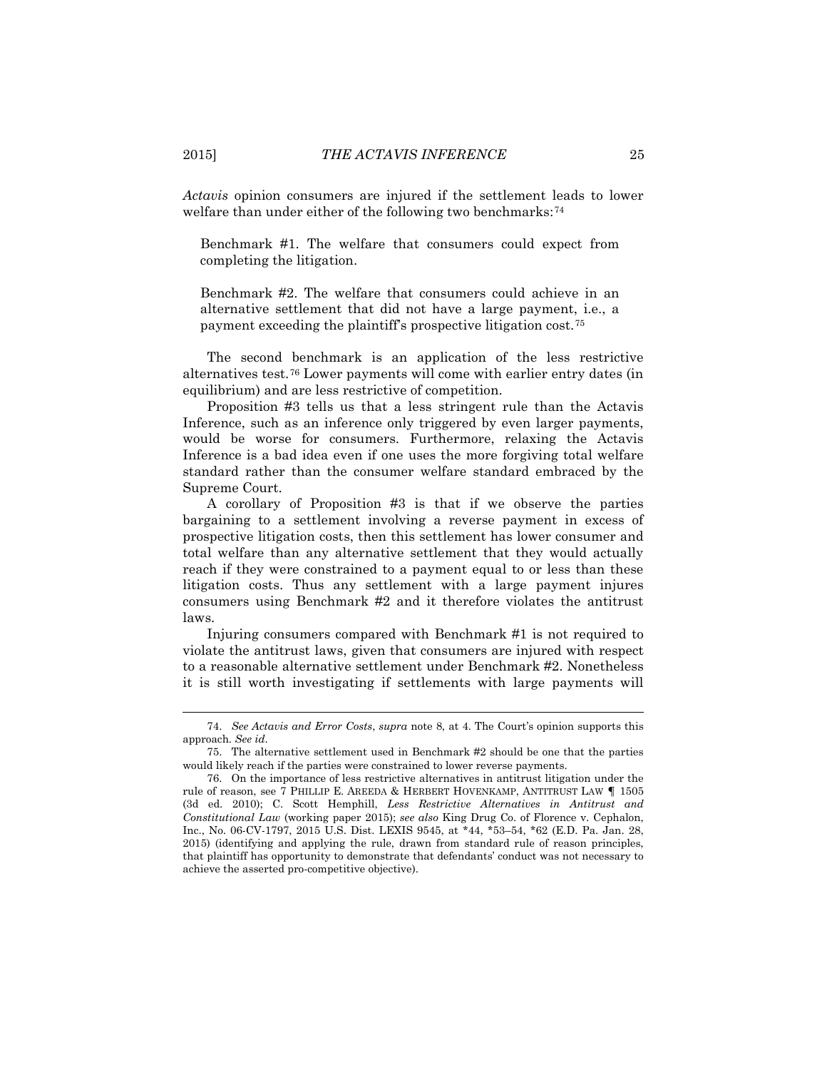*Actavis* opinion consumers are injured if the settlement leads to lower welfare than under either of the following two benchmarks:[74]

> Benchmark #1. The welfare that consumers could expect from completing the litigation.
>
> Benchmark #2. The welfare that consumers could achieve in an alternative settlement that did not have a large payment, i.e., a payment exceeding the plaintiff's prospective litigation cost.[75]

The second benchmark is an application of the less restrictive alternatives test.[76] Lower payments will come with earlier entry dates (in equilibrium) and are less restrictive of competition.

Proposition #3 tells us that a less stringent rule than the Actavis Inference, such as an inference only triggered by even larger payments, would be worse for consumers. Furthermore, relaxing the Actavis Inference is a bad idea even if one uses the more forgiving total welfare standard rather than the consumer welfare standard embraced by the Supreme Court.

A corollary of Proposition #3 is that if we observe the parties bargaining to a settlement involving a reverse payment in excess of prospective litigation costs, then this settlement has lower consumer and total welfare than any alternative settlement that they would actually reach if they were constrained to a payment equal to or less than these litigation costs. Thus any settlement with a large payment injures consumers using Benchmark #2 and it therefore violates the antitrust laws.

Injuring consumers compared with Benchmark #1 is not required to violate the antitrust laws, given that consumers are injured with respect to a reasonable alternative settlement under Benchmark #2. Nonetheless it is still worth investigating if settlements with large payments will

---

74. *See Actavis and Error Costs*, *supra* note 8, at 4. The Court's opinion supports this approach. *See id*.

75. The alternative settlement used in Benchmark #2 should be one that the parties would likely reach if the parties were constrained to lower reverse payments.

76. On the importance of less restrictive alternatives in antitrust litigation under the rule of reason, see 7 PHILLIP E. AREEDA & HERBERT HOVENKAMP, ANTITRUST LAW ¶ 1505 (3d ed. 2010); C. Scott Hemphill, *Less Restrictive Alternatives in Antitrust and Constitutional Law* (working paper 2015); *see also* King Drug Co. of Florence v. Cephalon, Inc., No. 06-CV-1797, 2015 U.S. Dist. LEXIS 9545, at *44, *53–54, *62 (E.D. Pa. Jan. 28, 2015) (identifying and applying the rule, drawn from standard rule of reason principles, that plaintiff has opportunity to demonstrate that defendants' conduct was not necessary to achieve the asserted pro-competitive objective).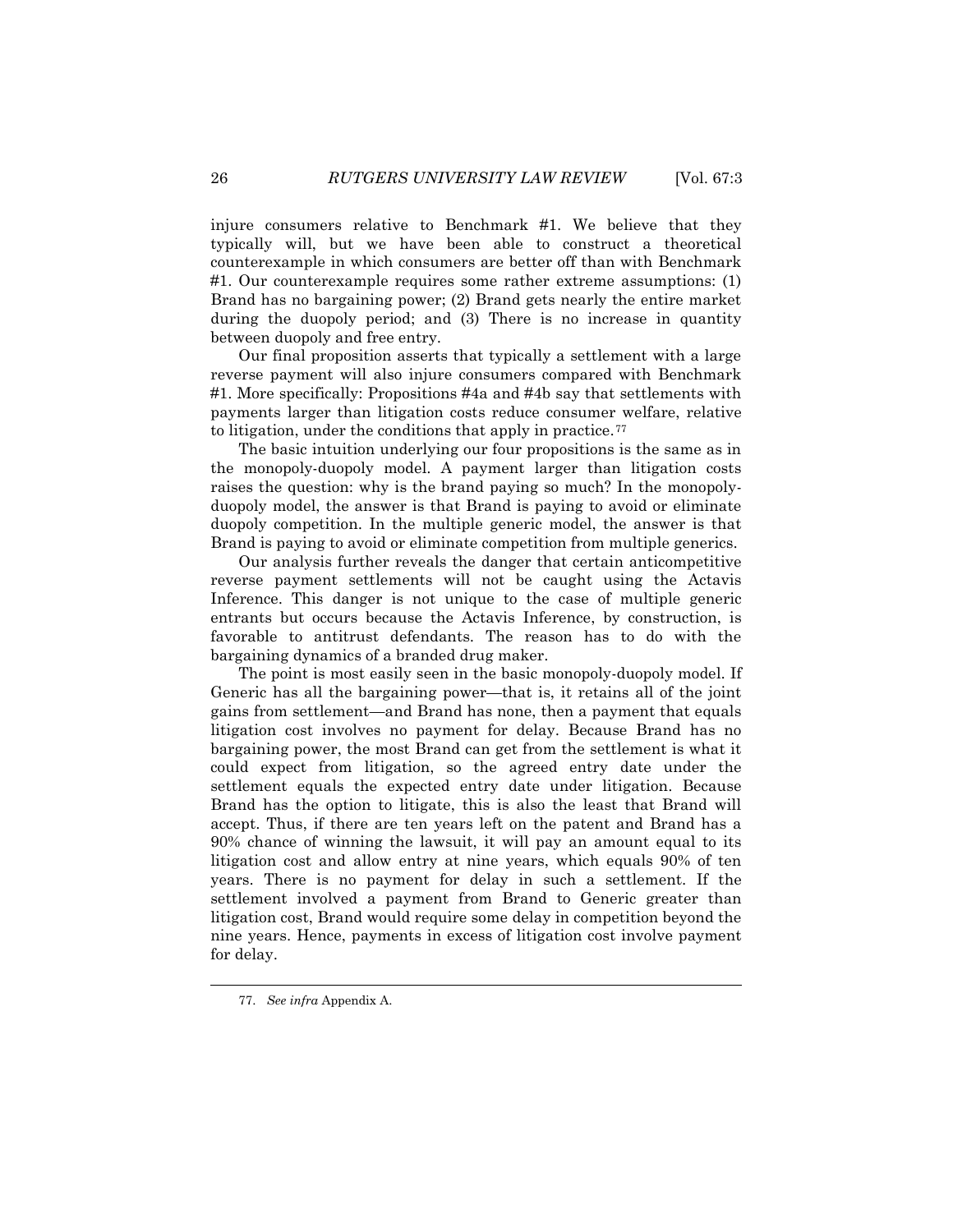injure consumers relative to Benchmark #1. We believe that they typically will, but we have been able to construct a theoretical counterexample in which consumers are better off than with Benchmark #1. Our counterexample requires some rather extreme assumptions: (1) Brand has no bargaining power; (2) Brand gets nearly the entire market during the duopoly period; and (3) There is no increase in quantity between duopoly and free entry.

Our final proposition asserts that typically a settlement with a large reverse payment will also injure consumers compared with Benchmark #1. More specifically: Propositions #4a and #4b say that settlements with payments larger than litigation costs reduce consumer welfare, relative to litigation, under the conditions that apply in practice.[77]

The basic intuition underlying our four propositions is the same as in the monopoly-duopoly model. A payment larger than litigation costs raises the question: why is the brand paying so much? In the monopoly-duopoly model, the answer is that Brand is paying to avoid or eliminate duopoly competition. In the multiple generic model, the answer is that Brand is paying to avoid or eliminate competition from multiple generics.

Our analysis further reveals the danger that certain anticompetitive reverse payment settlements will not be caught using the Actavis Inference. This danger is not unique to the case of multiple generic entrants but occurs because the Actavis Inference, by construction, is favorable to antitrust defendants. The reason has to do with the bargaining dynamics of a branded drug maker.

The point is most easily seen in the basic monopoly-duopoly model. If Generic has all the bargaining power—that is, it retains all of the joint gains from settlement—and Brand has none, then a payment that equals litigation cost involves no payment for delay. Because Brand has no bargaining power, the most Brand can get from the settlement is what it could expect from litigation, so the agreed entry date under the settlement equals the expected entry date under litigation. Because Brand has the option to litigate, this is also the least that Brand will accept. Thus, if there are ten years left on the patent and Brand has a 90% chance of winning the lawsuit, it will pay an amount equal to its litigation cost and allow entry at nine years, which equals 90% of ten years. There is no payment for delay in such a settlement. If the settlement involved a payment from Brand to Generic greater than litigation cost, Brand would require some delay in competition beyond the nine years. Hence, payments in excess of litigation cost involve payment for delay.

---

77. *See infra* Appendix A.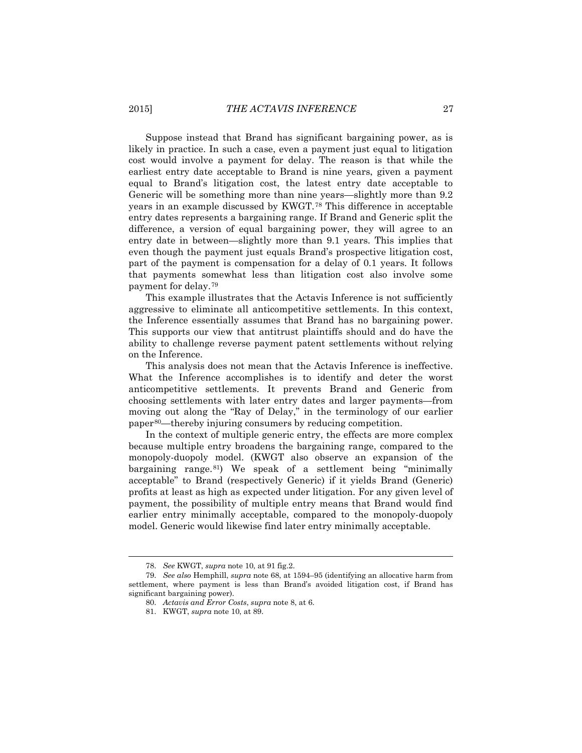Suppose instead that Brand has significant bargaining power, as is likely in practice. In such a case, even a payment just equal to litigation cost would involve a payment for delay. The reason is that while the earliest entry date acceptable to Brand is nine years, given a payment equal to Brand's litigation cost, the latest entry date acceptable to Generic will be something more than nine years—slightly more than 9.2 years in an example discussed by KWGT.[78] This difference in acceptable entry dates represents a bargaining range. If Brand and Generic split the difference, a version of equal bargaining power, they will agree to an entry date in between—slightly more than 9.1 years. This implies that even though the payment just equals Brand's prospective litigation cost, part of the payment is compensation for a delay of 0.1 years. It follows that payments somewhat less than litigation cost also involve some payment for delay.[79]

This example illustrates that the Actavis Inference is not sufficiently aggressive to eliminate all anticompetitive settlements. In this context, the Inference essentially assumes that Brand has no bargaining power. This supports our view that antitrust plaintiffs should and do have the ability to challenge reverse payment patent settlements without relying on the Inference.

This analysis does not mean that the Actavis Inference is ineffective. What the Inference accomplishes is to identify and deter the worst anticompetitive settlements. It prevents Brand and Generic from choosing settlements with later entry dates and larger payments—from moving out along the "Ray of Delay," in the terminology of our earlier paper[80]—thereby injuring consumers by reducing competition.

In the context of multiple generic entry, the effects are more complex because multiple entry broadens the bargaining range, compared to the monopoly-duopoly model. (KWGT also observe an expansion of the bargaining range.[81]) We speak of a settlement being "minimally acceptable" to Brand (respectively Generic) if it yields Brand (Generic) profits at least as high as expected under litigation. For any given level of payment, the possibility of multiple entry means that Brand would find earlier entry minimally acceptable, compared to the monopoly-duopoly model. Generic would likewise find later entry minimally acceptable.

---

78. *See* KWGT, *supra* note 10, at 91 fig.2.

79. *See also* Hemphill, *supra* note 68, at 1594–95 (identifying an allocative harm from settlement, where payment is less than Brand's avoided litigation cost, if Brand has significant bargaining power).

80. *Actavis and Error Costs*, *supra* note 8, at 6.

81. KWGT, *supra* note 10, at 89.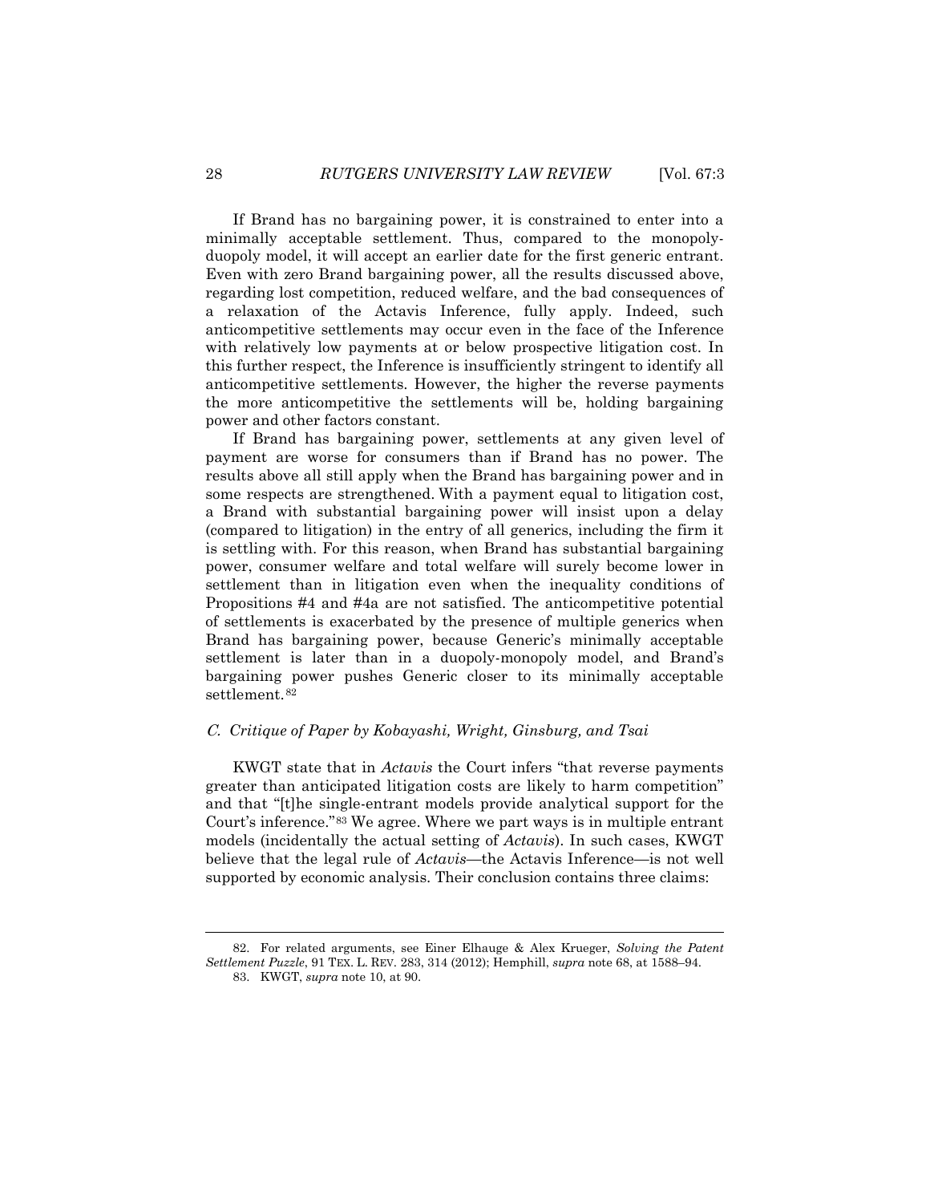If Brand has no bargaining power, it is constrained to enter into a minimally acceptable settlement. Thus, compared to the monopoly-duopoly model, it will accept an earlier date for the first generic entrant. Even with zero Brand bargaining power, all the results discussed above, regarding lost competition, reduced welfare, and the bad consequences of a relaxation of the Actavis Inference, fully apply. Indeed, such anticompetitive settlements may occur even in the face of the Inference with relatively low payments at or below prospective litigation cost. In this further respect, the Inference is insufficiently stringent to identify all anticompetitive settlements. However, the higher the reverse payments the more anticompetitive the settlements will be, holding bargaining power and other factors constant.

If Brand has bargaining power, settlements at any given level of payment are worse for consumers than if Brand has no power. The results above all still apply when the Brand has bargaining power and in some respects are strengthened. With a payment equal to litigation cost, a Brand with substantial bargaining power will insist upon a delay (compared to litigation) in the entry of all generics, including the firm it is settling with. For this reason, when Brand has substantial bargaining power, consumer welfare and total welfare will surely become lower in settlement than in litigation even when the inequality conditions of Propositions #4 and #4a are not satisfied. The anticompetitive potential of settlements is exacerbated by the presence of multiple generics when Brand has bargaining power, because Generic's minimally acceptable settlement is later than in a duopoly-monopoly model, and Brand's bargaining power pushes Generic closer to its minimally acceptable settlement.[82]

### *C. Critique of Paper by Kobayashi, Wright, Ginsburg, and Tsai*

KWGT state that in *Actavis* the Court infers "that reverse payments greater than anticipated litigation costs are likely to harm competition" and that "[t]he single-entrant models provide analytical support for the Court's inference."[83] We agree. Where we part ways is in multiple entrant models (incidentally the actual setting of *Actavis*). In such cases, KWGT believe that the legal rule of *Actavis*—the Actavis Inference—is not well supported by economic analysis. Their conclusion contains three claims:

---

82. For related arguments, see Einer Elhauge & Alex Krueger, *Solving the Patent Settlement Puzzle*, 91 TEX. L. REV. 283, 314 (2012); Hemphill, *supra* note 68, at 1588–94.

83. KWGT, *supra* note 10, at 90.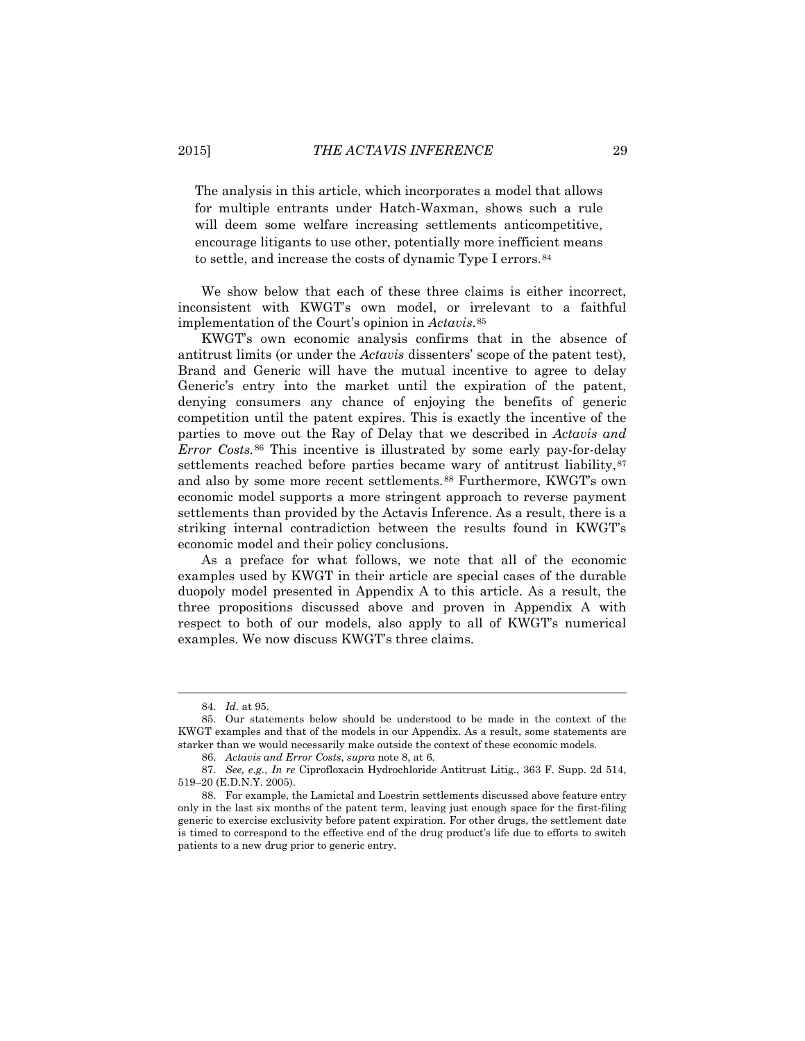> The analysis in this article, which incorporates a model that allows for multiple entrants under Hatch-Waxman, shows such a rule will deem some welfare increasing settlements anticompetitive, encourage litigants to use other, potentially more inefficient means to settle, and increase the costs of dynamic Type I errors.[84]

We show below that each of these three claims is either incorrect, inconsistent with KWGT's own model, or irrelevant to a faithful implementation of the Court's opinion in *Actavis*.[85]

KWGT's own economic analysis confirms that in the absence of antitrust limits (or under the *Actavis* dissenters' scope of the patent test), Brand and Generic will have the mutual incentive to agree to delay Generic's entry into the market until the expiration of the patent, denying consumers any chance of enjoying the benefits of generic competition until the patent expires. This is exactly the incentive of the parties to move out the Ray of Delay that we described in *Actavis and Error Costs.*[86] This incentive is illustrated by some early pay-for-delay settlements reached before parties became wary of antitrust liability,[87] and also by some more recent settlements.[88] Furthermore, KWGT's own economic model supports a more stringent approach to reverse payment settlements than provided by the Actavis Inference. As a result, there is a striking internal contradiction between the results found in KWGT's economic model and their policy conclusions.

As a preface for what follows, we note that all of the economic examples used by KWGT in their article are special cases of the durable duopoly model presented in Appendix A to this article. As a result, the three propositions discussed above and proven in Appendix A with respect to both of our models, also apply to all of KWGT's numerical examples. We now discuss KWGT's three claims.

---

84. *Id.* at 95.

85. Our statements below should be understood to be made in the context of the KWGT examples and that of the models in our Appendix. As a result, some statements are starker than we would necessarily make outside the context of these economic models.

86. *Actavis and Error Costs*, *supra* note 8, at 6.

87. *See, e.g.*, *In re* Ciprofloxacin Hydrochloride Antitrust Litig., 363 F. Supp. 2d 514, 519–20 (E.D.N.Y. 2005).

88. For example, the Lamictal and Loestrin settlements discussed above feature entry only in the last six months of the patent term, leaving just enough space for the first-filing generic to exercise exclusivity before patent expiration. For other drugs, the settlement date is timed to correspond to the effective end of the drug product's life due to efforts to switch patients to a new drug prior to generic entry.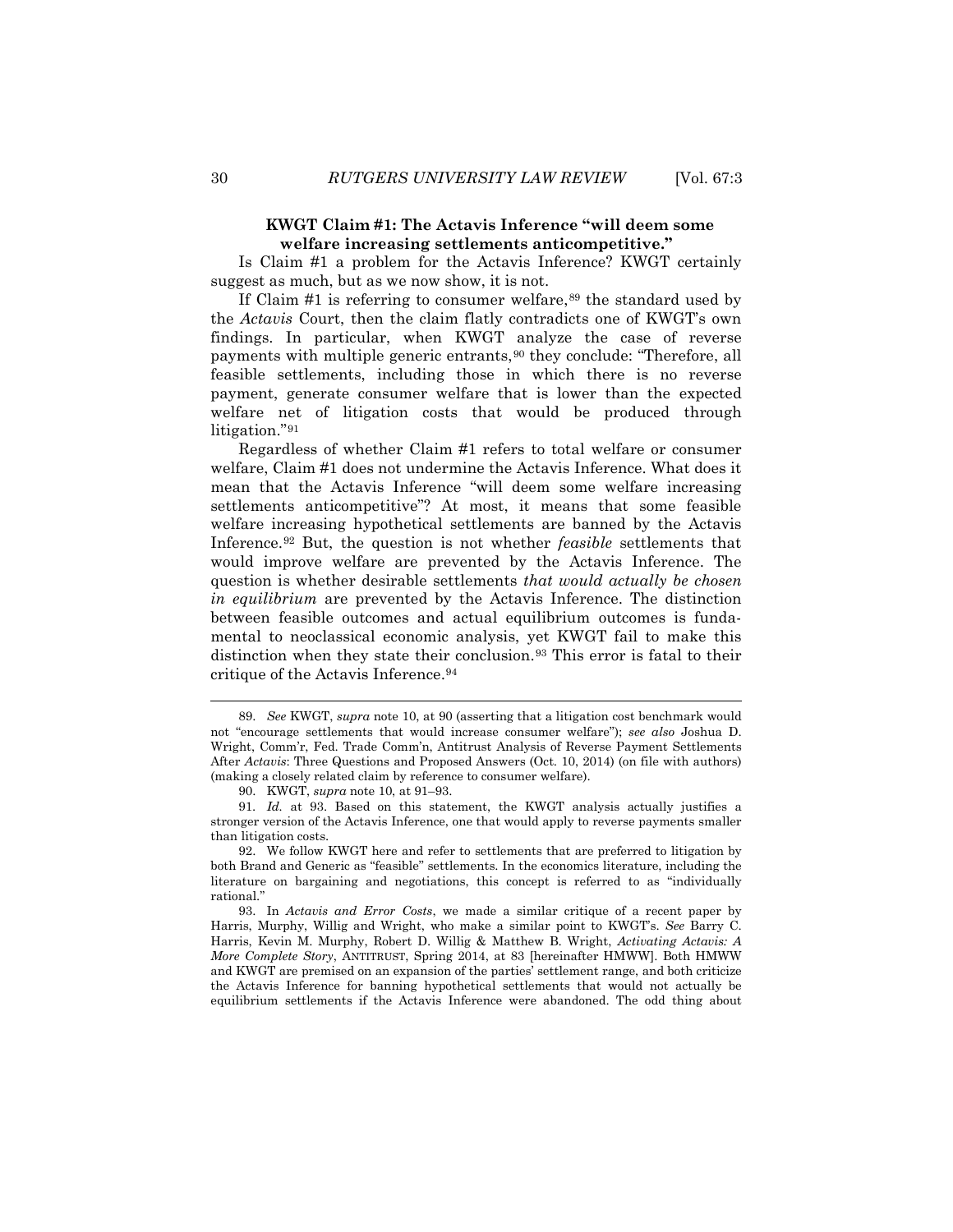**KWGT Claim #1: The Actavis Inference "will deem some welfare increasing settlements anticompetitive."**

Is Claim #1 a problem for the Actavis Inference? KWGT certainly suggest as much, but as we now show, it is not.

If Claim #1 is referring to consumer welfare,[89] the standard used by the *Actavis* Court, then the claim flatly contradicts one of KWGT's own findings. In particular, when KWGT analyze the case of reverse payments with multiple generic entrants,[90] they conclude: "Therefore, all feasible settlements, including those in which there is no reverse payment, generate consumer welfare that is lower than the expected welfare net of litigation costs that would be produced through litigation."[91]

Regardless of whether Claim #1 refers to total welfare or consumer welfare, Claim #1 does not undermine the Actavis Inference. What does it mean that the Actavis Inference "will deem some welfare increasing settlements anticompetitive"? At most, it means that some feasible welfare increasing hypothetical settlements are banned by the Actavis Inference.[92] But, the question is not whether *feasible* settlements that would improve welfare are prevented by the Actavis Inference. The question is whether desirable settlements *that would actually be chosen in equilibrium* are prevented by the Actavis Inference. The distinction between feasible outcomes and actual equilibrium outcomes is fundamental to neoclassical economic analysis, yet KWGT fail to make this distinction when they state their conclusion.[93] This error is fatal to their critique of the Actavis Inference.[94]

---

89. *See* KWGT, *supra* note 10, at 90 (asserting that a litigation cost benchmark would not "encourage settlements that would increase consumer welfare"); *see also* Joshua D. Wright, Comm'r, Fed. Trade Comm'n, Antitrust Analysis of Reverse Payment Settlements After *Actavis*: Three Questions and Proposed Answers (Oct. 10, 2014) (on file with authors) (making a closely related claim by reference to consumer welfare).

90. KWGT, *supra* note 10, at 91–93.

91. *Id.* at 93. Based on this statement, the KWGT analysis actually justifies a stronger version of the Actavis Inference, one that would apply to reverse payments smaller than litigation costs.

92. We follow KWGT here and refer to settlements that are preferred to litigation by both Brand and Generic as "feasible" settlements. In the economics literature, including the literature on bargaining and negotiations, this concept is referred to as "individually rational."

93. In *Actavis and Error Costs*, we made a similar critique of a recent paper by Harris, Murphy, Willig and Wright, who make a similar point to KWGT's. *See* Barry C. Harris, Kevin M. Murphy, Robert D. Willig & Matthew B. Wright, *Activating Actavis: A More Complete Story*, ANTITRUST, Spring 2014, at 83 [hereinafter HMWW]. Both HMWW and KWGT are premised on an expansion of the parties' settlement range, and both criticize the Actavis Inference for banning hypothetical settlements that would not actually be equilibrium settlements if the Actavis Inference were abandoned. The odd thing about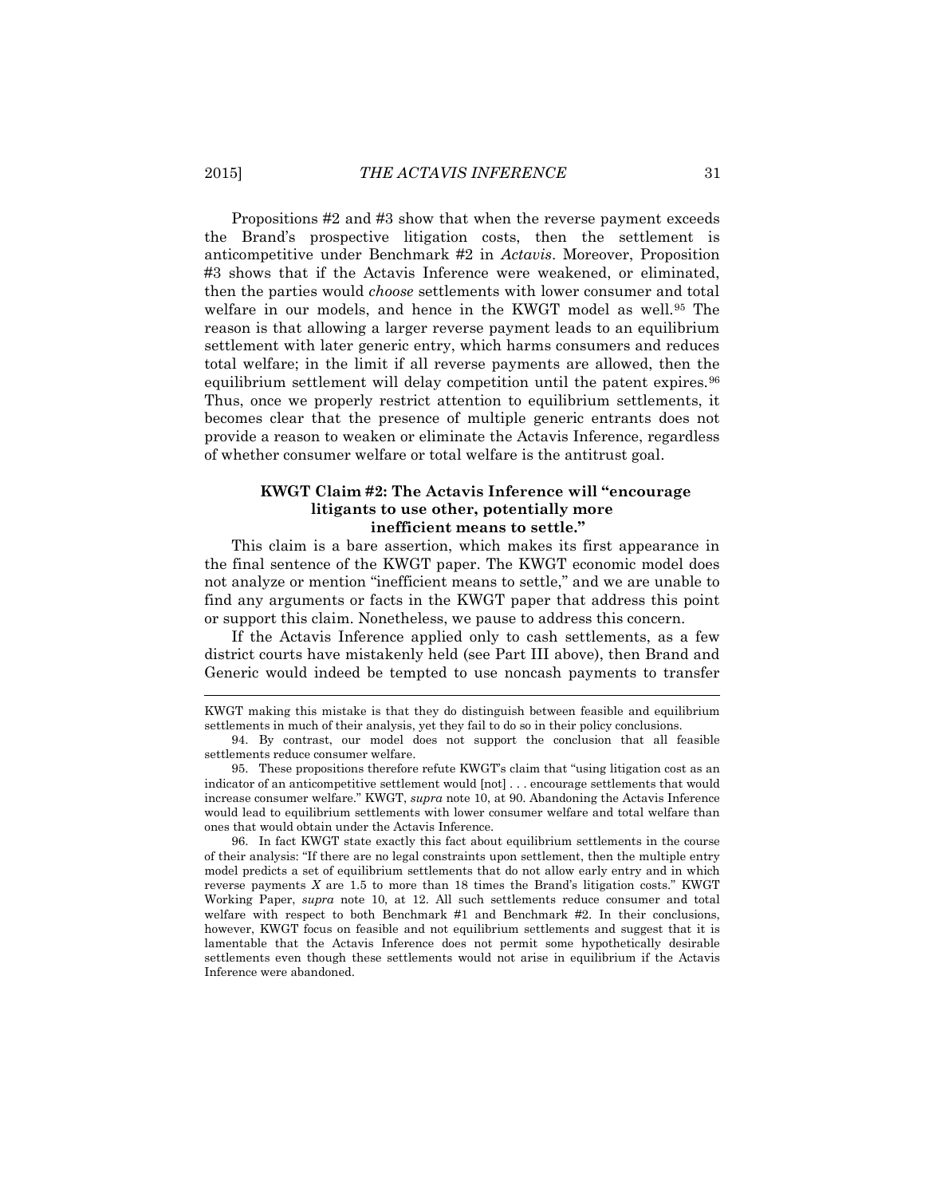Propositions #2 and #3 show that when the reverse payment exceeds the Brand's prospective litigation costs, then the settlement is anticompetitive under Benchmark #2 in *Actavis*. Moreover, Proposition #3 shows that if the Actavis Inference were weakened, or eliminated, then the parties would *choose* settlements with lower consumer and total welfare in our models, and hence in the KWGT model as well.[95] The reason is that allowing a larger reverse payment leads to an equilibrium settlement with later generic entry, which harms consumers and reduces total welfare; in the limit if all reverse payments are allowed, then the equilibrium settlement will delay competition until the patent expires.[96] Thus, once we properly restrict attention to equilibrium settlements, it becomes clear that the presence of multiple generic entrants does not provide a reason to weaken or eliminate the Actavis Inference, regardless of whether consumer welfare or total welfare is the antitrust goal.

### KWGT Claim #2: The Actavis Inference will "encourage litigants to use other, potentially more inefficient means to settle."

This claim is a bare assertion, which makes its first appearance in the final sentence of the KWGT paper. The KWGT economic model does not analyze or mention "inefficient means to settle," and we are unable to find any arguments or facts in the KWGT paper that address this point or support this claim. Nonetheless, we pause to address this concern.

If the Actavis Inference applied only to cash settlements, as a few district courts have mistakenly held (see Part III above), then Brand and Generic would indeed be tempted to use noncash payments to transfer

---

KWGT making this mistake is that they do distinguish between feasible and equilibrium settlements in much of their analysis, yet they fail to do so in their policy conclusions.

94. By contrast, our model does not support the conclusion that all feasible settlements reduce consumer welfare.

95. These propositions therefore refute KWGT's claim that "using litigation cost as an indicator of an anticompetitive settlement would [not] . . . encourage settlements that would increase consumer welfare." KWGT, *supra* note 10, at 90. Abandoning the Actavis Inference would lead to equilibrium settlements with lower consumer welfare and total welfare than ones that would obtain under the Actavis Inference.

96. In fact KWGT state exactly this fact about equilibrium settlements in the course of their analysis: "If there are no legal constraints upon settlement, then the multiple entry model predicts a set of equilibrium settlements that do not allow early entry and in which reverse payments $X$ are 1.5 to more than 18 times the Brand's litigation costs." KWGT Working Paper, *supra* note 10, at 12. All such settlements reduce consumer and total welfare with respect to both Benchmark #1 and Benchmark #2. In their conclusions, however, KWGT focus on feasible and not equilibrium settlements and suggest that it is lamentable that the Actavis Inference does not permit some hypothetically desirable settlements even though these settlements would not arise in equilibrium if the Actavis Inference were abandoned.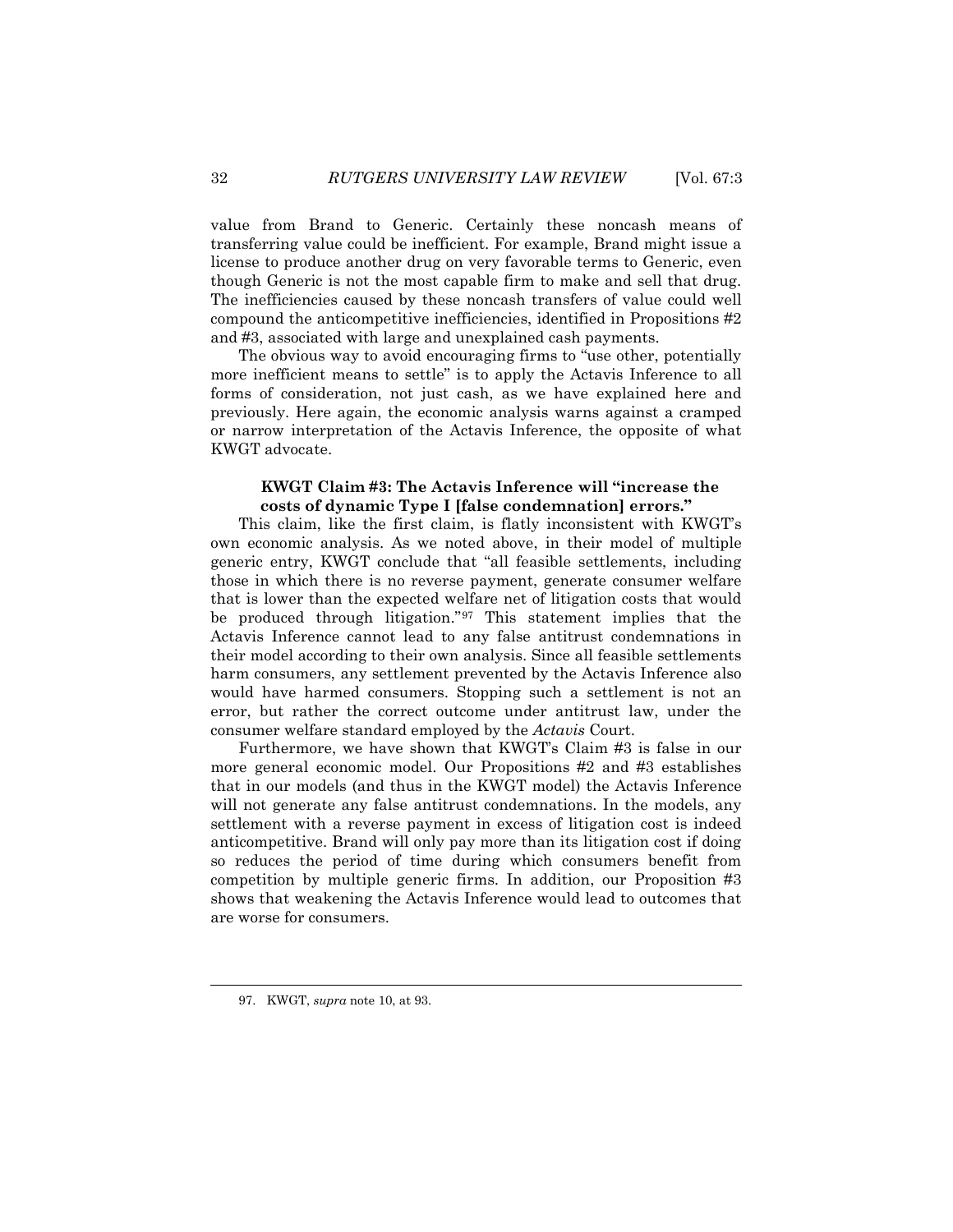value from Brand to Generic. Certainly these noncash means of transferring value could be inefficient. For example, Brand might issue a license to produce another drug on very favorable terms to Generic, even though Generic is not the most capable firm to make and sell that drug. The inefficiencies caused by these noncash transfers of value could well compound the anticompetitive inefficiencies, identified in Propositions #2 and #3, associated with large and unexplained cash payments.

The obvious way to avoid encouraging firms to "use other, potentially more inefficient means to settle" is to apply the Actavis Inference to all forms of consideration, not just cash, as we have explained here and previously. Here again, the economic analysis warns against a cramped or narrow interpretation of the Actavis Inference, the opposite of what KWGT advocate.

### KWGT Claim #3: The Actavis Inference will "increase the costs of dynamic Type I [false condemnation] errors."

This claim, like the first claim, is flatly inconsistent with KWGT's own economic analysis. As we noted above, in their model of multiple generic entry, KWGT conclude that "all feasible settlements, including those in which there is no reverse payment, generate consumer welfare that is lower than the expected welfare net of litigation costs that would be produced through litigation."[97] This statement implies that the Actavis Inference cannot lead to any false antitrust condemnations in their model according to their own analysis. Since all feasible settlements harm consumers, any settlement prevented by the Actavis Inference also would have harmed consumers. Stopping such a settlement is not an error, but rather the correct outcome under antitrust law, under the consumer welfare standard employed by the *Actavis* Court.

Furthermore, we have shown that KWGT's Claim #3 is false in our more general economic model. Our Propositions #2 and #3 establishes that in our models (and thus in the KWGT model) the Actavis Inference will not generate any false antitrust condemnations. In the models, any settlement with a reverse payment in excess of litigation cost is indeed anticompetitive. Brand will only pay more than its litigation cost if doing so reduces the period of time during which consumers benefit from competition by multiple generic firms. In addition, our Proposition #3 shows that weakening the Actavis Inference would lead to outcomes that are worse for consumers.

---

97. KWGT, *supra* note 10, at 93.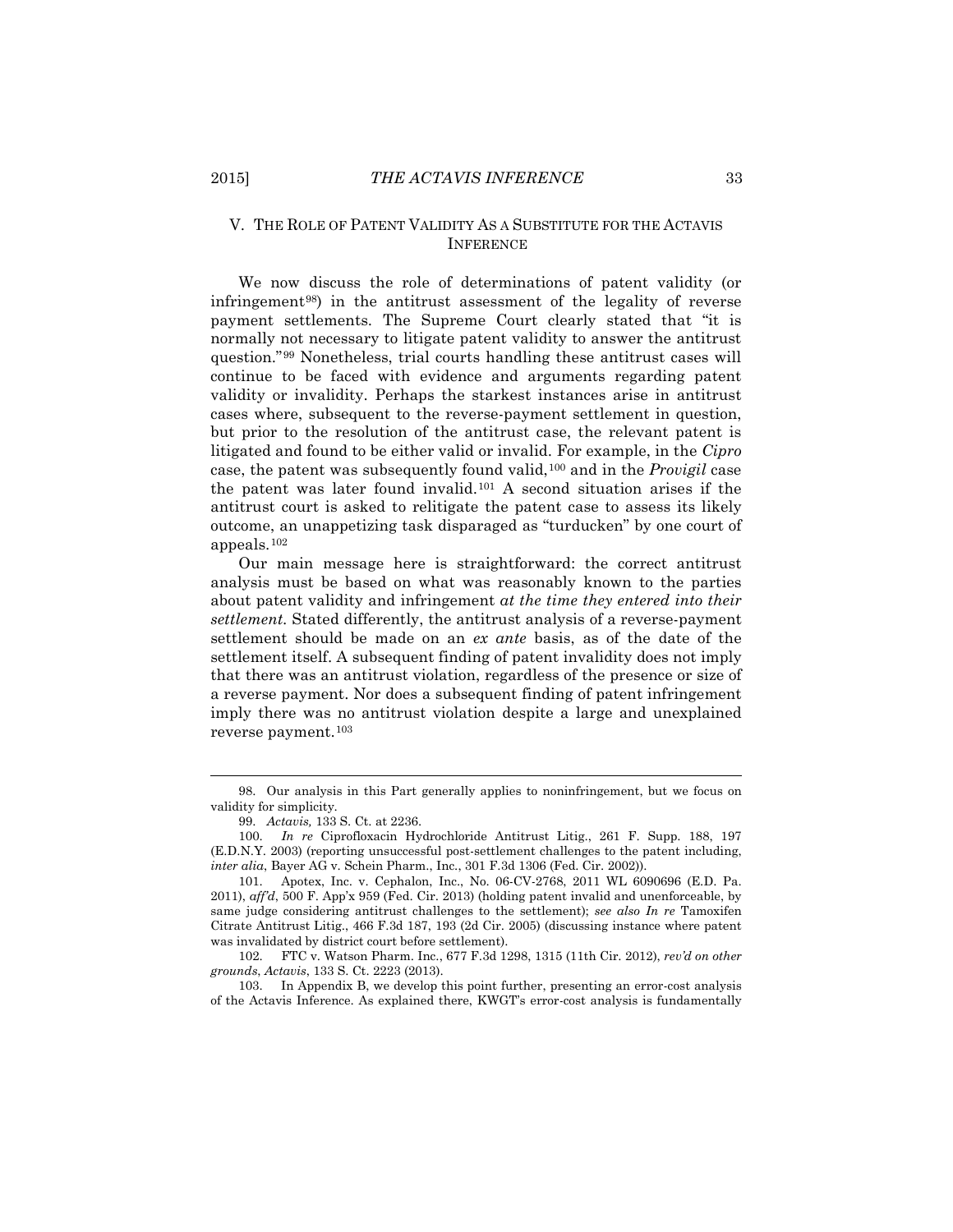## V. The Role of Patent Validity As a Substitute for the Actavis Inference

We now discuss the role of determinations of patent validity (or infringement[98]) in the antitrust assessment of the legality of reverse payment settlements. The Supreme Court clearly stated that "it is normally not necessary to litigate patent validity to answer the antitrust question."[99] Nonetheless, trial courts handling these antitrust cases will continue to be faced with evidence and arguments regarding patent validity or invalidity. Perhaps the starkest instances arise in antitrust cases where, subsequent to the reverse-payment settlement in question, but prior to the resolution of the antitrust case, the relevant patent is litigated and found to be either valid or invalid. For example, in the *Cipro* case, the patent was subsequently found valid,[100] and in the *Provigil* case the patent was later found invalid.[101] A second situation arises if the antitrust court is asked to relitigate the patent case to assess its likely outcome, an unappetizing task disparaged as "turducken" by one court of appeals.[102]

Our main message here is straightforward: the correct antitrust analysis must be based on what was reasonably known to the parties about patent validity and infringement *at the time they entered into their settlement.* Stated differently, the antitrust analysis of a reverse-payment settlement should be made on an *ex ante* basis, as of the date of the settlement itself. A subsequent finding of patent invalidity does not imply that there was an antitrust violation, regardless of the presence or size of a reverse payment. Nor does a subsequent finding of patent infringement imply there was no antitrust violation despite a large and unexplained reverse payment.[103]

---

98. Our analysis in this Part generally applies to noninfringement, but we focus on validity for simplicity.

99. *Actavis,* 133 S. Ct. at 2236.

100. *In re* Ciprofloxacin Hydrochloride Antitrust Litig., 261 F. Supp. 188, 197 (E.D.N.Y. 2003) (reporting unsuccessful post-settlement challenges to the patent including, *inter alia*, Bayer AG v. Schein Pharm., Inc., 301 F.3d 1306 (Fed. Cir. 2002)).

101. Apotex, Inc. v. Cephalon, Inc., No. 06-CV-2768, 2011 WL 6090696 (E.D. Pa. 2011), *aff'd*, 500 F. App'x 959 (Fed. Cir. 2013) (holding patent invalid and unenforceable, by same judge considering antitrust challenges to the settlement); *see also In re* Tamoxifen Citrate Antitrust Litig., 466 F.3d 187, 193 (2d Cir. 2005) (discussing instance where patent was invalidated by district court before settlement).

102. FTC v. Watson Pharm. Inc., 677 F.3d 1298, 1315 (11th Cir. 2012), *rev'd on other grounds*, *Actavis*, 133 S. Ct. 2223 (2013).

103. In Appendix B, we develop this point further, presenting an error-cost analysis of the Actavis Inference. As explained there, KWGT's error-cost analysis is fundamentally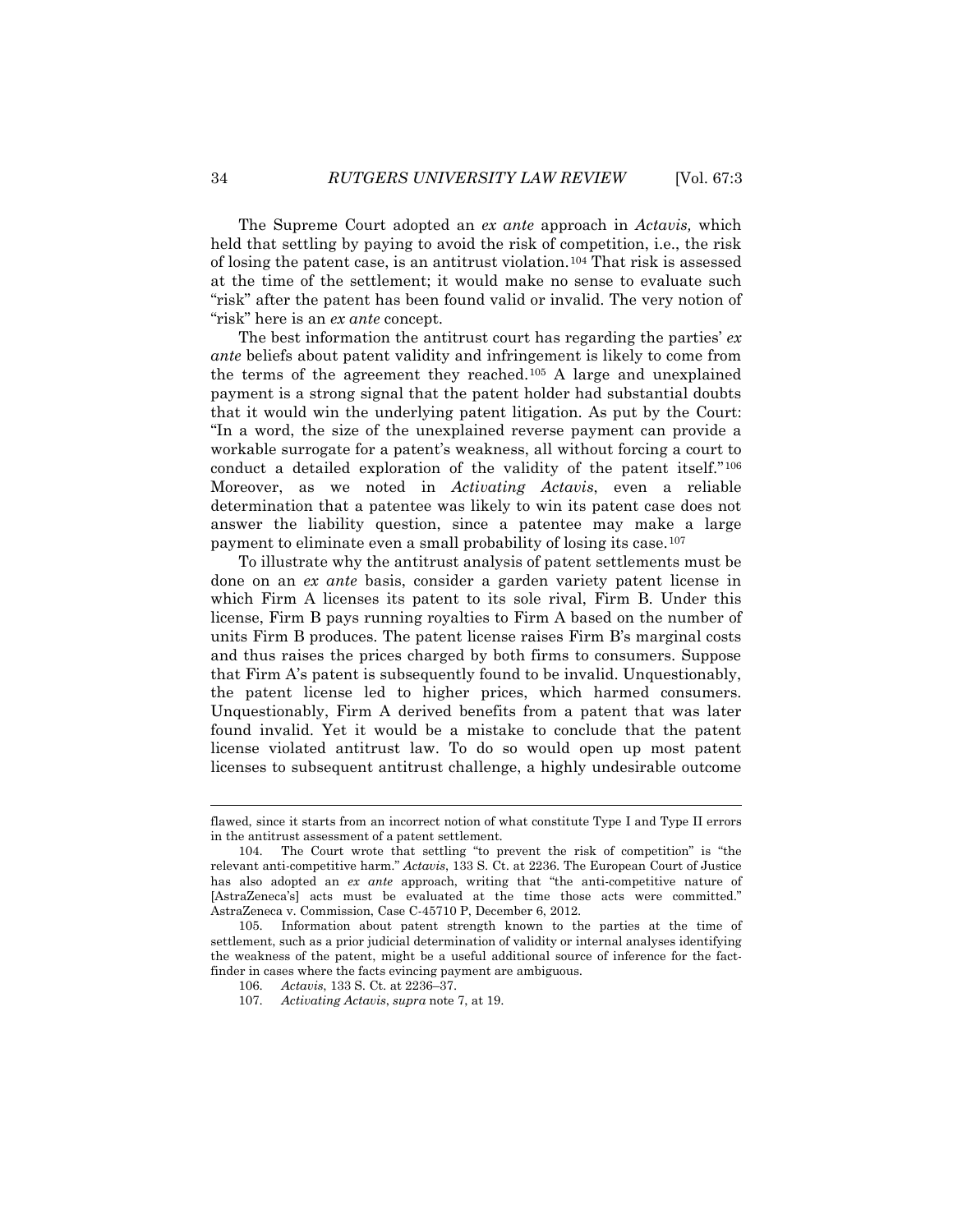The Supreme Court adopted an *ex ante* approach in *Actavis,* which held that settling by paying to avoid the risk of competition, i.e., the risk of losing the patent case, is an antitrust violation.[104] That risk is assessed at the time of the settlement; it would make no sense to evaluate such "risk" after the patent has been found valid or invalid. The very notion of "risk" here is an *ex ante* concept.

The best information the antitrust court has regarding the parties' *ex ante* beliefs about patent validity and infringement is likely to come from the terms of the agreement they reached.[105] A large and unexplained payment is a strong signal that the patent holder had substantial doubts that it would win the underlying patent litigation. As put by the Court: "In a word, the size of the unexplained reverse payment can provide a workable surrogate for a patent's weakness, all without forcing a court to conduct a detailed exploration of the validity of the patent itself."[106] Moreover, as we noted in *Activating Actavis*, even a reliable determination that a patentee was likely to win its patent case does not answer the liability question, since a patentee may make a large payment to eliminate even a small probability of losing its case.[107]

To illustrate why the antitrust analysis of patent settlements must be done on an *ex ante* basis, consider a garden variety patent license in which Firm A licenses its patent to its sole rival, Firm B. Under this license, Firm B pays running royalties to Firm A based on the number of units Firm B produces. The patent license raises Firm B's marginal costs and thus raises the prices charged by both firms to consumers. Suppose that Firm A's patent is subsequently found to be invalid. Unquestionably, the patent license led to higher prices, which harmed consumers. Unquestionably, Firm A derived benefits from a patent that was later found invalid. Yet it would be a mistake to conclude that the patent license violated antitrust law. To do so would open up most patent licenses to subsequent antitrust challenge, a highly undesirable outcome

---

flawed, since it starts from an incorrect notion of what constitute Type I and Type II errors in the antitrust assessment of a patent settlement.

104. The Court wrote that settling "to prevent the risk of competition" is "the relevant anti-competitive harm." *Actavis*, 133 S. Ct. at 2236. The European Court of Justice has also adopted an *ex ante* approach, writing that "the anti-competitive nature of [AstraZeneca's] acts must be evaluated at the time those acts were committed." AstraZeneca v. Commission, Case C-45710 P, December 6, 2012.

105. Information about patent strength known to the parties at the time of settlement, such as a prior judicial determination of validity or internal analyses identifying the weakness of the patent, might be a useful additional source of inference for the fact-finder in cases where the facts evincing payment are ambiguous.

106. *Actavis*, 133 S. Ct. at 2236–37.

107. *Activating Actavis*, *supra* note 7, at 19.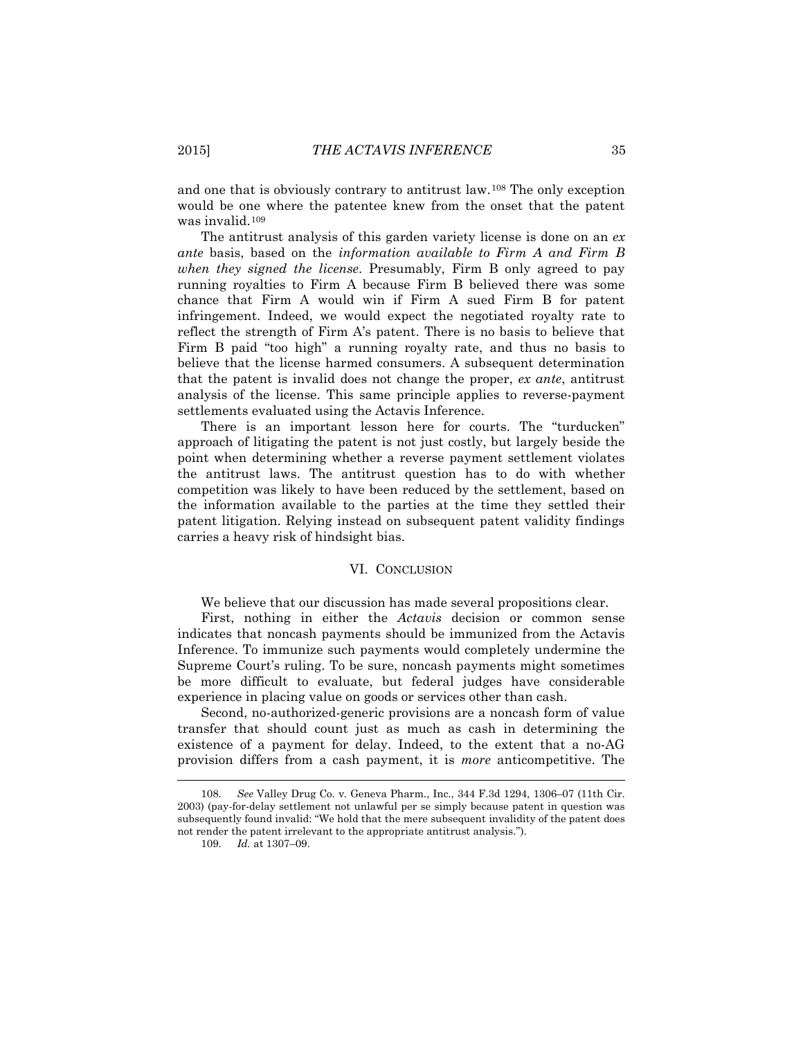and one that is obviously contrary to antitrust law.[108] The only exception would be one where the patentee knew from the onset that the patent was invalid.[109]

The antitrust analysis of this garden variety license is done on an *ex ante* basis, based on the *information available to Firm A and Firm B when they signed the license*. Presumably, Firm B only agreed to pay running royalties to Firm A because Firm B believed there was some chance that Firm A would win if Firm A sued Firm B for patent infringement. Indeed, we would expect the negotiated royalty rate to reflect the strength of Firm A's patent. There is no basis to believe that Firm B paid "too high" a running royalty rate, and thus no basis to believe that the license harmed consumers. A subsequent determination that the patent is invalid does not change the proper, *ex ante*, antitrust analysis of the license. This same principle applies to reverse-payment settlements evaluated using the Actavis Inference.

There is an important lesson here for courts. The "turducken" approach of litigating the patent is not just costly, but largely beside the point when determining whether a reverse payment settlement violates the antitrust laws. The antitrust question has to do with whether competition was likely to have been reduced by the settlement, based on the information available to the parties at the time they settled their patent litigation. Relying instead on subsequent patent validity findings carries a heavy risk of hindsight bias.

## VI. CONCLUSION

We believe that our discussion has made several propositions clear.

First, nothing in either the *Actavis* decision or common sense indicates that noncash payments should be immunized from the Actavis Inference. To immunize such payments would completely undermine the Supreme Court's ruling. To be sure, noncash payments might sometimes be more difficult to evaluate, but federal judges have considerable experience in placing value on goods or services other than cash.

Second, no-authorized-generic provisions are a noncash form of value transfer that should count just as much as cash in determining the existence of a payment for delay. Indeed, to the extent that a no-AG provision differs from a cash payment, it is *more* anticompetitive. The

---

108. *See* Valley Drug Co. v. Geneva Pharm., Inc., 344 F.3d 1294, 1306–07 (11th Cir. 2003) (pay-for-delay settlement not unlawful per se simply because patent in question was subsequently found invalid: "We hold that the mere subsequent invalidity of the patent does not render the patent irrelevant to the appropriate antitrust analysis.").

109. *Id.* at 1307–09.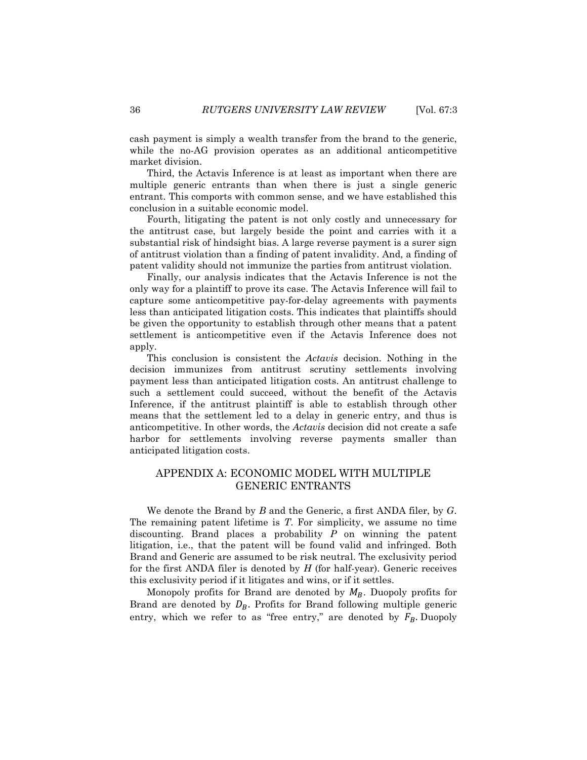cash payment is simply a wealth transfer from the brand to the generic, while the no-AG provision operates as an additional anticompetitive market division.

Third, the Actavis Inference is at least as important when there are multiple generic entrants than when there is just a single generic entrant. This comports with common sense, and we have established this conclusion in a suitable economic model.

Fourth, litigating the patent is not only costly and unnecessary for the antitrust case, but largely beside the point and carries with it a substantial risk of hindsight bias. A large reverse payment is a surer sign of antitrust violation than a finding of patent invalidity. And, a finding of patent validity should not immunize the parties from antitrust violation.

Finally, our analysis indicates that the Actavis Inference is not the only way for a plaintiff to prove its case. The Actavis Inference will fail to capture some anticompetitive pay-for-delay agreements with payments less than anticipated litigation costs. This indicates that plaintiffs should be given the opportunity to establish through other means that a patent settlement is anticompetitive even if the Actavis Inference does not apply.

This conclusion is consistent the *Actavis* decision. Nothing in the decision immunizes from antitrust scrutiny settlements involving payment less than anticipated litigation costs. An antitrust challenge to such a settlement could succeed, without the benefit of the Actavis Inference, if the antitrust plaintiff is able to establish through other means that the settlement led to a delay in generic entry, and thus is anticompetitive. In other words, the *Actavis* decision did not create a safe harbor for settlements involving reverse payments smaller than anticipated litigation costs.

## APPENDIX A: ECONOMIC MODEL WITH MULTIPLE GENERIC ENTRANTS

We denote the Brand by $B$ and the Generic, a first ANDA filer, by $G$. The remaining patent lifetime is $T$. For simplicity, we assume no time discounting. Brand places a probability $P$ on winning the patent litigation, i.e., that the patent will be found valid and infringed. Both Brand and Generic are assumed to be risk neutral. The exclusivity period for the first ANDA filer is denoted by $H$ (for half-year). Generic receives this exclusivity period if it litigates and wins, or if it settles.

Monopoly profits for Brand are denoted by $M_B$. Duopoly profits for Brand are denoted by $D_B$. Profits for Brand following multiple generic entry, which we refer to as "free entry," are denoted by $F_B$. Duopoly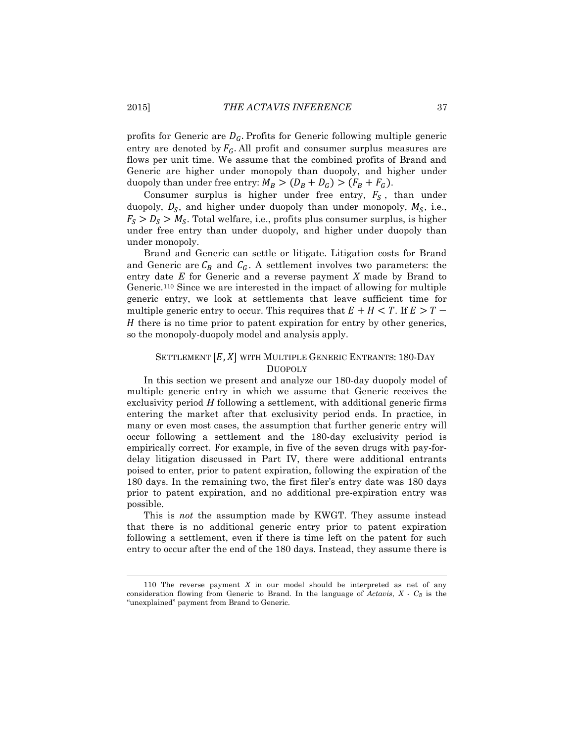profits for Generic are $D_G$. Profits for Generic following multiple generic entry are denoted by $F_G$. All profit and consumer surplus measures are flows per unit time. We assume that the combined profits of Brand and Generic are higher under monopoly than duopoly, and higher under duopoly than under free entry: $M_B > (D_B + D_G) > (F_B + F_G)$.

Consumer surplus is higher under free entry, $F_S$, than under duopoly, $D_S$, and higher under duopoly than under monopoly, $M_S$, i.e., $F_S > D_S > M_S$. Total welfare, i.e., profits plus consumer surplus, is higher under free entry than under duopoly, and higher under duopoly than under monopoly.

Brand and Generic can settle or litigate. Litigation costs for Brand and Generic are $C_B$ and $C_G$. A settlement involves two parameters: the entry date $E$ for Generic and a reverse payment $X$ made by Brand to Generic.[110] Since we are interested in the impact of allowing for multiple generic entry, we look at settlements that leave sufficient time for multiple generic entry to occur. This requires that $E + H < T$. If $E > T - H$ there is no time prior to patent expiration for entry by other generics, so the monopoly-duopoly model and analysis apply.

### SETTLEMENT $[E, X]$ WITH MULTIPLE GENERIC ENTRANTS: 180-DAY DUOPOLY

In this section we present and analyze our 180-day duopoly model of multiple generic entry in which we assume that Generic receives the exclusivity period $H$ following a settlement, with additional generic firms entering the market after that exclusivity period ends. In practice, in many or even most cases, the assumption that further generic entry will occur following a settlement and the 180-day exclusivity period is empirically correct. For example, in five of the seven drugs with pay-for-delay litigation discussed in Part IV, there were additional entrants poised to enter, prior to patent expiration, following the expiration of the 180 days. In the remaining two, the first filer's entry date was 180 days prior to patent expiration, and no additional pre-expiration entry was possible.

This is *not* the assumption made by KWGT. They assume instead that there is no additional generic entry prior to patent expiration following a settlement, even if there is time left on the patent for such entry to occur after the end of the 180 days. Instead, they assume there is

---

110 The reverse payment $X$ in our model should be interpreted as net of any consideration flowing from Generic to Brand. In the language of *Actavis*, $X$ - $C_B$ is the "unexplained" payment from Brand to Generic.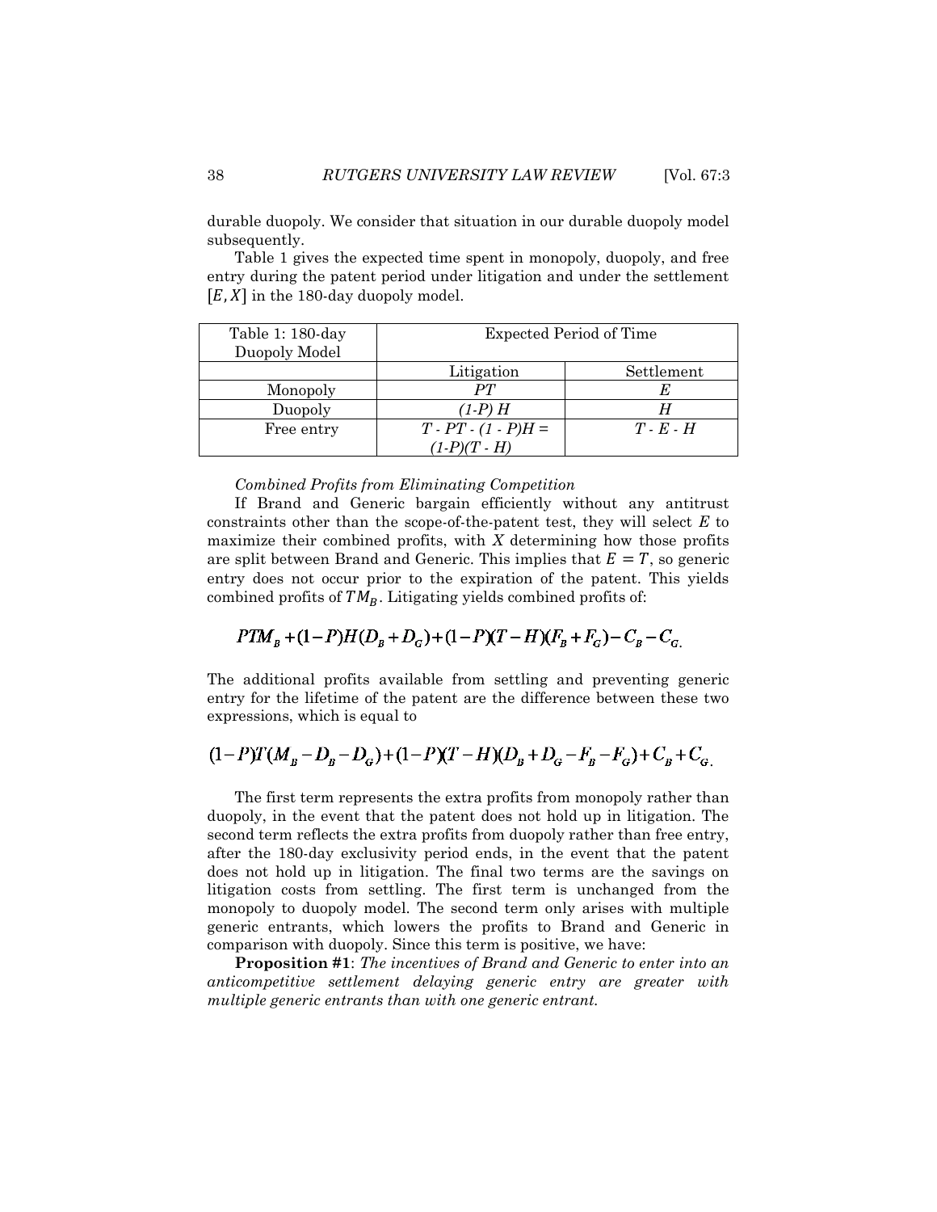durable duopoly. We consider that situation in our durable duopoly model subsequently.

Table 1 gives the expected time spent in monopoly, duopoly, and free entry during the patent period under litigation and under the settlement $[E, X]$ in the 180-day duopoly model.

| Table 1: 180-day Duopoly Model | Expected Period of Time | |
|---|---|---|
| | Litigation | Settlement |
| Monopoly | $PT$ | $E$ |
| Duopoly | $(1\text{-}P)\,H$ | $H$ |
| Free entry | $T - PT - (1 - P)H = (1\text{-}P)(T - H)$ | $T - E - H$ |

*Combined Profits from Eliminating Competition*

If Brand and Generic bargain efficiently without any antitrust constraints other than the scope-of-the-patent test, they will select $E$ to maximize their combined profits, with $X$ determining how those profits are split between Brand and Generic. This implies that $E = T$, so generic entry does not occur prior to the expiration of the patent. This yields combined profits of $TM_B$. Litigating yields combined profits of:

$$PTM_B + (1-P)H(D_B + D_G) + (1-P)(T-H)(F_B + F_G) - C_B - C_G.$$

The additional profits available from settling and preventing generic entry for the lifetime of the patent are the difference between these two expressions, which is equal to

$$(1-P)T(M_B - D_B - D_G) + (1-P)(T-H)(D_B + D_G - F_B - F_G) + C_B + C_G.$$

The first term represents the extra profits from monopoly rather than duopoly, in the event that the patent does not hold up in litigation. The second term reflects the extra profits from duopoly rather than free entry, after the 180-day exclusivity period ends, in the event that the patent does not hold up in litigation. The final two terms are the savings on litigation costs from settling. The first term is unchanged from the monopoly to duopoly model. The second term only arises with multiple generic entrants, which lowers the profits to Brand and Generic in comparison with duopoly. Since this term is positive, we have:

**Proposition #1**: *The incentives of Brand and Generic to enter into an anticompetitive settlement delaying generic entry are greater with multiple generic entrants than with one generic entrant.*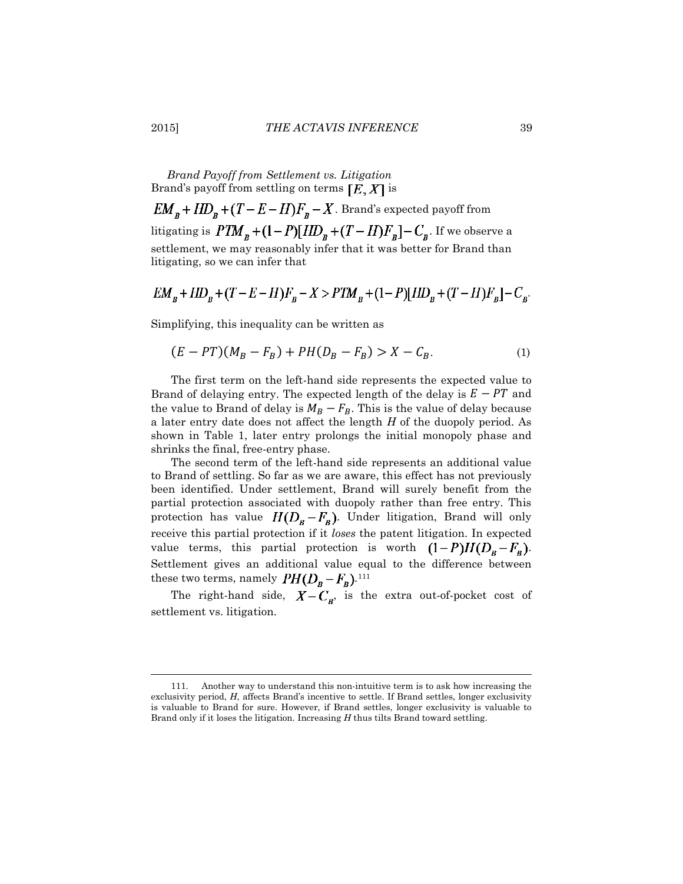*Brand Payoff from Settlement vs. Litigation*

Brand's payoff from settling on terms $[E, X]$ is $EM_B + HD_B + (T - E - H)F_B - X$. Brand's expected payoff from litigating is $PTM_B + (1-P)[HD_B + (T-H)F_B] - C_B$. If we observe a settlement, we may reasonably infer that it was better for Brand than litigating, so we can infer that

$$EM_B + HD_B + (T - E - H)F_B - X > PTM_B + (1-P)[HD_B + (T-H)F_B] - C_B.$$

Simplifying, this inequality can be written as

$$(E - PT)(M_B - F_B) + PH(D_B - F_B) > X - C_B. \tag{1}$$

The first term on the left-hand side represents the expected value to Brand of delaying entry. The expected length of the delay is $E - PT$ and the value to Brand of delay is $M_B - F_B$. This is the value of delay because a later entry date does not affect the length $H$ of the duopoly period. As shown in Table 1, later entry prolongs the initial monopoly phase and shrinks the final, free-entry phase.

The second term of the left-hand side represents an additional value to Brand of settling. So far as we are aware, this effect has not previously been identified. Under settlement, Brand will surely benefit from the partial protection associated with duopoly rather than free entry. This protection has value $H(D_B - F_B)$. Under litigation, Brand will only receive this partial protection if it *loses* the patent litigation. In expected value terms, this partial protection is worth $(1-P)H(D_B - F_B)$. Settlement gives an additional value equal to the difference between these two terms, namely $PH(D_B - F_B)$.[111]

The right-hand side, $X - C_B$, is the extra out-of-pocket cost of settlement vs. litigation.

---

111. Another way to understand this non-intuitive term is to ask how increasing the exclusivity period, *H*, affects Brand's incentive to settle. If Brand settles, longer exclusivity is valuable to Brand for sure. However, if Brand settles, longer exclusivity is valuable to Brand only if it loses the litigation. Increasing *H* thus tilts Brand toward settling.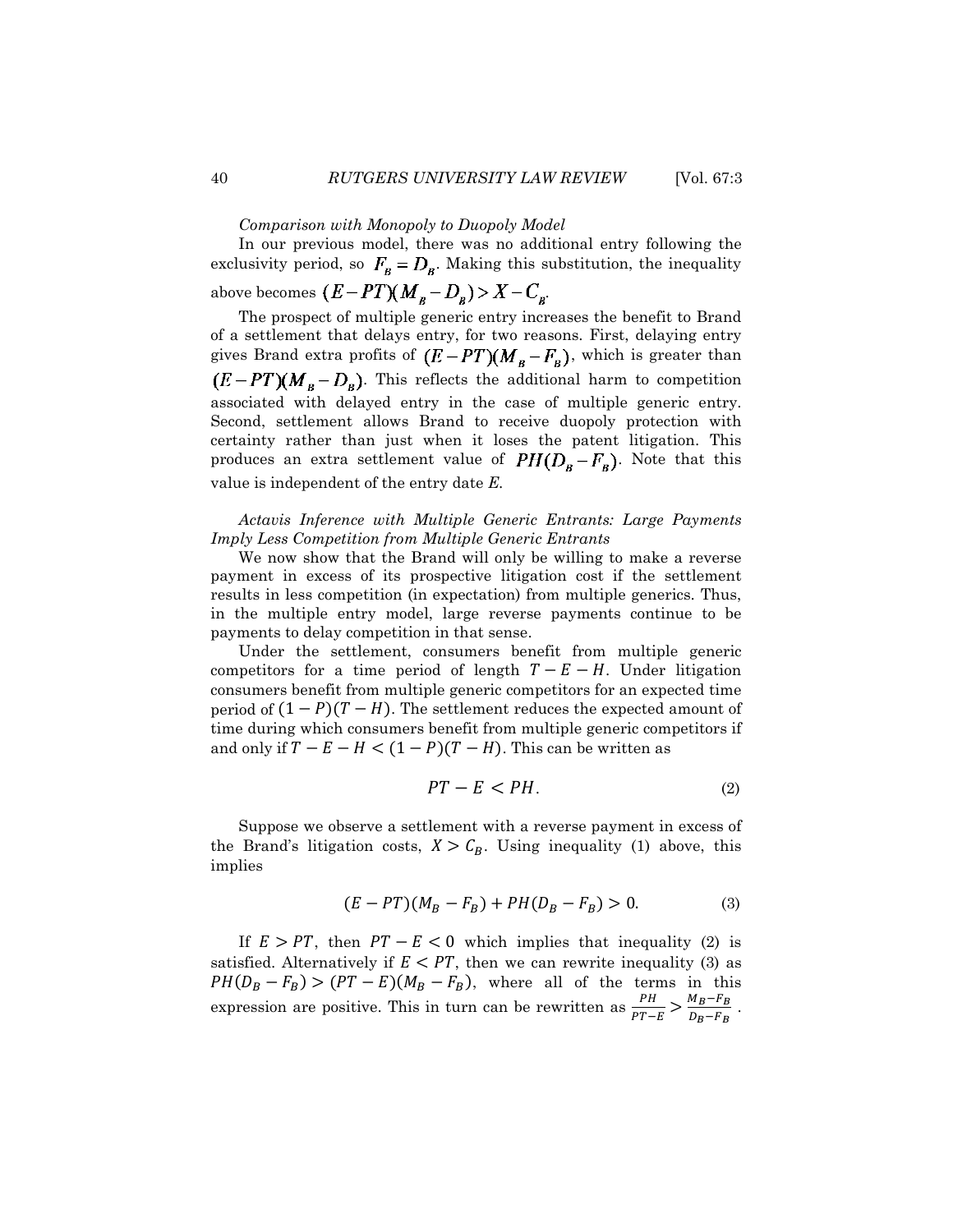*Comparison with Monopoly to Duopoly Model*

In our previous model, there was no additional entry following the exclusivity period, so $F_B = D_B$. Making this substitution, the inequality above becomes $(E - PT)(M_B - D_B) > X - C_B$.

The prospect of multiple generic entry increases the benefit to Brand of a settlement that delays entry, for two reasons. First, delaying entry gives Brand extra profits of $(E - PT)(M_B - F_B)$, which is greater than $(E - PT)(M_B - D_B)$. This reflects the additional harm to competition associated with delayed entry in the case of multiple generic entry. Second, settlement allows Brand to receive duopoly protection with certainty rather than just when it loses the patent litigation. This produces an extra settlement value of $PH(D_B - F_B)$. Note that this value is independent of the entry date $E$.

*Actavis Inference with Multiple Generic Entrants: Large Payments Imply Less Competition from Multiple Generic Entrants*

We now show that the Brand will only be willing to make a reverse payment in excess of its prospective litigation cost if the settlement results in less competition (in expectation) from multiple generics. Thus, in the multiple entry model, large reverse payments continue to be payments to delay competition in that sense.

Under the settlement, consumers benefit from multiple generic competitors for a time period of length $T - E - H$. Under litigation consumers benefit from multiple generic competitors for an expected time period of $(1 - P)(T - H)$. The settlement reduces the expected amount of time during which consumers benefit from multiple generic competitors if and only if $T - E - H < (1 - P)(T - H)$. This can be written as

$$PT - E < PH. \tag{2}$$

Suppose we observe a settlement with a reverse payment in excess of the Brand's litigation costs, $X > C_B$. Using inequality (1) above, this implies

$$(E - PT)(M_B - F_B) + PH(D_B - F_B) > 0. \tag{3}$$

If $E > PT$, then $PT - E < 0$ which implies that inequality (2) is satisfied. Alternatively if $E < PT$, then we can rewrite inequality (3) as $PH(D_B - F_B) > (PT - E)(M_B - F_B)$, where all of the terms in this expression are positive. This in turn can be rewritten as $\frac{PH}{PT - E} > \frac{M_B - F_B}{D_B - F_B}$.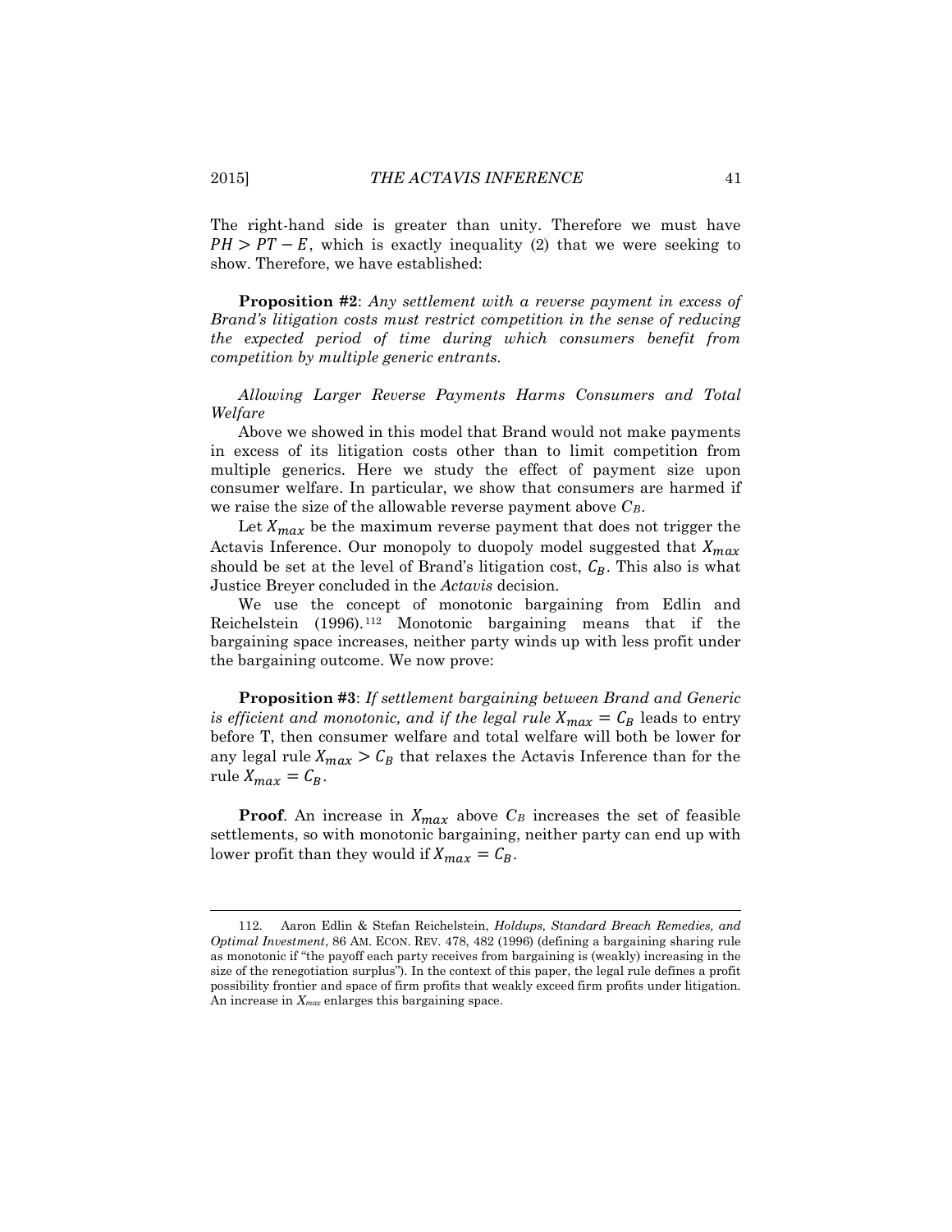The right-hand side is greater than unity. Therefore we must have $PH > PT - E$, which is exactly inequality (2) that we were seeking to show. Therefore, we have established:

**Proposition #2**: *Any settlement with a reverse payment in excess of Brand's litigation costs must restrict competition in the sense of reducing the expected period of time during which consumers benefit from competition by multiple generic entrants.*

*Allowing Larger Reverse Payments Harms Consumers and Total Welfare*

Above we showed in this model that Brand would not make payments in excess of its litigation costs other than to limit competition from multiple generics. Here we study the effect of payment size upon consumer welfare. In particular, we show that consumers are harmed if we raise the size of the allowable reverse payment above $C_B$.

Let $X_{max}$ be the maximum reverse payment that does not trigger the Actavis Inference. Our monopoly to duopoly model suggested that $X_{max}$ should be set at the level of Brand's litigation cost, $C_B$. This also is what Justice Breyer concluded in the *Actavis* decision.

We use the concept of monotonic bargaining from Edlin and Reichelstein (1996).[112] Monotonic bargaining means that if the bargaining space increases, neither party winds up with less profit under the bargaining outcome. We now prove:

**Proposition #3**: *If settlement bargaining between Brand and Generic is efficient and monotonic, and if the legal rule $X_{max} = C_B$ leads to entry before T, then consumer welfare and total welfare will both be lower for any legal rule $X_{max} > C_B$ that relaxes the Actavis Inference than for the rule $X_{max} = C_B$.*

**Proof**. An increase in $X_{max}$ above $C_B$ increases the set of feasible settlements, so with monotonic bargaining, neither party can end up with lower profit than they would if $X_{max} = C_B$.

---

112. Aaron Edlin & Stefan Reichelstein, *Holdups, Standard Breach Remedies, and Optimal Investment*, 86 AM. ECON. REV. 478, 482 (1996) (defining a bargaining sharing rule as monotonic if "the payoff each party receives from bargaining is (weakly) increasing in the size of the renegotiation surplus"). In the context of this paper, the legal rule defines a profit possibility frontier and space of firm profits that weakly exceed firm profits under litigation. An increase in $X_{max}$ enlarges this bargaining space.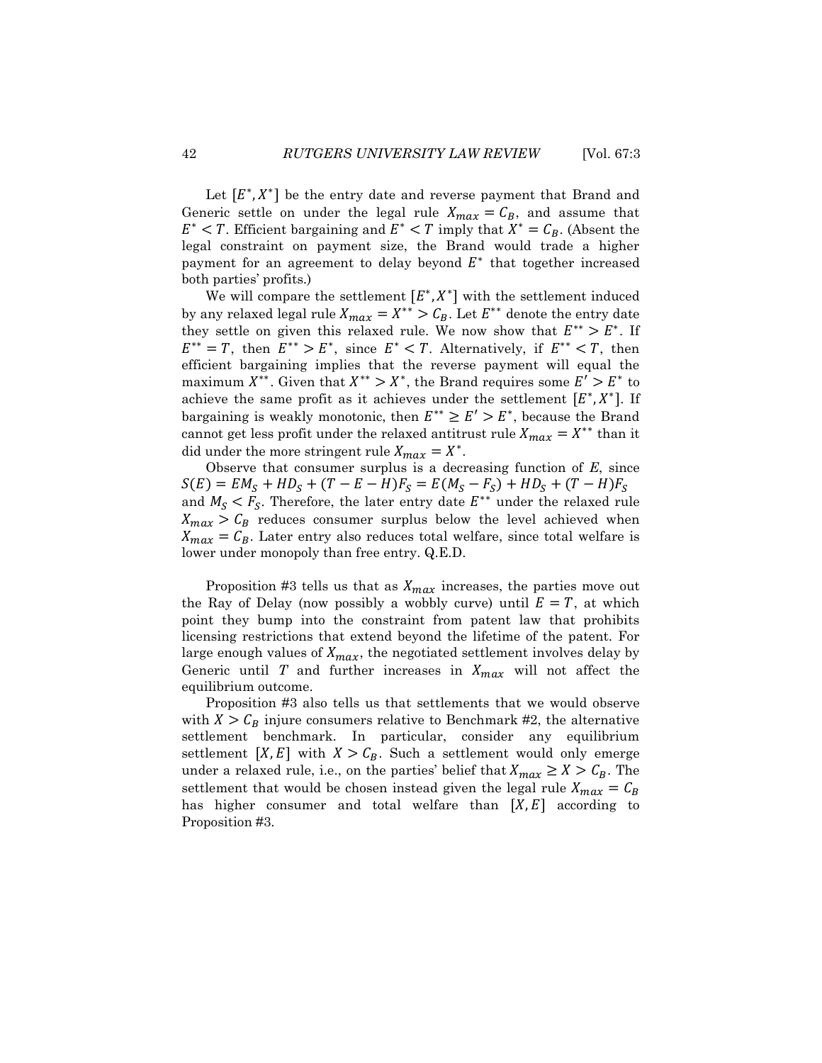Let $[E^*, X^*]$ be the entry date and reverse payment that Brand and Generic settle on under the legal rule $X_{max} = C_B$, and assume that $E^* < T$. Efficient bargaining and $E^* < T$ imply that $X^* = C_B$. (Absent the legal constraint on payment size, the Brand would trade a higher payment for an agreement to delay beyond $E^*$ that together increased both parties' profits.)

We will compare the settlement $[E^*, X^*]$ with the settlement induced by any relaxed legal rule $X_{max} = X^{**} > C_B$. Let $E^{**}$ denote the entry date they settle on given this relaxed rule. We now show that $E^{**} > E^*$. If $E^{**} = T$, then $E^{**} > E^*$, since $E^* < T$. Alternatively, if $E^{**} < T$, then efficient bargaining implies that the reverse payment will equal the maximum $X^{**}$. Given that $X^{**} > X^*$, the Brand requires some $E' > E^*$ to achieve the same profit as it achieves under the settlement $[E^*, X^*]$. If bargaining is weakly monotonic, then $E^{**} \geq E' > E^*$, because the Brand cannot get less profit under the relaxed antitrust rule $X_{max} = X^{**}$ than it did under the more stringent rule $X_{max} = X^*$.

Observe that consumer surplus is a decreasing function of $E$, since $S(E) = EM_S + HD_S + (T - E - H)F_S = E(M_S - F_S) + HD_S + (T - H)F_S$ and $M_S < F_S$. Therefore, the later entry date $E^{**}$ under the relaxed rule $X_{max} > C_B$ reduces consumer surplus below the level achieved when $X_{max} = C_B$. Later entry also reduces total welfare, since total welfare is lower under monopoly than free entry. Q.E.D.

Proposition #3 tells us that as $X_{max}$ increases, the parties move out the Ray of Delay (now possibly a wobbly curve) until $E = T$, at which point they bump into the constraint from patent law that prohibits licensing restrictions that extend beyond the lifetime of the patent. For large enough values of $X_{max}$, the negotiated settlement involves delay by Generic until $T$ and further increases in $X_{max}$ will not affect the equilibrium outcome.

Proposition #3 also tells us that settlements that we would observe with $X > C_B$ injure consumers relative to Benchmark #2, the alternative settlement benchmark. In particular, consider any equilibrium settlement $[X, E]$ with $X > C_B$. Such a settlement would only emerge under a relaxed rule, i.e., on the parties' belief that $X_{max} \geq X > C_B$. The settlement that would be chosen instead given the legal rule $X_{max} = C_B$ has higher consumer and total welfare than $[X, E]$ according to Proposition #3.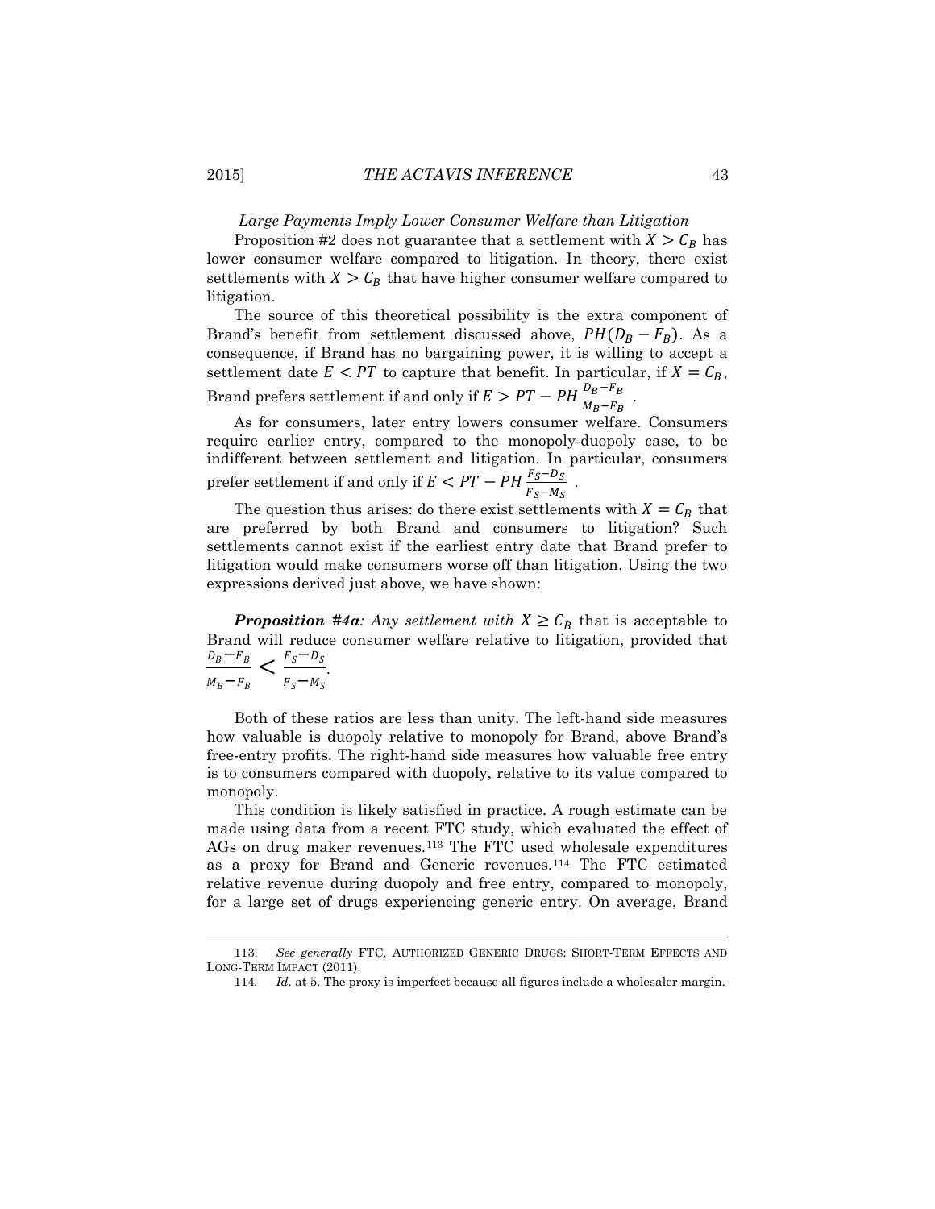*Large Payments Imply Lower Consumer Welfare than Litigation*

Proposition #2 does not guarantee that a settlement with $X > C_B$ has lower consumer welfare compared to litigation. In theory, there exist settlements with $X > C_B$ that have higher consumer welfare compared to litigation.

The source of this theoretical possibility is the extra component of Brand's benefit from settlement discussed above, $PH(D_B - F_B)$. As a consequence, if Brand has no bargaining power, it is willing to accept a settlement date $E < PT$ to capture that benefit. In particular, if $X = C_B$, Brand prefers settlement if and only if $E > PT - PH\frac{D_B - F_B}{M_B - F_B}$ .

As for consumers, later entry lowers consumer welfare. Consumers require earlier entry, compared to the monopoly-duopoly case, to be indifferent between settlement and litigation. In particular, consumers prefer settlement if and only if $E < PT - PH\frac{F_S - D_S}{F_S - M_S}$ .

The question thus arises: do there exist settlements with $X = C_B$ that are preferred by both Brand and consumers to litigation? Such settlements cannot exist if the earliest entry date that Brand prefer to litigation would make consumers worse off than litigation. Using the two expressions derived just above, we have shown:

***Proposition #4a****: Any settlement with* $X \geq C_B$ that is acceptable to Brand will reduce consumer welfare relative to litigation, provided that $\frac{D_B - F_B}{M_B - F_B} < \frac{F_S - D_S}{F_S - M_S}$.

Both of these ratios are less than unity. The left-hand side measures how valuable is duopoly relative to monopoly for Brand, above Brand's free-entry profits. The right-hand side measures how valuable free entry is to consumers compared with duopoly, relative to its value compared to monopoly.

This condition is likely satisfied in practice. A rough estimate can be made using data from a recent FTC study, which evaluated the effect of AGs on drug maker revenues.[113] The FTC used wholesale expenditures as a proxy for Brand and Generic revenues.[114] The FTC estimated relative revenue during duopoly and free entry, compared to monopoly, for a large set of drugs experiencing generic entry. On average, Brand

113. *See generally* FTC, AUTHORIZED GENERIC DRUGS: SHORT-TERM EFFECTS AND LONG-TERM IMPACT (2011).

114. *Id*. at 5. The proxy is imperfect because all figures include a wholesaler margin.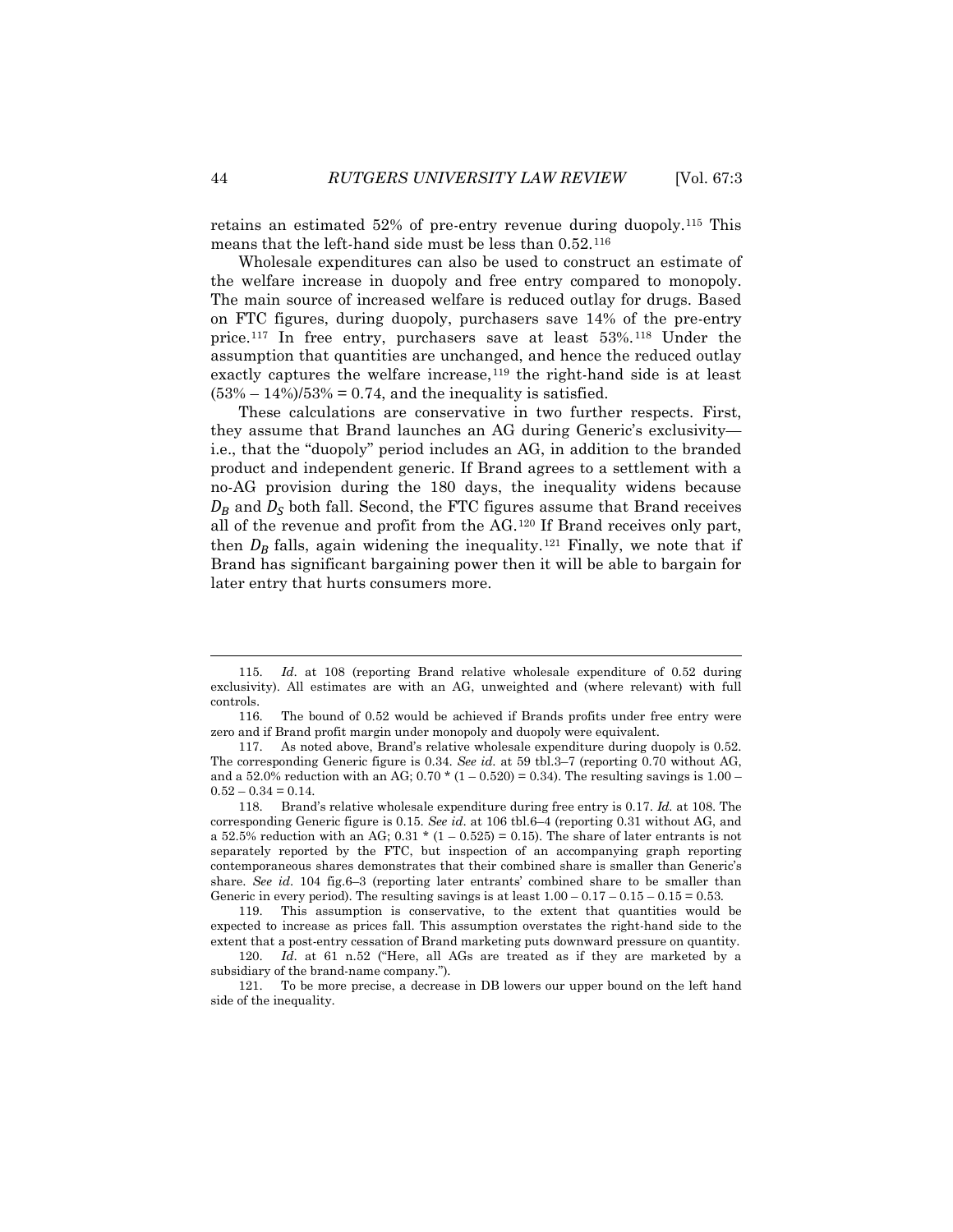retains an estimated 52% of pre-entry revenue during duopoly.[115] This means that the left-hand side must be less than 0.52.[116]

Wholesale expenditures can also be used to construct an estimate of the welfare increase in duopoly and free entry compared to monopoly. The main source of increased welfare is reduced outlay for drugs. Based on FTC figures, during duopoly, purchasers save 14% of the pre-entry price.[117] In free entry, purchasers save at least 53%.[118] Under the assumption that quantities are unchanged, and hence the reduced outlay exactly captures the welfare increase,[119] the right-hand side is at least (53% – 14%)/53% = 0.74, and the inequality is satisfied.

These calculations are conservative in two further respects. First, they assume that Brand launches an AG during Generic's exclusivity—i.e., that the "duopoly" period includes an AG, in addition to the branded product and independent generic. If Brand agrees to a settlement with a no-AG provision during the 180 days, the inequality widens because $D_B$ and $D_S$ both fall. Second, the FTC figures assume that Brand receives all of the revenue and profit from the AG.[120] If Brand receives only part, then $D_B$ falls, again widening the inequality.[121] Finally, we note that if Brand has significant bargaining power then it will be able to bargain for later entry that hurts consumers more.

---

115. *Id.* at 108 (reporting Brand relative wholesale expenditure of 0.52 during exclusivity). All estimates are with an AG, unweighted and (where relevant) with full controls.

116. The bound of 0.52 would be achieved if Brands profits under free entry were zero and if Brand profit margin under monopoly and duopoly were equivalent.

117. As noted above, Brand's relative wholesale expenditure during duopoly is 0.52. The corresponding Generic figure is 0.34. *See id.* at 59 tbl.3–7 (reporting 0.70 without AG, and a 52.0% reduction with an AG; 0.70 * (1 – 0.520) = 0.34). The resulting savings is 1.00 – 0.52 – 0.34 = 0.14.

118. Brand's relative wholesale expenditure during free entry is 0.17. *Id.* at 108. The corresponding Generic figure is 0.15. *See id.* at 106 tbl.6–4 (reporting 0.31 without AG, and a 52.5% reduction with an AG; 0.31 * (1 – 0.525) = 0.15). The share of later entrants is not separately reported by the FTC, but inspection of an accompanying graph reporting contemporaneous shares demonstrates that their combined share is smaller than Generic's share. *See id.* 104 fig.6–3 (reporting later entrants' combined share to be smaller than Generic in every period). The resulting savings is at least 1.00 – 0.17 – 0.15 – 0.15 = 0.53.

119. This assumption is conservative, to the extent that quantities would be expected to increase as prices fall. This assumption overstates the right-hand side to the extent that a post-entry cessation of Brand marketing puts downward pressure on quantity.

120. *Id.* at 61 n.52 ("Here, all AGs are treated as if they are marketed by a subsidiary of the brand-name company.").

121. To be more precise, a decrease in DB lowers our upper bound on the left hand side of the inequality.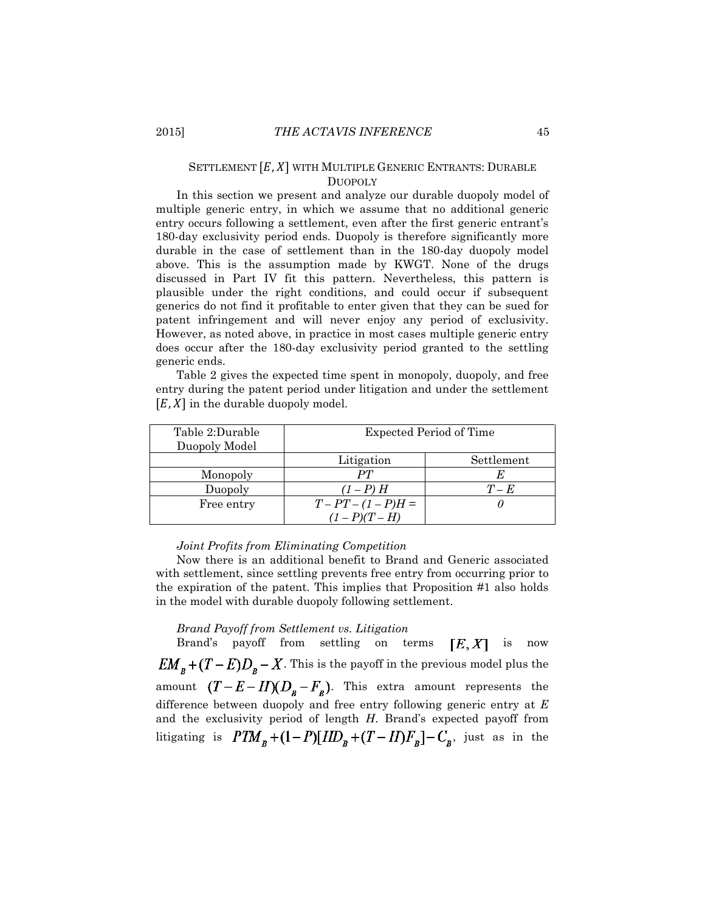## SETTLEMENT $[E, X]$ WITH MULTIPLE GENERIC ENTRANTS: DURABLE DUOPOLY

In this section we present and analyze our durable duopoly model of multiple generic entry, in which we assume that no additional generic entry occurs following a settlement, even after the first generic entrant's 180-day exclusivity period ends. Duopoly is therefore significantly more durable in the case of settlement than in the 180-day duopoly model above. This is the assumption made by KWGT. None of the drugs discussed in Part IV fit this pattern. Nevertheless, this pattern is plausible under the right conditions, and could occur if subsequent generics do not find it profitable to enter given that they can be sued for patent infringement and will never enjoy any period of exclusivity. However, as noted above, in practice in most cases multiple generic entry does occur after the 180-day exclusivity period granted to the settling generic ends.

Table 2 gives the expected time spent in monopoly, duopoly, and free entry during the patent period under litigation and under the settlement $[E, X]$ in the durable duopoly model.

| Table 2:Durable Duopoly Model | Expected Period of Time | |
|---|---|---|
| | Litigation | Settlement |
| Monopoly | $PT$ | $E$ |
| Duopoly | $(1 - P) H$ | $T - E$ |
| Free entry | $T - PT - (1 - P)H = (1 - P)(T - H)$ | $0$ |

*Joint Profits from Eliminating Competition*

Now there is an additional benefit to Brand and Generic associated with settlement, since settling prevents free entry from occurring prior to the expiration of the patent. This implies that Proposition #1 also holds in the model with durable duopoly following settlement.

*Brand Payoff from Settlement vs. Litigation*

Brand's payoff from settling on terms $[E, X]$ is now $EM_B + (T - E)D_B - X$. This is the payoff in the previous model plus the amount $(T - E - H)(D_B - F_B)$. This extra amount represents the difference between duopoly and free entry following generic entry at $E$ and the exclusivity period of length $H$. Brand's expected payoff from litigating is $PTM_B + (1 - P)[HD_B + (T - H)F_B] - C_B$, just as in the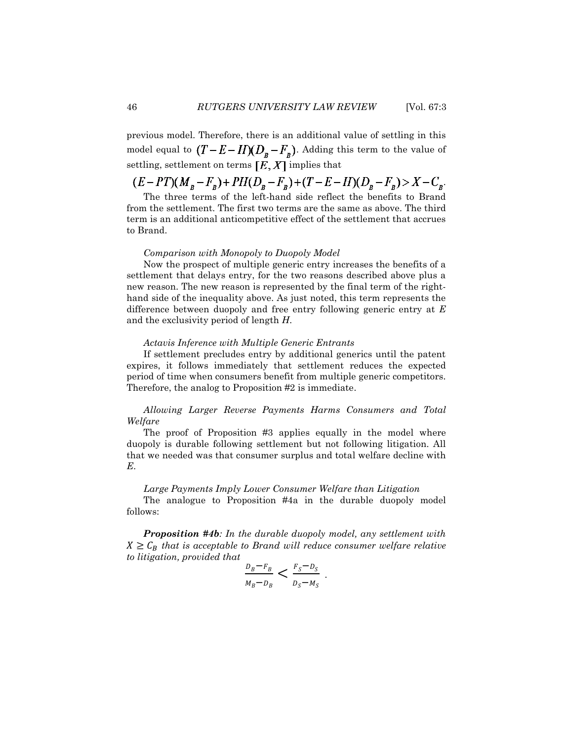previous model. Therefore, there is an additional value of settling in this model equal to $(T-E-H)(D_B-F_B)$. Adding this term to the value of settling, settlement on terms $[E, X]$ implies that

$$(E-PT)(M_B-F_B)+PH(D_B-F_B)+(T-E-H)(D_B-F_B)>X-C_B.$$

The three terms of the left-hand side reflect the benefits to Brand from the settlement. The first two terms are the same as above. The third term is an additional anticompetitive effect of the settlement that accrues to Brand.

*Comparison with Monopoly to Duopoly Model*

Now the prospect of multiple generic entry increases the benefits of a settlement that delays entry, for the two reasons described above plus a new reason. The new reason is represented by the final term of the right-hand side of the inequality above. As just noted, this term represents the difference between duopoly and free entry following generic entry at *E* and the exclusivity period of length *H*.

*Actavis Inference with Multiple Generic Entrants*

If settlement precludes entry by additional generics until the patent expires, it follows immediately that settlement reduces the expected period of time when consumers benefit from multiple generic competitors. Therefore, the analog to Proposition #2 is immediate.

*Allowing Larger Reverse Payments Harms Consumers and Total Welfare*

The proof of Proposition #3 applies equally in the model where duopoly is durable following settlement but not following litigation. All that we needed was that consumer surplus and total welfare decline with *E*.

*Large Payments Imply Lower Consumer Welfare than Litigation*

The analogue to Proposition #4a in the durable duopoly model follows:

***Proposition #4b****: In the durable duopoly model, any settlement with $X \geq C_B$ that is acceptable to Brand will reduce consumer welfare relative to litigation, provided that*

$$\frac{D_B-F_B}{M_B-D_B} < \frac{F_S-D_S}{D_S-M_S}.$$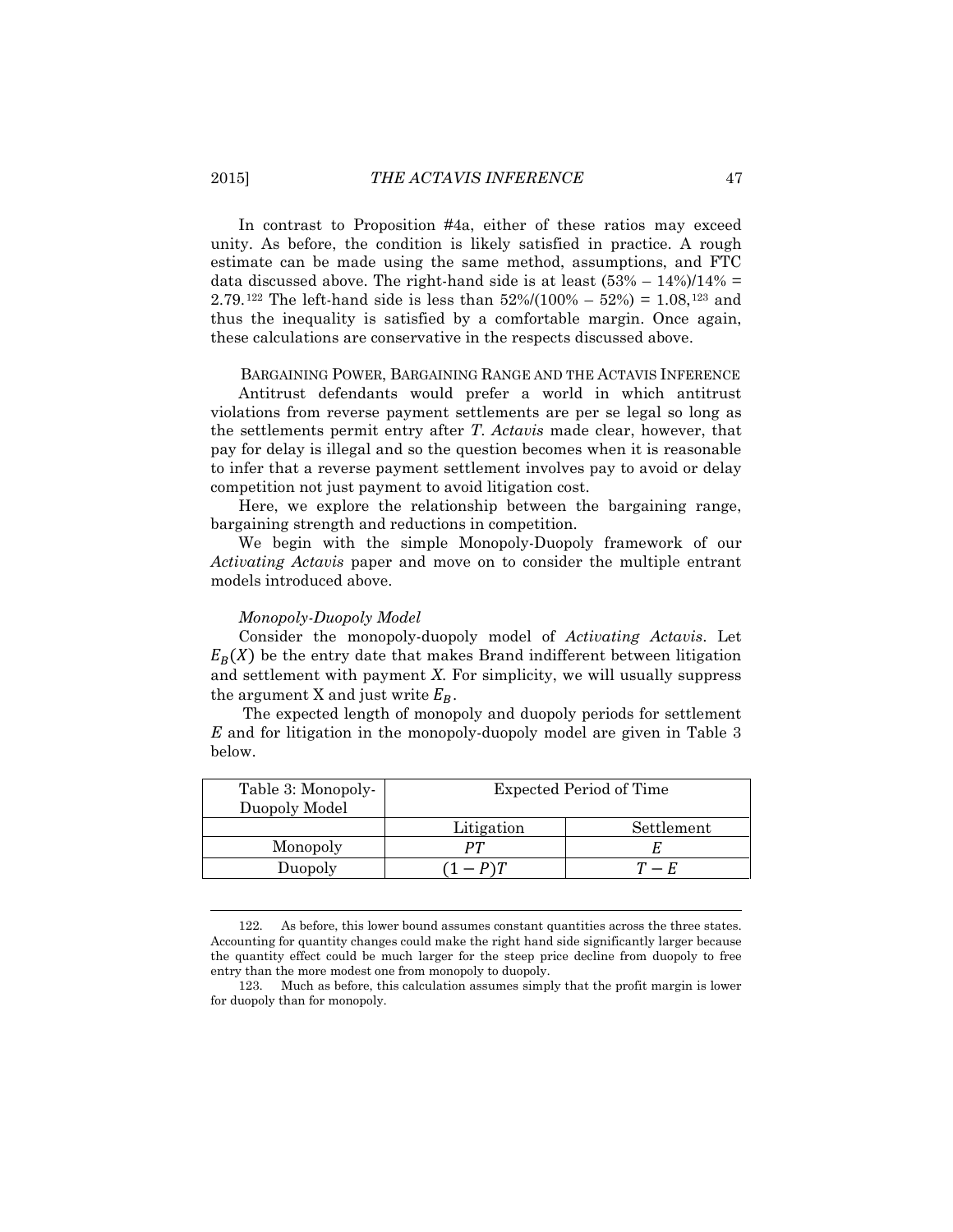In contrast to Proposition #4a, either of these ratios may exceed unity. As before, the condition is likely satisfied in practice. A rough estimate can be made using the same method, assumptions, and FTC data discussed above. The right-hand side is at least (53% – 14%)/14% = 2.79.[122] The left-hand side is less than 52%/(100% – 52%) = 1.08,[123] and thus the inequality is satisfied by a comfortable margin. Once again, these calculations are conservative in the respects discussed above.

## BARGAINING POWER, BARGAINING RANGE AND THE ACTAVIS INFERENCE

Antitrust defendants would prefer a world in which antitrust violations from reverse payment settlements are per se legal so long as the settlements permit entry after *T. Actavis* made clear, however, that pay for delay is illegal and so the question becomes when it is reasonable to infer that a reverse payment settlement involves pay to avoid or delay competition not just payment to avoid litigation cost.

Here, we explore the relationship between the bargaining range, bargaining strength and reductions in competition.

We begin with the simple Monopoly-Duopoly framework of our *Activating Actavis* paper and move on to consider the multiple entrant models introduced above.

### *Monopoly-Duopoly Model*

Consider the monopoly-duopoly model of *Activating Actavis*. Let $E_B(X)$ be the entry date that makes Brand indifferent between litigation and settlement with payment *X*. For simplicity, we will usually suppress the argument X and just write $E_B$.

The expected length of monopoly and duopoly periods for settlement $E$ and for litigation in the monopoly-duopoly model are given in Table 3 below.

| Table 3: Monopoly-Duopoly Model | Expected Period of Time | |
|---|---|---|
| | Litigation | Settlement |
| Monopoly | $PT$ | $E$ |
| Duopoly | $(1-P)T$ | $T-E$ |

---

122. As before, this lower bound assumes constant quantities across the three states. Accounting for quantity changes could make the right hand side significantly larger because the quantity effect could be much larger for the steep price decline from duopoly to free entry than the more modest one from monopoly to duopoly.

123. Much as before, this calculation assumes simply that the profit margin is lower for duopoly than for monopoly.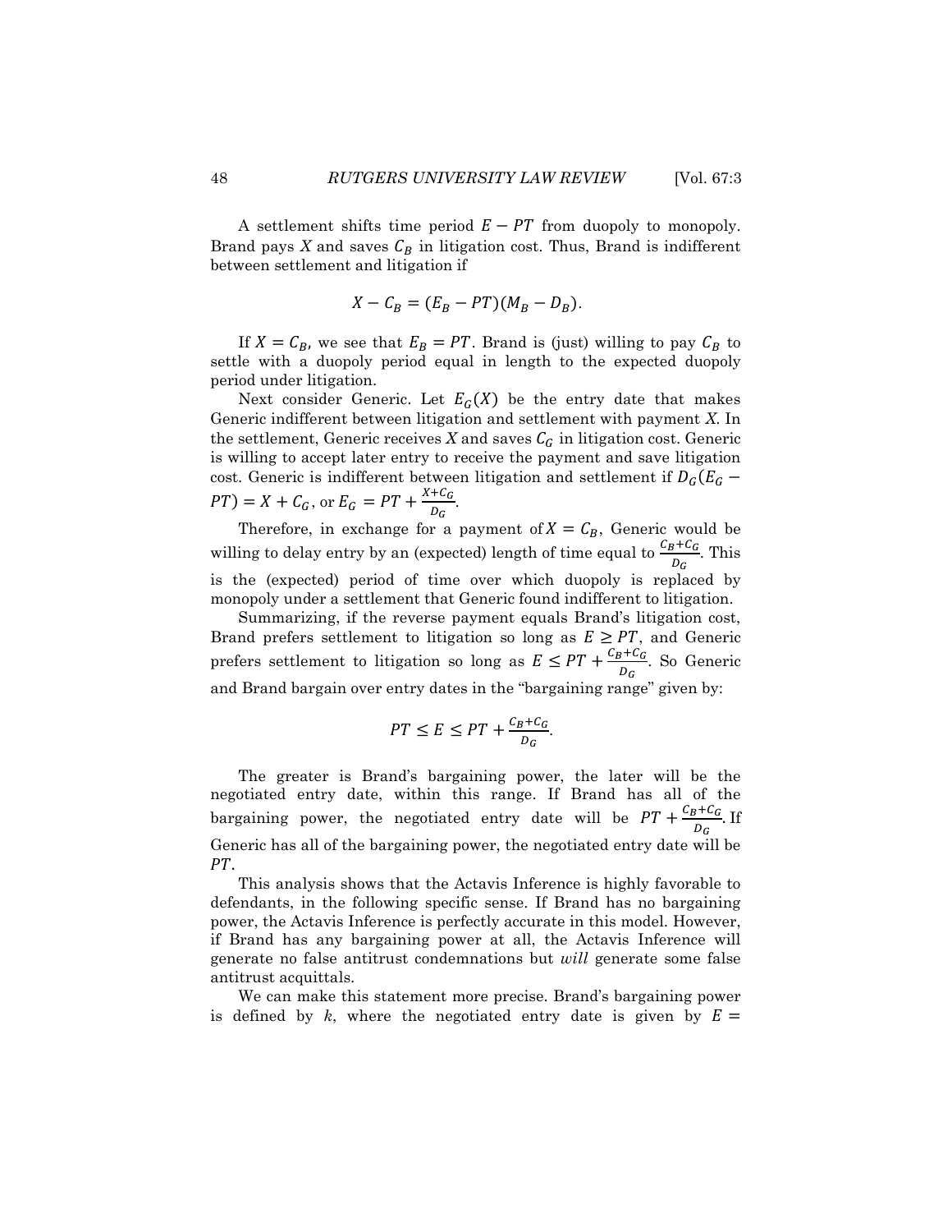A settlement shifts time period $E - PT$ from duopoly to monopoly. Brand pays $X$ and saves $C_B$ in litigation cost. Thus, Brand is indifferent between settlement and litigation if

$$X - C_B = (E_B - PT)(M_B - D_B).$$

If $X = C_B$, we see that $E_B = PT$. Brand is (just) willing to pay $C_B$ to settle with a duopoly period equal in length to the expected duopoly period under litigation.

Next consider Generic. Let $E_G(X)$ be the entry date that makes Generic indifferent between litigation and settlement with payment $X$. In the settlement, Generic receives $X$ and saves $C_G$ in litigation cost. Generic is willing to accept later entry to receive the payment and save litigation cost. Generic is indifferent between litigation and settlement if $D_G(E_G - PT) = X + C_G$, or $E_G = PT + \frac{X + C_G}{D_G}$.

Therefore, in exchange for a payment of $X = C_B$, Generic would be willing to delay entry by an (expected) length of time equal to $\frac{C_B + C_G}{D_G}$. This is the (expected) period of time over which duopoly is replaced by monopoly under a settlement that Generic found indifferent to litigation.

Summarizing, if the reverse payment equals Brand's litigation cost, Brand prefers settlement to litigation so long as $E \geq PT$, and Generic prefers settlement to litigation so long as $E \leq PT + \frac{C_B + C_G}{D_G}$. So Generic and Brand bargain over entry dates in the "bargaining range" given by:

$$PT \leq E \leq PT + \frac{C_B + C_G}{D_G}.$$

The greater is Brand's bargaining power, the later will be the negotiated entry date, within this range. If Brand has all of the bargaining power, the negotiated entry date will be $PT + \frac{C_B + C_G}{D_G}$. If Generic has all of the bargaining power, the negotiated entry date will be $PT$.

This analysis shows that the Actavis Inference is highly favorable to defendants, in the following specific sense. If Brand has no bargaining power, the Actavis Inference is perfectly accurate in this model. However, if Brand has any bargaining power at all, the Actavis Inference will generate no false antitrust condemnations but *will* generate some false antitrust acquittals.

We can make this statement more precise. Brand's bargaining power is defined by $k$, where the negotiated entry date is given by $E =$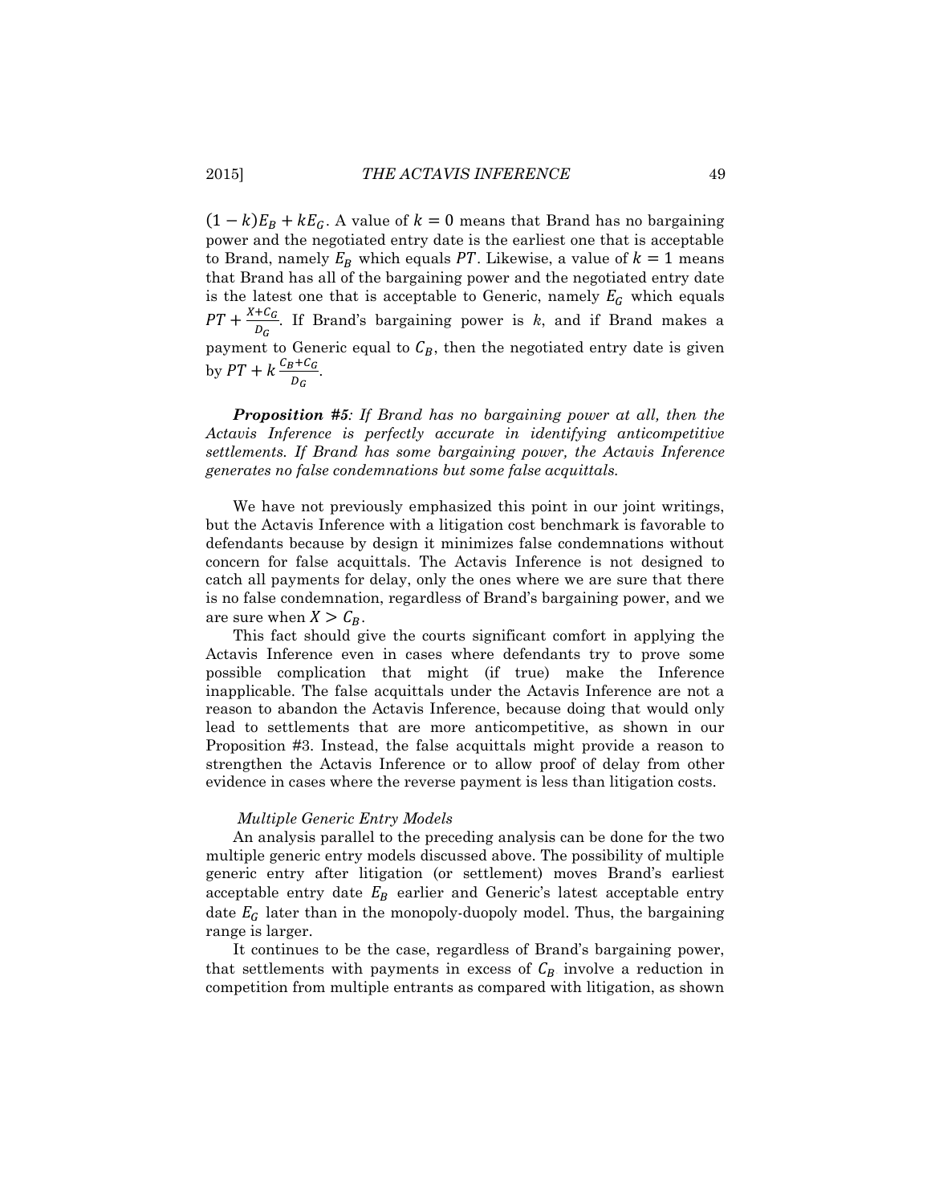$(1-k)E_B + kE_G$. A value of $k = 0$ means that Brand has no bargaining power and the negotiated entry date is the earliest one that is acceptable to Brand, namely $E_B$ which equals $PT$. Likewise, a value of $k = 1$ means that Brand has all of the bargaining power and the negotiated entry date is the latest one that is acceptable to Generic, namely $E_G$ which equals $PT + \frac{X+C_G}{D_G}$. If Brand's bargaining power is $k$, and if Brand makes a payment to Generic equal to $C_B$, then the negotiated entry date is given by $PT + k\frac{C_B+C_G}{D_G}$.

***Proposition #5****: If Brand has no bargaining power at all, then the Actavis Inference is perfectly accurate in identifying anticompetitive settlements. If Brand has some bargaining power, the Actavis Inference generates no false condemnations but some false acquittals.*

We have not previously emphasized this point in our joint writings, but the Actavis Inference with a litigation cost benchmark is favorable to defendants because by design it minimizes false condemnations without concern for false acquittals. The Actavis Inference is not designed to catch all payments for delay, only the ones where we are sure that there is no false condemnation, regardless of Brand's bargaining power, and we are sure when $X > C_B$.

This fact should give the courts significant comfort in applying the Actavis Inference even in cases where defendants try to prove some possible complication that might (if true) make the Inference inapplicable. The false acquittals under the Actavis Inference are not a reason to abandon the Actavis Inference, because doing that would only lead to settlements that are more anticompetitive, as shown in our Proposition #3. Instead, the false acquittals might provide a reason to strengthen the Actavis Inference or to allow proof of delay from other evidence in cases where the reverse payment is less than litigation costs.

*Multiple Generic Entry Models*

An analysis parallel to the preceding analysis can be done for the two multiple generic entry models discussed above. The possibility of multiple generic entry after litigation (or settlement) moves Brand's earliest acceptable entry date $E_B$ earlier and Generic's latest acceptable entry date $E_G$ later than in the monopoly-duopoly model. Thus, the bargaining range is larger.

It continues to be the case, regardless of Brand's bargaining power, that settlements with payments in excess of $C_B$ involve a reduction in competition from multiple entrants as compared with litigation, as shown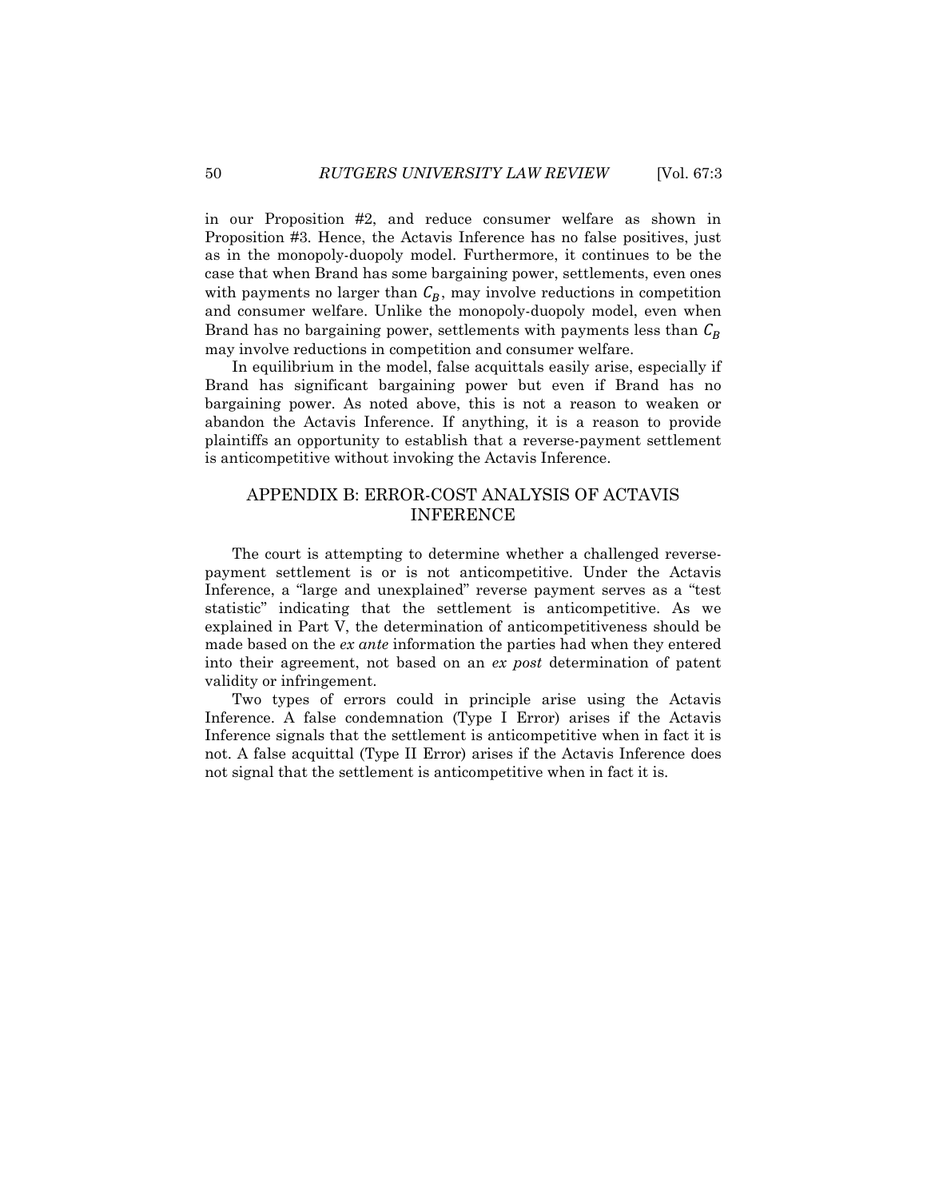in our Proposition #2, and reduce consumer welfare as shown in Proposition #3. Hence, the Actavis Inference has no false positives, just as in the monopoly-duopoly model. Furthermore, it continues to be the case that when Brand has some bargaining power, settlements, even ones with payments no larger than $C_B$, may involve reductions in competition and consumer welfare. Unlike the monopoly-duopoly model, even when Brand has no bargaining power, settlements with payments less than $C_B$ may involve reductions in competition and consumer welfare.

In equilibrium in the model, false acquittals easily arise, especially if Brand has significant bargaining power but even if Brand has no bargaining power. As noted above, this is not a reason to weaken or abandon the Actavis Inference. If anything, it is a reason to provide plaintiffs an opportunity to establish that a reverse-payment settlement is anticompetitive without invoking the Actavis Inference.

## APPENDIX B: ERROR-COST ANALYSIS OF ACTAVIS INFERENCE

The court is attempting to determine whether a challenged reverse-payment settlement is or is not anticompetitive. Under the Actavis Inference, a "large and unexplained" reverse payment serves as a "test statistic" indicating that the settlement is anticompetitive. As we explained in Part V, the determination of anticompetitiveness should be made based on the *ex ante* information the parties had when they entered into their agreement, not based on an *ex post* determination of patent validity or infringement.

Two types of errors could in principle arise using the Actavis Inference. A false condemnation (Type I Error) arises if the Actavis Inference signals that the settlement is anticompetitive when in fact it is not. A false acquittal (Type II Error) arises if the Actavis Inference does not signal that the settlement is anticompetitive when in fact it is.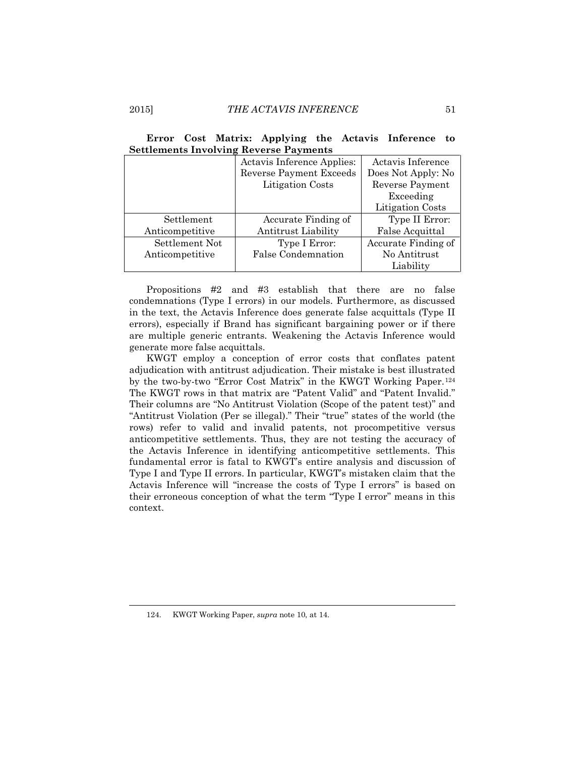**Error Cost Matrix: Applying the Actavis Inference to Settlements Involving Reverse Payments**

| | Actavis Inference Applies: Reverse Payment Exceeds Litigation Costs | Actavis Inference Does Not Apply: No Reverse Payment Exceeding Litigation Costs |
|---|---|---|
| Settlement Anticompetitive | Accurate Finding of Antitrust Liability | Type II Error: False Acquittal |
| Settlement Not Anticompetitive | Type I Error: False Condemnation | Accurate Finding of No Antitrust Liability |

Propositions #2 and #3 establish that there are no false condemnations (Type I errors) in our models. Furthermore, as discussed in the text, the Actavis Inference does generate false acquittals (Type II errors), especially if Brand has significant bargaining power or if there are multiple generic entrants. Weakening the Actavis Inference would generate more false acquittals.

KWGT employ a conception of error costs that conflates patent adjudication with antitrust adjudication. Their mistake is best illustrated by the two-by-two "Error Cost Matrix" in the KWGT Working Paper.[124] The KWGT rows in that matrix are "Patent Valid" and "Patent Invalid." Their columns are "No Antitrust Violation (Scope of the patent test)" and "Antitrust Violation (Per se illegal)." Their "true" states of the world (the rows) refer to valid and invalid patents, not procompetitive versus anticompetitive settlements. Thus, they are not testing the accuracy of the Actavis Inference in identifying anticompetitive settlements. This fundamental error is fatal to KWGT's entire analysis and discussion of Type I and Type II errors. In particular, KWGT's mistaken claim that the Actavis Inference will "increase the costs of Type I errors" is based on their erroneous conception of what the term "Type I error" means in this context.

124. KWGT Working Paper, *supra* note 10, at 14.